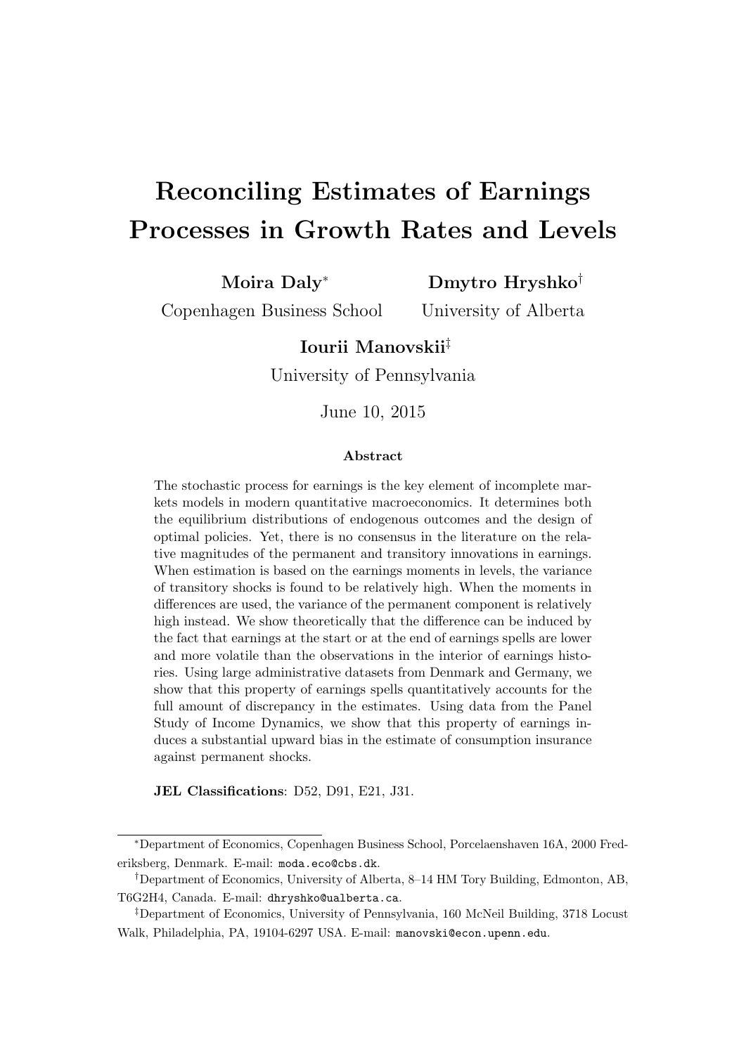# Reconciling Estimates of Earnings Processes in Growth Rates and Levels

**Moira Daly**[*]
Copenhagen Business School

**Dmytro Hryshko**[†]
University of Alberta

**Iourii Manovskii**[‡]
University of Pennsylvania

June 10, 2015

### Abstract

The stochastic process for earnings is the key element of incomplete markets models in modern quantitative macroeconomics. It determines both the equilibrium distributions of endogenous outcomes and the design of optimal policies. Yet, there is no consensus in the literature on the relative magnitudes of the permanent and transitory innovations in earnings. When estimation is based on the earnings moments in levels, the variance of transitory shocks is found to be relatively high. When the moments in differences are used, the variance of the permanent component is relatively high instead. We show theoretically that the difference can be induced by the fact that earnings at the start or at the end of earnings spells are lower and more volatile than the observations in the interior of earnings histories. Using large administrative datasets from Denmark and Germany, we show that this property of earnings spells quantitatively accounts for the full amount of discrepancy in the estimates. Using data from the Panel Study of Income Dynamics, we show that this property of earnings induces a substantial upward bias in the estimate of consumption insurance against permanent shocks.

**JEL Classifications**: D52, D91, E21, J31.

---

[*]Department of Economics, Copenhagen Business School, Porcelaenshaven 16A, 2000 Frederiksberg, Denmark. E-mail: moda.eco@cbs.dk.

[†]Department of Economics, University of Alberta, 8–14 HM Tory Building, Edmonton, AB, T6G2H4, Canada. E-mail: dhryshko@ualberta.ca.

[‡]Department of Economics, University of Pennsylvania, 160 McNeil Building, 3718 Locust Walk, Philadelphia, PA, 19104-6297 USA. E-mail: manovski@econ.upenn.edu.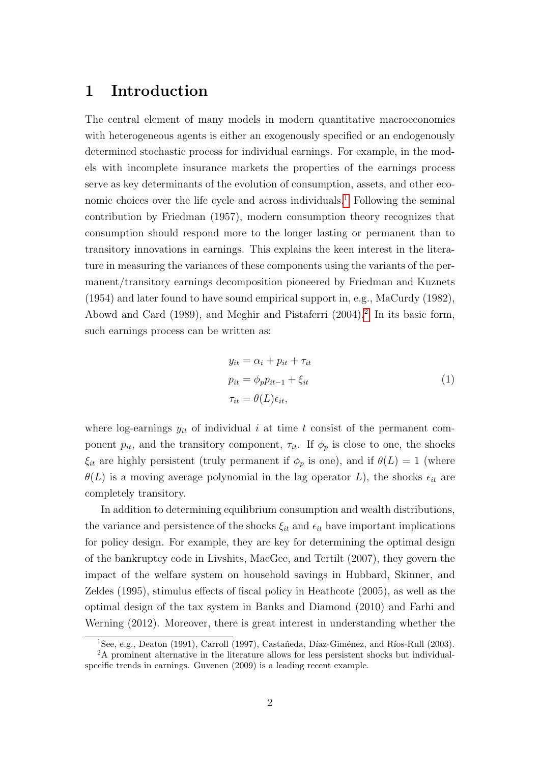# 1 Introduction

The central element of many models in modern quantitative macroeconomics with heterogeneous agents is either an exogenously specified or an endogenously determined stochastic process for individual earnings. For example, in the models with incomplete insurance markets the properties of the earnings process serve as key determinants of the evolution of consumption, assets, and other economic choices over the life cycle and across individuals.[1] Following the seminal contribution by Friedman (1957), modern consumption theory recognizes that consumption should respond more to the longer lasting or permanent than to transitory innovations in earnings. This explains the keen interest in the literature in measuring the variances of these components using the variants of the permanent/transitory earnings decomposition pioneered by Friedman and Kuznets (1954) and later found to have sound empirical support in, e.g., MaCurdy (1982), Abowd and Card (1989), and Meghir and Pistaferri (2004).[2] In its basic form, such earnings process can be written as:

$$
\begin{aligned}
y_{it} &= \alpha_i + p_{it} + \tau_{it} \\
p_{it} &= \phi_p p_{it-1} + \xi_{it} \\
\tau_{it} &= \theta(L)\epsilon_{it},
\end{aligned}
\tag{1}
$$

where log-earnings $y_{it}$ of individual $i$ at time $t$ consist of the permanent component $p_{it}$, and the transitory component, $\tau_{it}$. If $\phi_p$ is close to one, the shocks $\xi_{it}$ are highly persistent (truly permanent if $\phi_p$ is one), and if $\theta(L) = 1$ (where $\theta(L)$ is a moving average polynomial in the lag operator $L$), the shocks $\epsilon_{it}$ are completely transitory.

In addition to determining equilibrium consumption and wealth distributions, the variance and persistence of the shocks $\xi_{it}$ and $\epsilon_{it}$ have important implications for policy design. For example, they are key for determining the optimal design of the bankruptcy code in Livshits, MacGee, and Tertilt (2007), they govern the impact of the welfare system on household savings in Hubbard, Skinner, and Zeldes (1995), stimulus effects of fiscal policy in Heathcote (2005), as well as the optimal design of the tax system in Banks and Diamond (2010) and Farhi and Werning (2012). Moreover, there is great interest in understanding whether the

[1] See, e.g., Deaton (1991), Carroll (1997), Castañeda, Díaz-Giménez, and Ríos-Rull (2003).

[2] A prominent alternative in the literature allows for less persistent shocks but individual-specific trends in earnings. Guvenen (2009) is a leading recent example.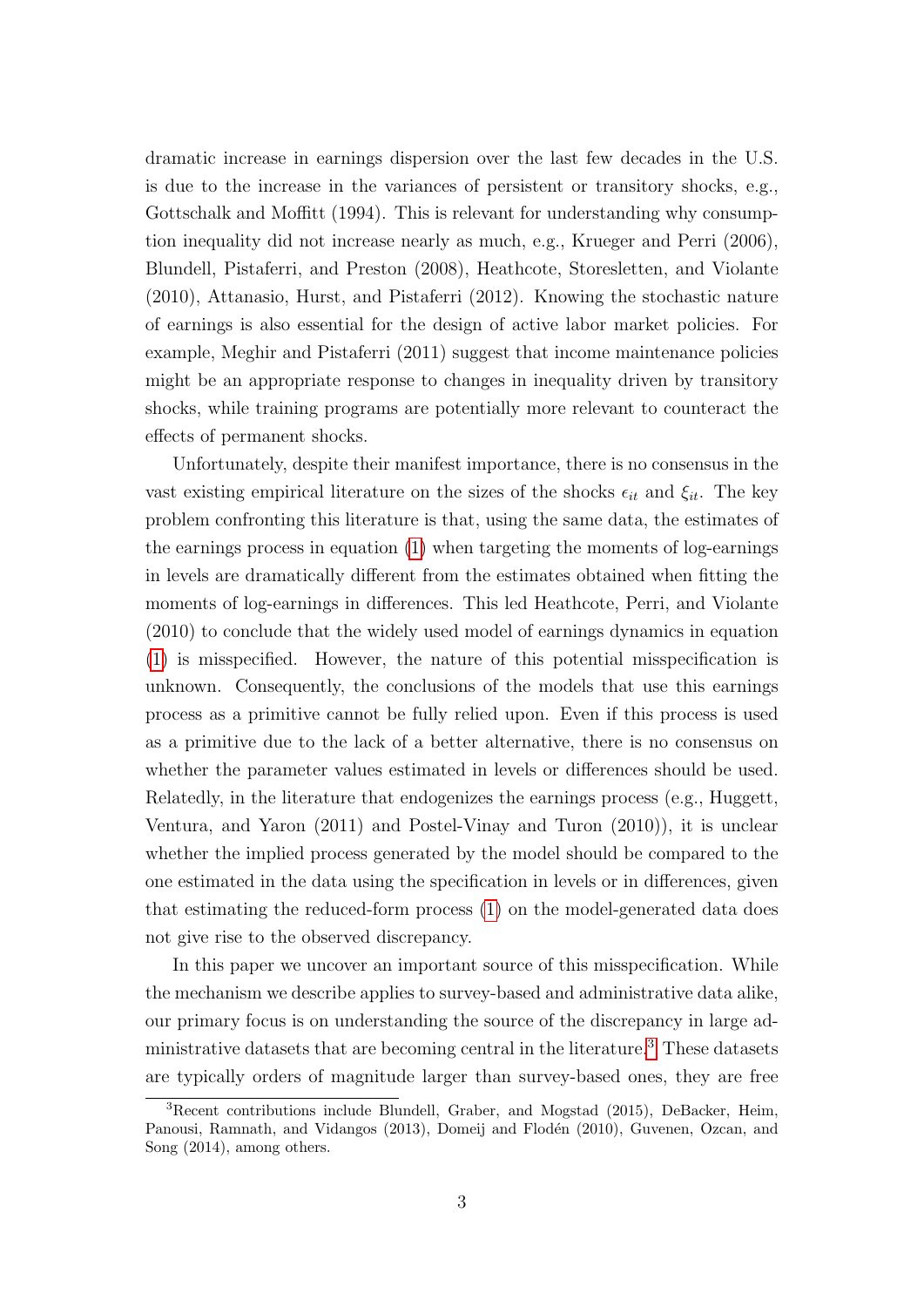dramatic increase in earnings dispersion over the last few decades in the U.S. is due to the increase in the variances of persistent or transitory shocks, e.g., Gottschalk and Moffitt (1994). This is relevant for understanding why consumption inequality did not increase nearly as much, e.g., Krueger and Perri (2006), Blundell, Pistaferri, and Preston (2008), Heathcote, Storesletten, and Violante (2010), Attanasio, Hurst, and Pistaferri (2012). Knowing the stochastic nature of earnings is also essential for the design of active labor market policies. For example, Meghir and Pistaferri (2011) suggest that income maintenance policies might be an appropriate response to changes in inequality driven by transitory shocks, while training programs are potentially more relevant to counteract the effects of permanent shocks.

Unfortunately, despite their manifest importance, there is no consensus in the vast existing empirical literature on the sizes of the shocks $\epsilon_{it}$ and $\xi_{it}$. The key problem confronting this literature is that, using the same data, the estimates of the earnings process in equation (1) when targeting the moments of log-earnings in levels are dramatically different from the estimates obtained when fitting the moments of log-earnings in differences. This led Heathcote, Perri, and Violante (2010) to conclude that the widely used model of earnings dynamics in equation (1) is misspecified. However, the nature of this potential misspecification is unknown. Consequently, the conclusions of the models that use this earnings process as a primitive cannot be fully relied upon. Even if this process is used as a primitive due to the lack of a better alternative, there is no consensus on whether the parameter values estimated in levels or differences should be used. Relatedly, in the literature that endogenizes the earnings process (e.g., Huggett, Ventura, and Yaron (2011) and Postel-Vinay and Turon (2010)), it is unclear whether the implied process generated by the model should be compared to the one estimated in the data using the specification in levels or in differences, given that estimating the reduced-form process (1) on the model-generated data does not give rise to the observed discrepancy.

In this paper we uncover an important source of this misspecification. While the mechanism we describe applies to survey-based and administrative data alike, our primary focus is on understanding the source of the discrepancy in large administrative datasets that are becoming central in the literature.[3] These datasets are typically orders of magnitude larger than survey-based ones, they are free

[3] Recent contributions include Blundell, Graber, and Mogstad (2015), DeBacker, Heim, Panousi, Ramnath, and Vidangos (2013), Domeij and Flodén (2010), Guvenen, Ozcan, and Song (2014), among others.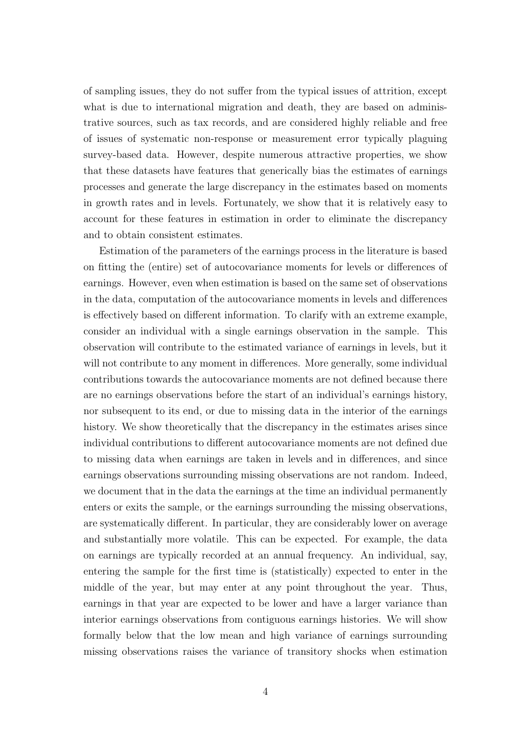of sampling issues, they do not suffer from the typical issues of attrition, except what is due to international migration and death, they are based on administrative sources, such as tax records, and are considered highly reliable and free of issues of systematic non-response or measurement error typically plaguing survey-based data. However, despite numerous attractive properties, we show that these datasets have features that generically bias the estimates of earnings processes and generate the large discrepancy in the estimates based on moments in growth rates and in levels. Fortunately, we show that it is relatively easy to account for these features in estimation in order to eliminate the discrepancy and to obtain consistent estimates.

Estimation of the parameters of the earnings process in the literature is based on fitting the (entire) set of autocovariance moments for levels or differences of earnings. However, even when estimation is based on the same set of observations in the data, computation of the autocovariance moments in levels and differences is effectively based on different information. To clarify with an extreme example, consider an individual with a single earnings observation in the sample. This observation will contribute to the estimated variance of earnings in levels, but it will not contribute to any moment in differences. More generally, some individual contributions towards the autocovariance moments are not defined because there are no earnings observations before the start of an individual's earnings history, nor subsequent to its end, or due to missing data in the interior of the earnings history. We show theoretically that the discrepancy in the estimates arises since individual contributions to different autocovariance moments are not defined due to missing data when earnings are taken in levels and in differences, and since earnings observations surrounding missing observations are not random. Indeed, we document that in the data the earnings at the time an individual permanently enters or exits the sample, or the earnings surrounding the missing observations, are systematically different. In particular, they are considerably lower on average and substantially more volatile. This can be expected. For example, the data on earnings are typically recorded at an annual frequency. An individual, say, entering the sample for the first time is (statistically) expected to enter in the middle of the year, but may enter at any point throughout the year. Thus, earnings in that year are expected to be lower and have a larger variance than interior earnings observations from contiguous earnings histories. We will show formally below that the low mean and high variance of earnings surrounding missing observations raises the variance of transitory shocks when estimation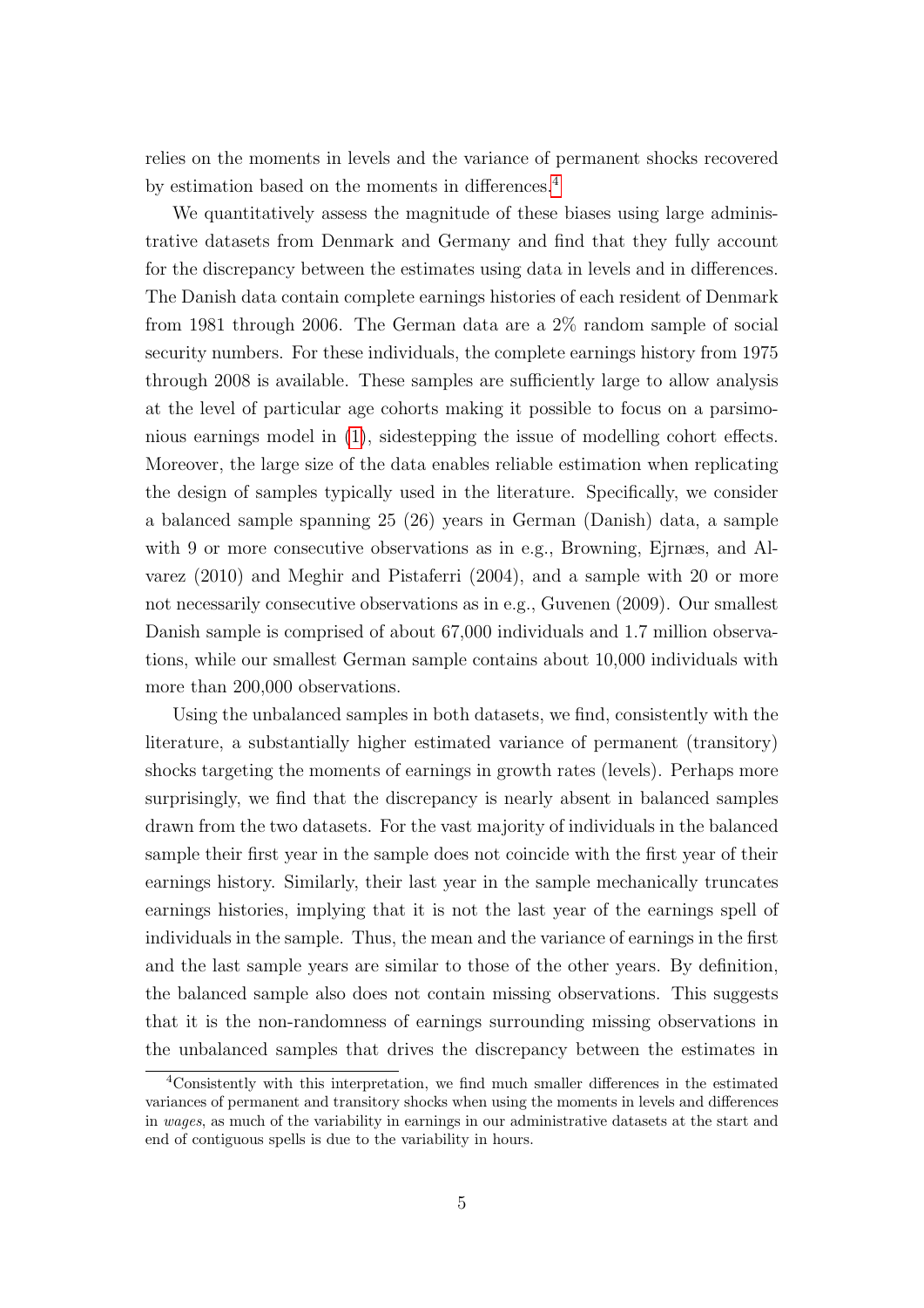relies on the moments in levels and the variance of permanent shocks recovered by estimation based on the moments in differences.[4]

We quantitatively assess the magnitude of these biases using large administrative datasets from Denmark and Germany and find that they fully account for the discrepancy between the estimates using data in levels and in differences. The Danish data contain complete earnings histories of each resident of Denmark from 1981 through 2006. The German data are a 2% random sample of social security numbers. For these individuals, the complete earnings history from 1975 through 2008 is available. These samples are sufficiently large to allow analysis at the level of particular age cohorts making it possible to focus on a parsimonious earnings model in (1), sidestepping the issue of modelling cohort effects. Moreover, the large size of the data enables reliable estimation when replicating the design of samples typically used in the literature. Specifically, we consider a balanced sample spanning 25 (26) years in German (Danish) data, a sample with 9 or more consecutive observations as in e.g., Browning, Ejrnæs, and Alvarez (2010) and Meghir and Pistaferri (2004), and a sample with 20 or more not necessarily consecutive observations as in e.g., Guvenen (2009). Our smallest Danish sample is comprised of about 67,000 individuals and 1.7 million observations, while our smallest German sample contains about 10,000 individuals with more than 200,000 observations.

Using the unbalanced samples in both datasets, we find, consistently with the literature, a substantially higher estimated variance of permanent (transitory) shocks targeting the moments of earnings in growth rates (levels). Perhaps more surprisingly, we find that the discrepancy is nearly absent in balanced samples drawn from the two datasets. For the vast majority of individuals in the balanced sample their first year in the sample does not coincide with the first year of their earnings history. Similarly, their last year in the sample mechanically truncates earnings histories, implying that it is not the last year of the earnings spell of individuals in the sample. Thus, the mean and the variance of earnings in the first and the last sample years are similar to those of the other years. By definition, the balanced sample also does not contain missing observations. This suggests that it is the non-randomness of earnings surrounding missing observations in the unbalanced samples that drives the discrepancy between the estimates in

[4] Consistently with this interpretation, we find much smaller differences in the estimated variances of permanent and transitory shocks when using the moments in levels and differences in *wages*, as much of the variability in earnings in our administrative datasets at the start and end of contiguous spells is due to the variability in hours.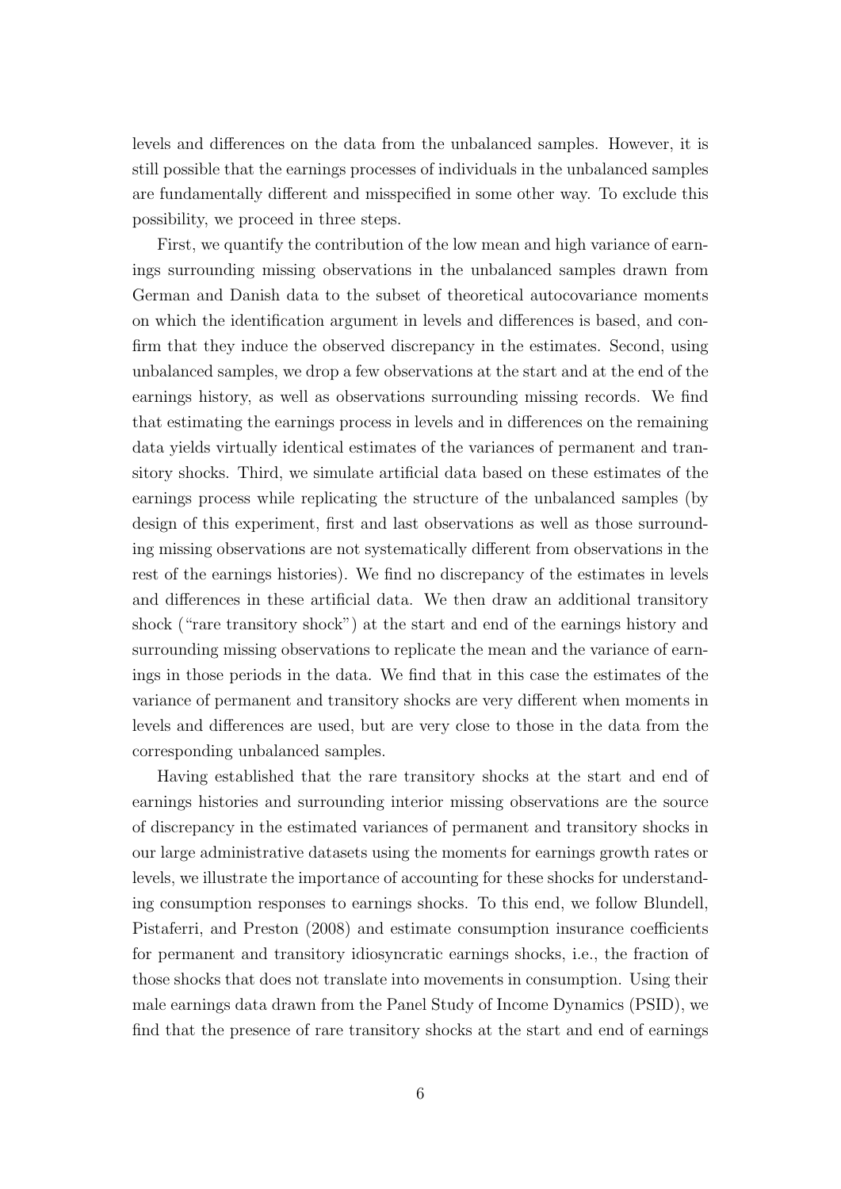levels and differences on the data from the unbalanced samples. However, it is still possible that the earnings processes of individuals in the unbalanced samples are fundamentally different and misspecified in some other way. To exclude this possibility, we proceed in three steps.

First, we quantify the contribution of the low mean and high variance of earnings surrounding missing observations in the unbalanced samples drawn from German and Danish data to the subset of theoretical autocovariance moments on which the identification argument in levels and differences is based, and confirm that they induce the observed discrepancy in the estimates. Second, using unbalanced samples, we drop a few observations at the start and at the end of the earnings history, as well as observations surrounding missing records. We find that estimating the earnings process in levels and in differences on the remaining data yields virtually identical estimates of the variances of permanent and transitory shocks. Third, we simulate artificial data based on these estimates of the earnings process while replicating the structure of the unbalanced samples (by design of this experiment, first and last observations as well as those surrounding missing observations are not systematically different from observations in the rest of the earnings histories). We find no discrepancy of the estimates in levels and differences in these artificial data. We then draw an additional transitory shock ("rare transitory shock") at the start and end of the earnings history and surrounding missing observations to replicate the mean and the variance of earnings in those periods in the data. We find that in this case the estimates of the variance of permanent and transitory shocks are very different when moments in levels and differences are used, but are very close to those in the data from the corresponding unbalanced samples.

Having established that the rare transitory shocks at the start and end of earnings histories and surrounding interior missing observations are the source of discrepancy in the estimated variances of permanent and transitory shocks in our large administrative datasets using the moments for earnings growth rates or levels, we illustrate the importance of accounting for these shocks for understanding consumption responses to earnings shocks. To this end, we follow Blundell, Pistaferri, and Preston (2008) and estimate consumption insurance coefficients for permanent and transitory idiosyncratic earnings shocks, i.e., the fraction of those shocks that does not translate into movements in consumption. Using their male earnings data drawn from the Panel Study of Income Dynamics (PSID), we find that the presence of rare transitory shocks at the start and end of earnings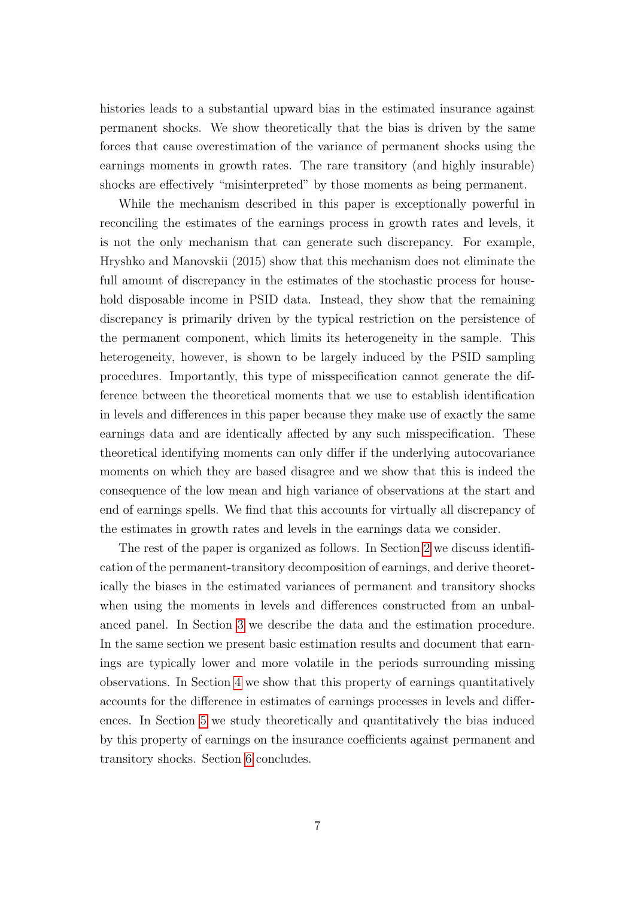histories leads to a substantial upward bias in the estimated insurance against permanent shocks. We show theoretically that the bias is driven by the same forces that cause overestimation of the variance of permanent shocks using the earnings moments in growth rates. The rare transitory (and highly insurable) shocks are effectively "misinterpreted" by those moments as being permanent.

While the mechanism described in this paper is exceptionally powerful in reconciling the estimates of the earnings process in growth rates and levels, it is not the only mechanism that can generate such discrepancy. For example, Hryshko and Manovskii (2015) show that this mechanism does not eliminate the full amount of discrepancy in the estimates of the stochastic process for household disposable income in PSID data. Instead, they show that the remaining discrepancy is primarily driven by the typical restriction on the persistence of the permanent component, which limits its heterogeneity in the sample. This heterogeneity, however, is shown to be largely induced by the PSID sampling procedures. Importantly, this type of misspecification cannot generate the difference between the theoretical moments that we use to establish identification in levels and differences in this paper because they make use of exactly the same earnings data and are identically affected by any such misspecification. These theoretical identifying moments can only differ if the underlying autocovariance moments on which they are based disagree and we show that this is indeed the consequence of the low mean and high variance of observations at the start and end of earnings spells. We find that this accounts for virtually all discrepancy of the estimates in growth rates and levels in the earnings data we consider.

The rest of the paper is organized as follows. In Section 2 we discuss identification of the permanent-transitory decomposition of earnings, and derive theoretically the biases in the estimated variances of permanent and transitory shocks when using the moments in levels and differences constructed from an unbalanced panel. In Section 3 we describe the data and the estimation procedure. In the same section we present basic estimation results and document that earnings are typically lower and more volatile in the periods surrounding missing observations. In Section 4 we show that this property of earnings quantitatively accounts for the difference in estimates of earnings processes in levels and differences. In Section 5 we study theoretically and quantitatively the bias induced by this property of earnings on the insurance coefficients against permanent and transitory shocks. Section 6 concludes.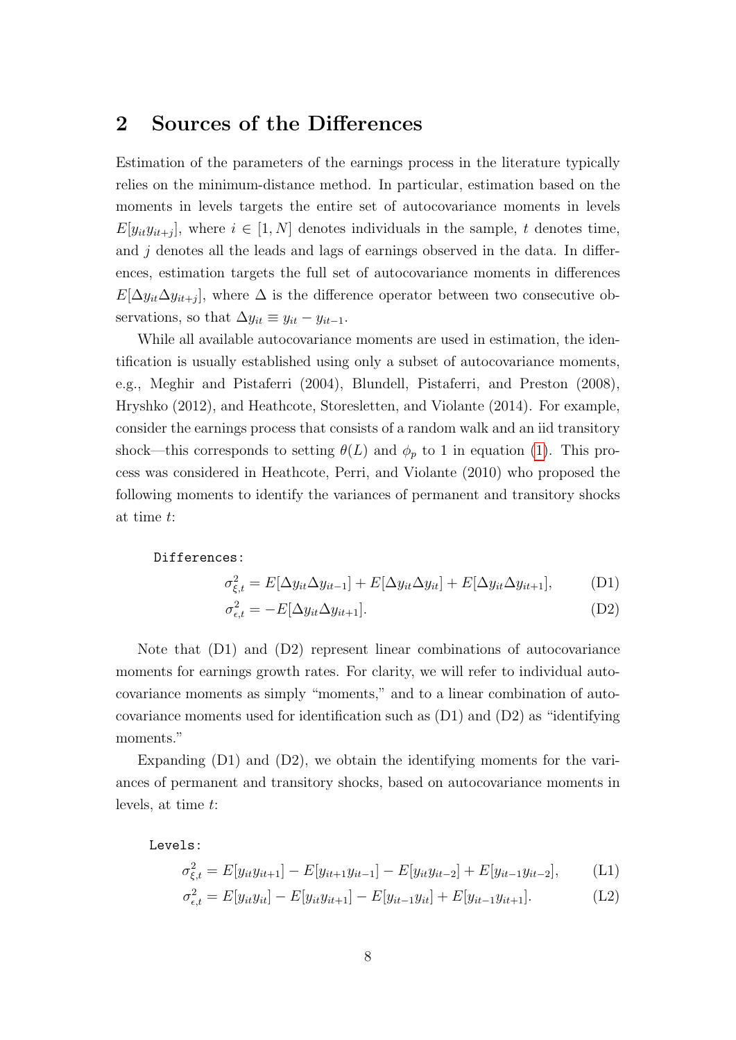## 2 Sources of the Differences

Estimation of the parameters of the earnings process in the literature typically relies on the minimum-distance method. In particular, estimation based on the moments in levels targets the entire set of autocovariance moments in levels $E[y_{it}y_{it+j}]$, where $i \in [1, N]$ denotes individuals in the sample, $t$ denotes time, and $j$ denotes all the leads and lags of earnings observed in the data. In differences, estimation targets the full set of autocovariance moments in differences $E[\Delta y_{it}\Delta y_{it+j}]$, where $\Delta$ is the difference operator between two consecutive observations, so that $\Delta y_{it} \equiv y_{it} - y_{it-1}$.

While all available autocovariance moments are used in estimation, the identification is usually established using only a subset of autocovariance moments, e.g., Meghir and Pistaferri (2004), Blundell, Pistaferri, and Preston (2008), Hryshko (2012), and Heathcote, Storesletten, and Violante (2014). For example, consider the earnings process that consists of a random walk and an iid transitory shock—this corresponds to setting $\theta(L)$ and $\phi_p$ to 1 in equation (1). This process was considered in Heathcote, Perri, and Violante (2010) who proposed the following moments to identify the variances of permanent and transitory shocks at time $t$:

`Differences:`

$$\sigma^2_{\xi,t} = E[\Delta y_{it}\Delta y_{it-1}] + E[\Delta y_{it}\Delta y_{it}] + E[\Delta y_{it}\Delta y_{it+1}], \tag{D1}$$

$$\sigma^2_{\epsilon,t} = -E[\Delta y_{it}\Delta y_{it+1}]. \tag{D2}$$

Note that (D1) and (D2) represent linear combinations of autocovariance moments for earnings growth rates. For clarity, we will refer to individual autocovariance moments as simply "moments," and to a linear combination of autocovariance moments used for identification such as (D1) and (D2) as "identifying moments."

Expanding (D1) and (D2), we obtain the identifying moments for the variances of permanent and transitory shocks, based on autocovariance moments in levels, at time $t$:

`Levels:`

$$\sigma^2_{\xi,t} = E[y_{it}y_{it+1}] - E[y_{it+1}y_{it-1}] - E[y_{it}y_{it-2}] + E[y_{it-1}y_{it-2}], \tag{L1}$$

$$\sigma^2_{\epsilon,t} = E[y_{it}y_{it}] - E[y_{it}y_{it+1}] - E[y_{it-1}y_{it}] + E[y_{it-1}y_{it+1}]. \tag{L2}$$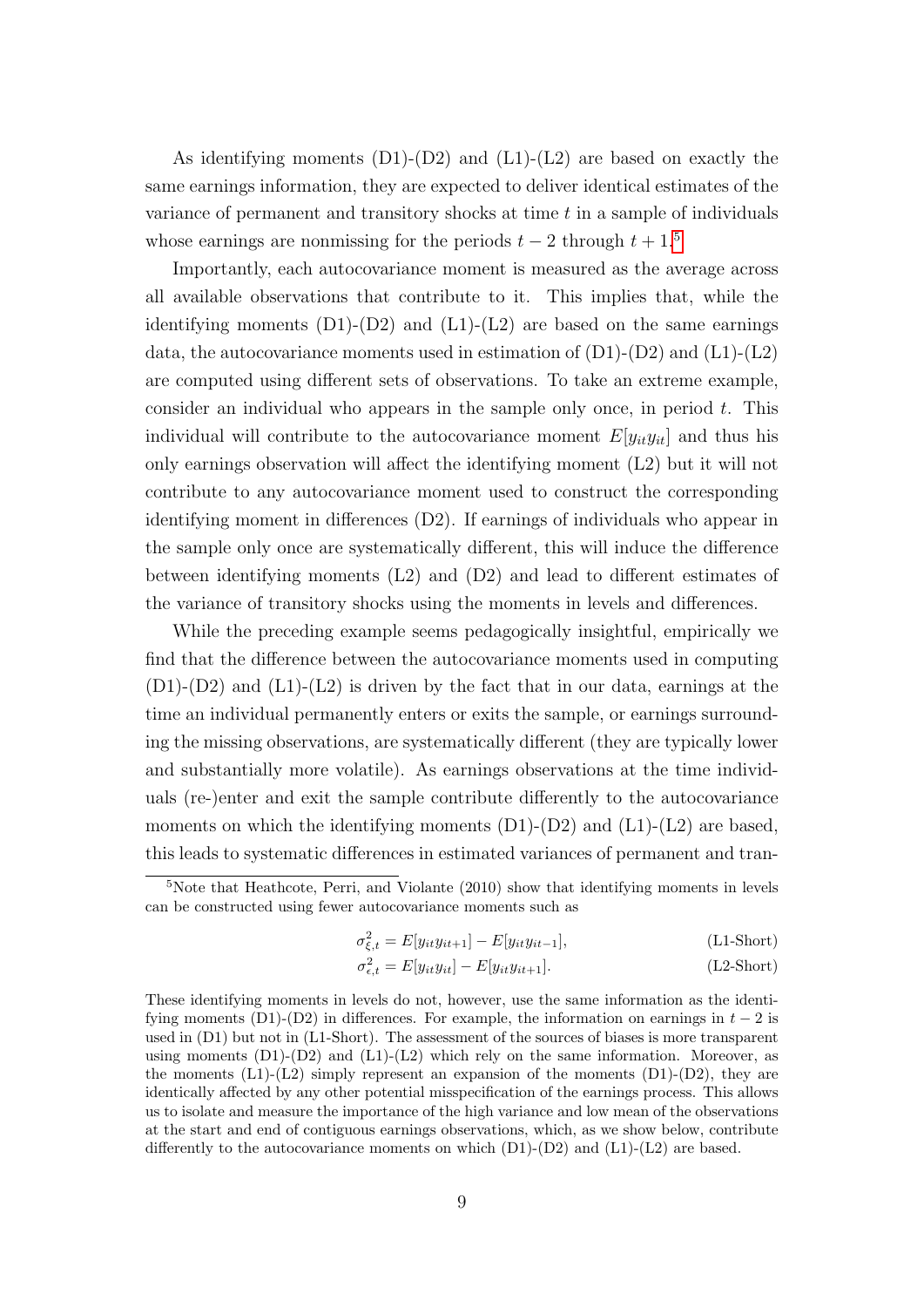As identifying moments (D1)-(D2) and (L1)-(L2) are based on exactly the same earnings information, they are expected to deliver identical estimates of the variance of permanent and transitory shocks at time $t$ in a sample of individuals whose earnings are nonmissing for the periods $t-2$ through $t+1$.[5]

Importantly, each autocovariance moment is measured as the average across all available observations that contribute to it. This implies that, while the identifying moments (D1)-(D2) and (L1)-(L2) are based on the same earnings data, the autocovariance moments used in estimation of (D1)-(D2) and (L1)-(L2) are computed using different sets of observations. To take an extreme example, consider an individual who appears in the sample only once, in period $t$. This individual will contribute to the autocovariance moment $E[y_{it}y_{it}]$ and thus his only earnings observation will affect the identifying moment (L2) but it will not contribute to any autocovariance moment used to construct the corresponding identifying moment in differences (D2). If earnings of individuals who appear in the sample only once are systematically different, this will induce the difference between identifying moments (L2) and (D2) and lead to different estimates of the variance of transitory shocks using the moments in levels and differences.

While the preceding example seems pedagogically insightful, empirically we find that the difference between the autocovariance moments used in computing (D1)-(D2) and (L1)-(L2) is driven by the fact that in our data, earnings at the time an individual permanently enters or exits the sample, or earnings surrounding the missing observations, are systematically different (they are typically lower and substantially more volatile). As earnings observations at the time individuals (re-)enter and exit the sample contribute differently to the autocovariance moments on which the identifying moments (D1)-(D2) and (L1)-(L2) are based, this leads to systematic differences in estimated variances of permanent and tran-

[5] Note that Heathcote, Perri, and Violante (2010) show that identifying moments in levels can be constructed using fewer autocovariance moments such as

$$\sigma^2_{\xi,t} = E[y_{it}y_{it+1}] - E[y_{it}y_{it-1}], \tag{L1-Short}$$

$$\sigma^2_{\epsilon,t} = E[y_{it}y_{it}] - E[y_{it}y_{it+1}]. \tag{L2-Short}$$

These identifying moments in levels do not, however, use the same information as the identifying moments (D1)-(D2) in differences. For example, the information on earnings in $t-2$ is used in (D1) but not in (L1-Short). The assessment of the sources of biases is more transparent using moments (D1)-(D2) and (L1)-(L2) which rely on the same information. Moreover, as the moments (L1)-(L2) simply represent an expansion of the moments (D1)-(D2), they are identically affected by any other potential misspecification of the earnings process. This allows us to isolate and measure the importance of the high variance and low mean of the observations at the start and end of contiguous earnings observations, which, as we show below, contribute differently to the autocovariance moments on which (D1)-(D2) and (L1)-(L2) are based.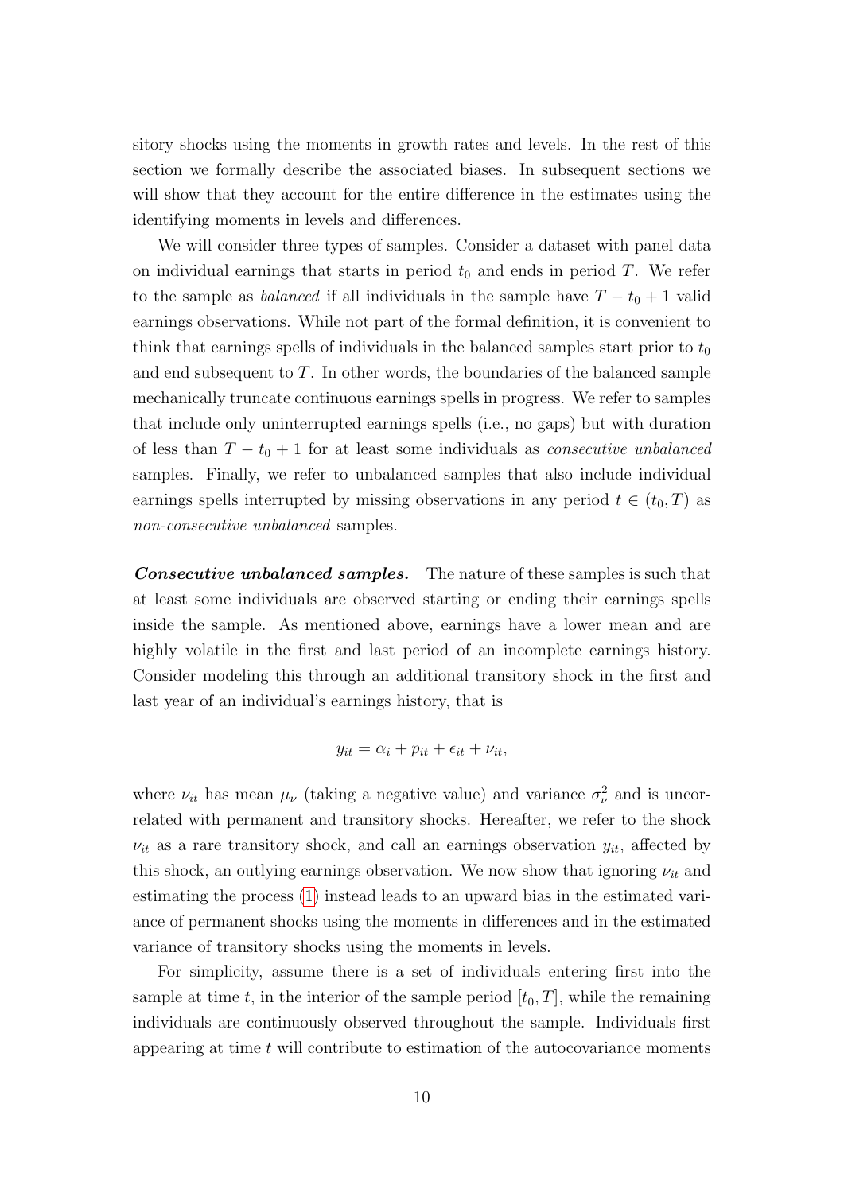sitory shocks using the moments in growth rates and levels. In the rest of this section we formally describe the associated biases. In subsequent sections we will show that they account for the entire difference in the estimates using the identifying moments in levels and differences.

We will consider three types of samples. Consider a dataset with panel data on individual earnings that starts in period $t_0$ and ends in period $T$. We refer to the sample as *balanced* if all individuals in the sample have $T - t_0 + 1$ valid earnings observations. While not part of the formal definition, it is convenient to think that earnings spells of individuals in the balanced samples start prior to $t_0$ and end subsequent to $T$. In other words, the boundaries of the balanced sample mechanically truncate continuous earnings spells in progress. We refer to samples that include only uninterrupted earnings spells (i.e., no gaps) but with duration of less than $T - t_0 + 1$ for at least some individuals as *consecutive unbalanced* samples. Finally, we refer to unbalanced samples that also include individual earnings spells interrupted by missing observations in any period $t \in (t_0, T)$ as *non-consecutive unbalanced* samples.

***Consecutive unbalanced samples.*** The nature of these samples is such that at least some individuals are observed starting or ending their earnings spells inside the sample. As mentioned above, earnings have a lower mean and are highly volatile in the first and last period of an incomplete earnings history. Consider modeling this through an additional transitory shock in the first and last year of an individual's earnings history, that is

$$y_{it} = \alpha_i + p_{it} + \epsilon_{it} + \nu_{it},$$

where $\nu_{it}$ has mean $\mu_\nu$ (taking a negative value) and variance $\sigma_\nu^2$ and is uncorrelated with permanent and transitory shocks. Hereafter, we refer to the shock $\nu_{it}$ as a rare transitory shock, and call an earnings observation $y_{it}$, affected by this shock, an outlying earnings observation. We now show that ignoring $\nu_{it}$ and estimating the process (1) instead leads to an upward bias in the estimated variance of permanent shocks using the moments in differences and in the estimated variance of transitory shocks using the moments in levels.

For simplicity, assume there is a set of individuals entering first into the sample at time $t$, in the interior of the sample period $[t_0, T]$, while the remaining individuals are continuously observed throughout the sample. Individuals first appearing at time $t$ will contribute to estimation of the autocovariance moments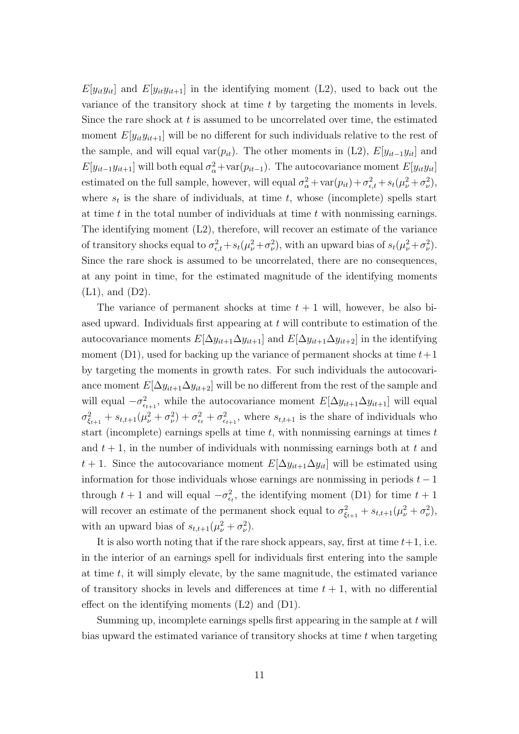$E[y_{it}y_{it}]$ and $E[y_{it}y_{it+1}]$ in the identifying moment (L2), used to back out the variance of the transitory shock at time $t$ by targeting the moments in levels. Since the rare shock at $t$ is assumed to be uncorrelated over time, the estimated moment $E[y_{it}y_{it+1}]$ will be no different for such individuals relative to the rest of the sample, and will equal $\text{var}(p_{it})$. The other moments in (L2), $E[y_{it-1}y_{it}]$ and $E[y_{it-1}y_{it+1}]$ will both equal $\sigma_\alpha^2 + \text{var}(p_{it-1})$. The autocovariance moment $E[y_{it}y_{it}]$ estimated on the full sample, however, will equal $\sigma_\alpha^2 + \text{var}(p_{it}) + \sigma_{\epsilon,t}^2 + s_t(\mu_\nu^2 + \sigma_\nu^2)$, where $s_t$ is the share of individuals, at time $t$, whose (incomplete) spells start at time $t$ in the total number of individuals at time $t$ with nonmissing earnings. The identifying moment (L2), therefore, will recover an estimate of the variance of transitory shocks equal to $\sigma_{\epsilon,t}^2 + s_t(\mu_\nu^2 + \sigma_\nu^2)$, with an upward bias of $s_t(\mu_\nu^2 + \sigma_\nu^2)$. Since the rare shock is assumed to be uncorrelated, there are no consequences, at any point in time, for the estimated magnitude of the identifying moments (L1), and (D2).

The variance of permanent shocks at time $t+1$ will, however, be also biased upward. Individuals first appearing at $t$ will contribute to estimation of the autocovariance moments $E[\Delta y_{it+1}\Delta y_{it+1}]$ and $E[\Delta y_{it+1}\Delta y_{it+2}]$ in the identifying moment (D1), used for backing up the variance of permanent shocks at time $t+1$ by targeting the moments in growth rates. For such individuals the autocovariance moment $E[\Delta y_{it+1}\Delta y_{it+2}]$ will be no different from the rest of the sample and will equal $-\sigma_{\epsilon_{t+1}}^2$, while the autocovariance moment $E[\Delta y_{it+1}\Delta y_{it+1}]$ will equal $\sigma_{\xi_{t+1}}^2 + s_{t,t+1}(\mu_\nu^2 + \sigma_\nu^2) + \sigma_{\epsilon_t}^2 + \sigma_{\epsilon_{t+1}}^2$, where $s_{t,t+1}$ is the share of individuals who start (incomplete) earnings spells at time $t$, with nonmissing earnings at times $t$ and $t+1$, in the number of individuals with nonmissing earnings both at $t$ and $t+1$. Since the autocovariance moment $E[\Delta y_{it+1}\Delta y_{it}]$ will be estimated using information for those individuals whose earnings are nonmissing in periods $t-1$ through $t+1$ and will equal $-\sigma_{\epsilon_t}^2$, the identifying moment (D1) for time $t+1$ will recover an estimate of the permanent shock equal to $\sigma_{\xi_{t+1}}^2 + s_{t,t+1}(\mu_\nu^2 + \sigma_\nu^2)$, with an upward bias of $s_{t,t+1}(\mu_\nu^2 + \sigma_\nu^2)$.

It is also worth noting that if the rare shock appears, say, first at time $t+1$, i.e. in the interior of an earnings spell for individuals first entering into the sample at time $t$, it will simply elevate, by the same magnitude, the estimated variance of transitory shocks in levels and differences at time $t+1$, with no differential effect on the identifying moments (L2) and (D1).

Summing up, incomplete earnings spells first appearing in the sample at $t$ will bias upward the estimated variance of transitory shocks at time $t$ when targeting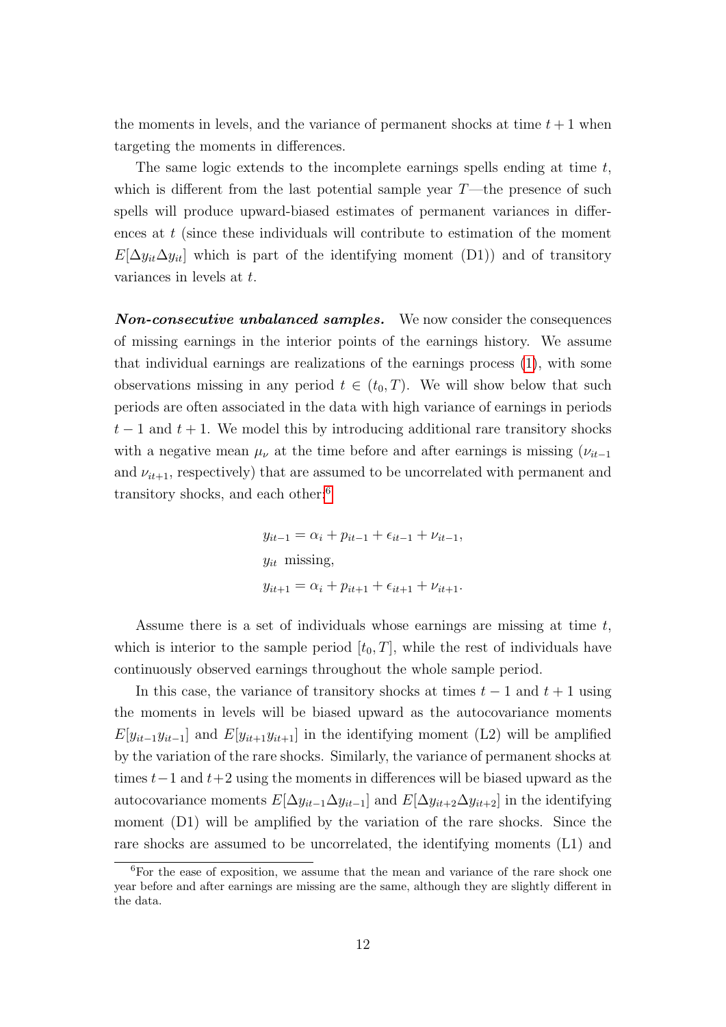the moments in levels, and the variance of permanent shocks at time $t+1$ when targeting the moments in differences.

The same logic extends to the incomplete earnings spells ending at time $t$, which is different from the last potential sample year $T$—the presence of such spells will produce upward-biased estimates of permanent variances in differences at $t$ (since these individuals will contribute to estimation of the moment $E[\Delta y_{it} \Delta y_{it}]$ which is part of the identifying moment (D1)) and of transitory variances in levels at $t$.

***Non-consecutive unbalanced samples.*** We now consider the consequences of missing earnings in the interior points of the earnings history. We assume that individual earnings are realizations of the earnings process (1), with some observations missing in any period $t \in (t_0, T)$. We will show below that such periods are often associated in the data with high variance of earnings in periods $t-1$ and $t+1$. We model this by introducing additional rare transitory shocks with a negative mean $\mu_\nu$ at the time before and after earnings is missing ($\nu_{it-1}$ and $\nu_{it+1}$, respectively) that are assumed to be uncorrelated with permanent and transitory shocks, and each other:[6]

$$
\begin{aligned}
y_{it-1} &= \alpha_i + p_{it-1} + \epsilon_{it-1} + \nu_{it-1}, \\
y_{it} &\text{ missing}, \\
y_{it+1} &= \alpha_i + p_{it+1} + \epsilon_{it+1} + \nu_{it+1}.
\end{aligned}
$$

Assume there is a set of individuals whose earnings are missing at time $t$, which is interior to the sample period $[t_0, T]$, while the rest of individuals have continuously observed earnings throughout the whole sample period.

In this case, the variance of transitory shocks at times $t-1$ and $t+1$ using the moments in levels will be biased upward as the autocovariance moments $E[y_{it-1} y_{it-1}]$ and $E[y_{it+1} y_{it+1}]$ in the identifying moment (L2) will be amplified by the variation of the rare shocks. Similarly, the variance of permanent shocks at times $t-1$ and $t+2$ using the moments in differences will be biased upward as the autocovariance moments $E[\Delta y_{it-1} \Delta y_{it-1}]$ and $E[\Delta y_{it+2} \Delta y_{it+2}]$ in the identifying moment (D1) will be amplified by the variation of the rare shocks. Since the rare shocks are assumed to be uncorrelated, the identifying moments (L1) and

[6] For the ease of exposition, we assume that the mean and variance of the rare shock one year before and after earnings are missing are the same, although they are slightly different in the data.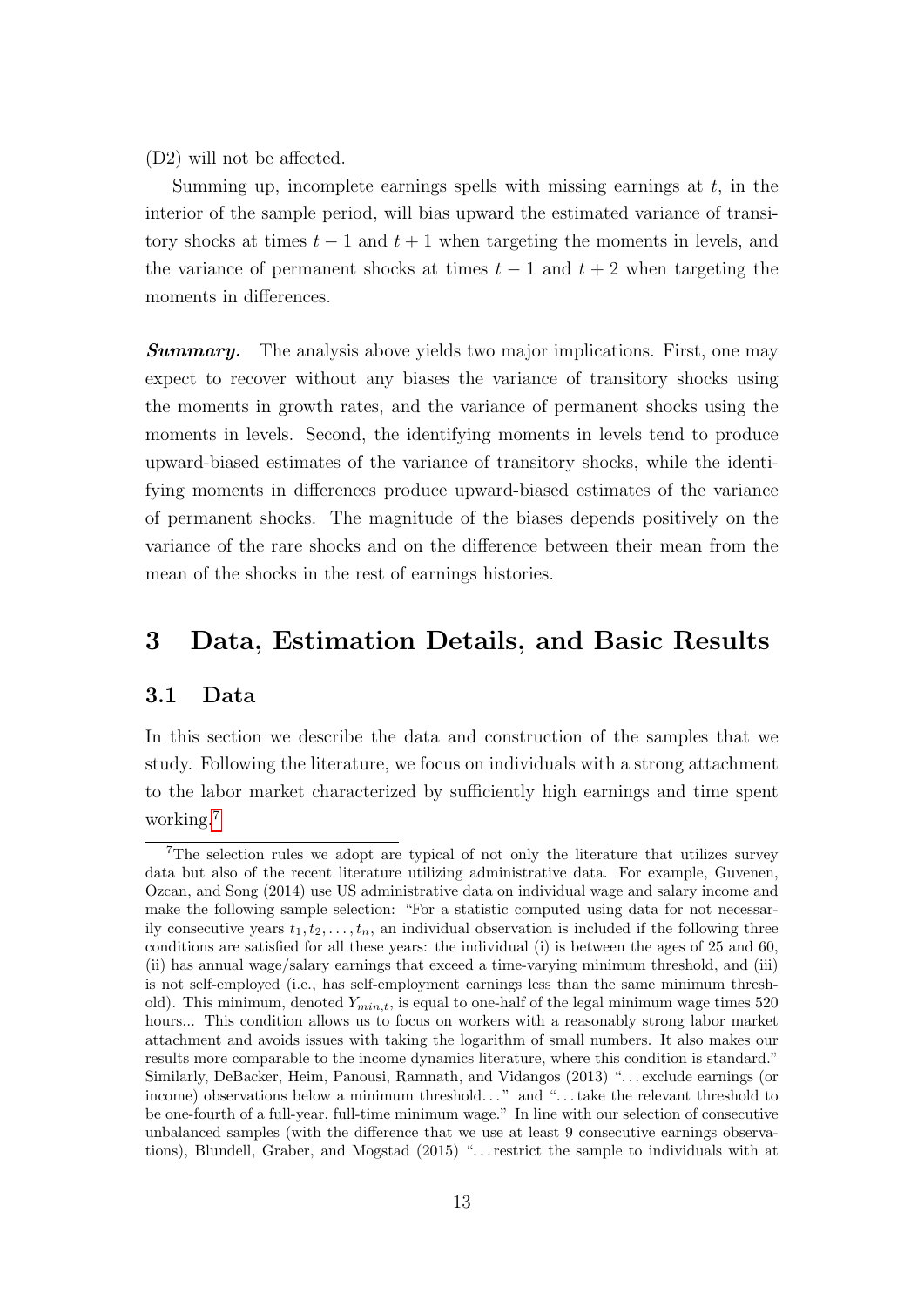(D2) will not be affected.

Summing up, incomplete earnings spells with missing earnings at $t$, in the interior of the sample period, will bias upward the estimated variance of transitory shocks at times $t-1$ and $t+1$ when targeting the moments in levels, and the variance of permanent shocks at times $t-1$ and $t+2$ when targeting the moments in differences.

***Summary.*** The analysis above yields two major implications. First, one may expect to recover without any biases the variance of transitory shocks using the moments in growth rates, and the variance of permanent shocks using the moments in levels. Second, the identifying moments in levels tend to produce upward-biased estimates of the variance of transitory shocks, while the identifying moments in differences produce upward-biased estimates of the variance of permanent shocks. The magnitude of the biases depends positively on the variance of the rare shocks and on the difference between their mean from the mean of the shocks in the rest of earnings histories.

# 3 Data, Estimation Details, and Basic Results

## 3.1 Data

In this section we describe the data and construction of the samples that we study. Following the literature, we focus on individuals with a strong attachment to the labor market characterized by sufficiently high earnings and time spent working.[7]

[7] The selection rules we adopt are typical of not only the literature that utilizes survey data but also of the recent literature utilizing administrative data. For example, Guvenen, Ozcan, and Song (2014) use US administrative data on individual wage and salary income and make the following sample selection: "For a statistic computed using data for not necessarily consecutive years $t_1, t_2, \ldots, t_n$, an individual observation is included if the following three conditions are satisfied for all these years: the individual (i) is between the ages of 25 and 60, (ii) has annual wage/salary earnings that exceed a time-varying minimum threshold, and (iii) is not self-employed (i.e., has self-employment earnings less than the same minimum threshold). This minimum, denoted $Y_{min,t}$, is equal to one-half of the legal minimum wage times 520 hours... This condition allows us to focus on workers with a reasonably strong labor market attachment and avoids issues with taking the logarithm of small numbers. It also makes our results more comparable to the income dynamics literature, where this condition is standard." Similarly, DeBacker, Heim, Panousi, Ramnath, and Vidangos (2013) "...exclude earnings (or income) observations below a minimum threshold..." and "...take the relevant threshold to be one-fourth of a full-year, full-time minimum wage." In line with our selection of consecutive unbalanced samples (with the difference that we use at least 9 consecutive earnings observations), Blundell, Graber, and Mogstad (2015) "...restrict the sample to individuals with at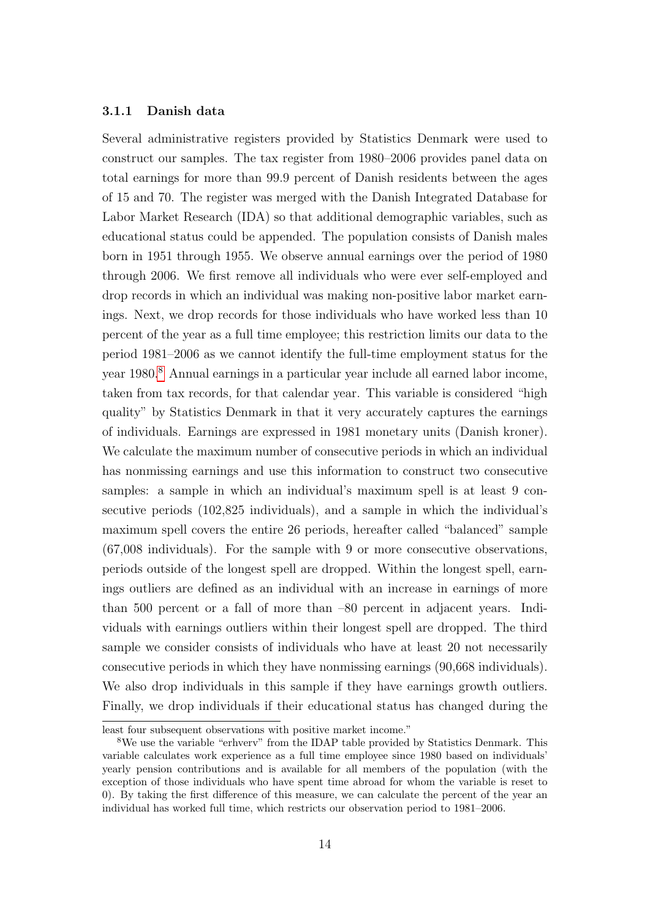### 3.1.1 Danish data

Several administrative registers provided by Statistics Denmark were used to construct our samples. The tax register from 1980–2006 provides panel data on total earnings for more than 99.9 percent of Danish residents between the ages of 15 and 70. The register was merged with the Danish Integrated Database for Labor Market Research (IDA) so that additional demographic variables, such as educational status could be appended. The population consists of Danish males born in 1951 through 1955. We observe annual earnings over the period of 1980 through 2006. We first remove all individuals who were ever self-employed and drop records in which an individual was making non-positive labor market earnings. Next, we drop records for those individuals who have worked less than 10 percent of the year as a full time employee; this restriction limits our data to the period 1981–2006 as we cannot identify the full-time employment status for the year 1980.[8] Annual earnings in a particular year include all earned labor income, taken from tax records, for that calendar year. This variable is considered "high quality" by Statistics Denmark in that it very accurately captures the earnings of individuals. Earnings are expressed in 1981 monetary units (Danish kroner). We calculate the maximum number of consecutive periods in which an individual has nonmissing earnings and use this information to construct two consecutive samples: a sample in which an individual's maximum spell is at least 9 consecutive periods (102,825 individuals), and a sample in which the individual's maximum spell covers the entire 26 periods, hereafter called "balanced" sample (67,008 individuals). For the sample with 9 or more consecutive observations, periods outside of the longest spell are dropped. Within the longest spell, earnings outliers are defined as an individual with an increase in earnings of more than 500 percent or a fall of more than –80 percent in adjacent years. Individuals with earnings outliers within their longest spell are dropped. The third sample we consider consists of individuals who have at least 20 not necessarily consecutive periods in which they have nonmissing earnings (90,668 individuals). We also drop individuals in this sample if they have earnings growth outliers. Finally, we drop individuals if their educational status has changed during the

---

least four subsequent observations with positive market income."

[8] We use the variable "erhverv" from the IDAP table provided by Statistics Denmark. This variable calculates work experience as a full time employee since 1980 based on individuals' yearly pension contributions and is available for all members of the population (with the exception of those individuals who have spent time abroad for whom the variable is reset to 0). By taking the first difference of this measure, we can calculate the percent of the year an individual has worked full time, which restricts our observation period to 1981–2006.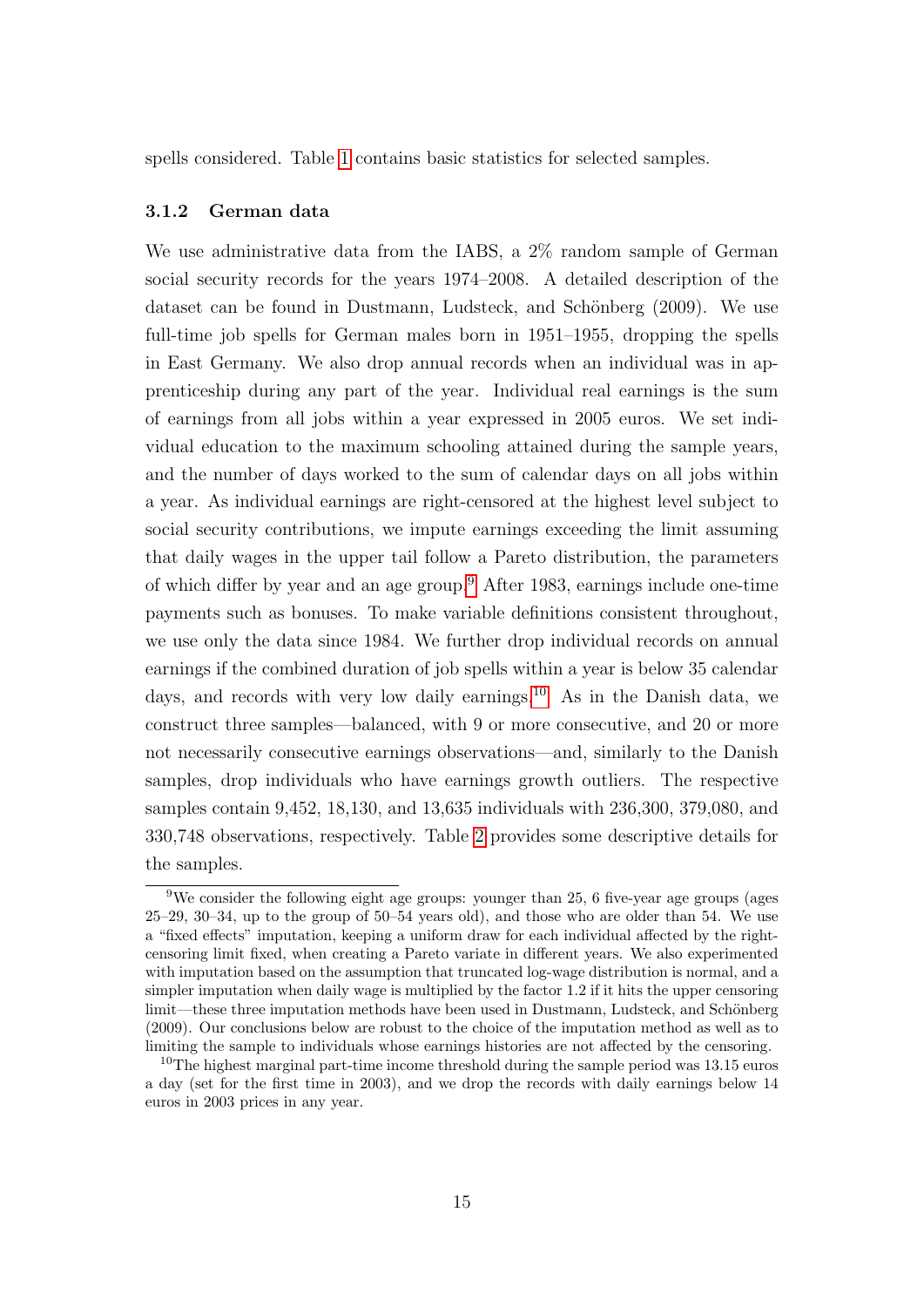spells considered. Table 1 contains basic statistics for selected samples.

### 3.1.2 German data

We use administrative data from the IABS, a 2% random sample of German social security records for the years 1974–2008. A detailed description of the dataset can be found in Dustmann, Ludsteck, and Schönberg (2009). We use full-time job spells for German males born in 1951–1955, dropping the spells in East Germany. We also drop annual records when an individual was in apprenticeship during any part of the year. Individual real earnings is the sum of earnings from all jobs within a year expressed in 2005 euros. We set individual education to the maximum schooling attained during the sample years, and the number of days worked to the sum of calendar days on all jobs within a year. As individual earnings are right-censored at the highest level subject to social security contributions, we impute earnings exceeding the limit assuming that daily wages in the upper tail follow a Pareto distribution, the parameters of which differ by year and an age group.[9] After 1983, earnings include one-time payments such as bonuses. To make variable definitions consistent throughout, we use only the data since 1984. We further drop individual records on annual earnings if the combined duration of job spells within a year is below 35 calendar days, and records with very low daily earnings.[10] As in the Danish data, we construct three samples—balanced, with 9 or more consecutive, and 20 or more not necessarily consecutive earnings observations—and, similarly to the Danish samples, drop individuals who have earnings growth outliers. The respective samples contain 9,452, 18,130, and 13,635 individuals with 236,300, 379,080, and 330,748 observations, respectively. Table 2 provides some descriptive details for the samples.

---

[9] We consider the following eight age groups: younger than 25, 6 five-year age groups (ages 25–29, 30–34, up to the group of 50–54 years old), and those who are older than 54. We use a "fixed effects" imputation, keeping a uniform draw for each individual affected by the right-censoring limit fixed, when creating a Pareto variate in different years. We also experimented with imputation based on the assumption that truncated log-wage distribution is normal, and a simpler imputation when daily wage is multiplied by the factor 1.2 if it hits the upper censoring limit—these three imputation methods have been used in Dustmann, Ludsteck, and Schönberg (2009). Our conclusions below are robust to the choice of the imputation method as well as to limiting the sample to individuals whose earnings histories are not affected by the censoring.

[10] The highest marginal part-time income threshold during the sample period was 13.15 euros a day (set for the first time in 2003), and we drop the records with daily earnings below 14 euros in 2003 prices in any year.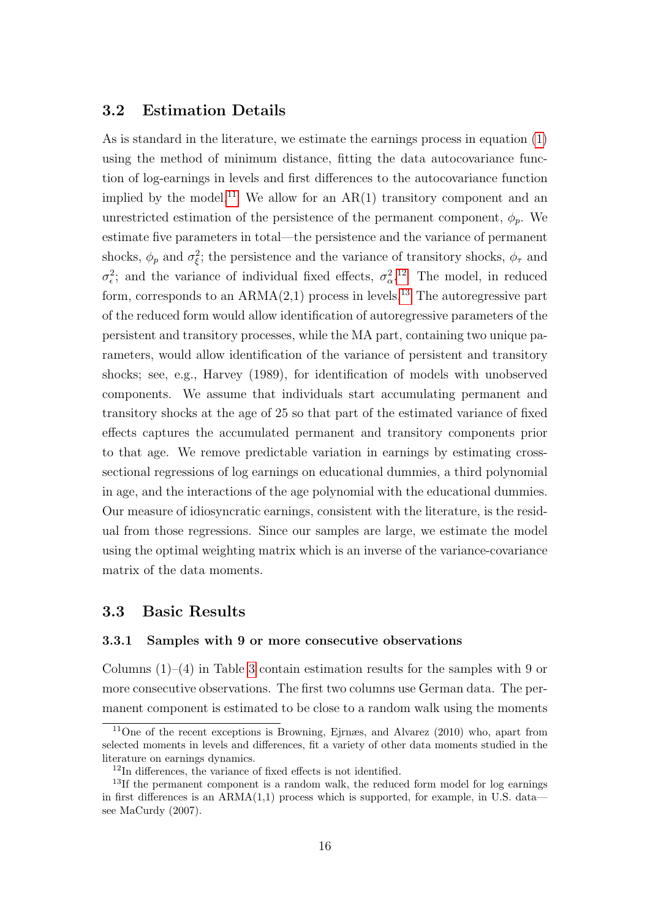## 3.2 Estimation Details

As is standard in the literature, we estimate the earnings process in equation (1) using the method of minimum distance, fitting the data autocovariance function of log-earnings in levels and first differences to the autocovariance function implied by the model.[11] We allow for an AR(1) transitory component and an unrestricted estimation of the persistence of the permanent component, $\phi_p$. We estimate five parameters in total—the persistence and the variance of permanent shocks, $\phi_p$ and $\sigma^2_\xi$; the persistence and the variance of transitory shocks, $\phi_\tau$ and $\sigma^2_\epsilon$; and the variance of individual fixed effects, $\sigma^2_\alpha$.[12] The model, in reduced form, corresponds to an ARMA(2,1) process in levels.[13] The autoregressive part of the reduced form would allow identification of autoregressive parameters of the persistent and transitory processes, while the MA part, containing two unique parameters, would allow identification of the variance of persistent and transitory shocks; see, e.g., Harvey (1989), for identification of models with unobserved components. We assume that individuals start accumulating permanent and transitory shocks at the age of 25 so that part of the estimated variance of fixed effects captures the accumulated permanent and transitory components prior to that age. We remove predictable variation in earnings by estimating cross-sectional regressions of log earnings on educational dummies, a third polynomial in age, and the interactions of the age polynomial with the educational dummies. Our measure of idiosyncratic earnings, consistent with the literature, is the residual from those regressions. Since our samples are large, we estimate the model using the optimal weighting matrix which is an inverse of the variance-covariance matrix of the data moments.

## 3.3 Basic Results

### 3.3.1 Samples with 9 or more consecutive observations

Columns (1)–(4) in Table 3 contain estimation results for the samples with 9 or more consecutive observations. The first two columns use German data. The permanent component is estimated to be close to a random walk using the moments

[11] One of the recent exceptions is Browning, Ejrnæs, and Alvarez (2010) who, apart from selected moments in levels and differences, fit a variety of other data moments studied in the literature on earnings dynamics.

[12] In differences, the variance of fixed effects is not identified.

[13] If the permanent component is a random walk, the reduced form model for log earnings in first differences is an ARMA(1,1) process which is supported, for example, in U.S. data—see MaCurdy (2007).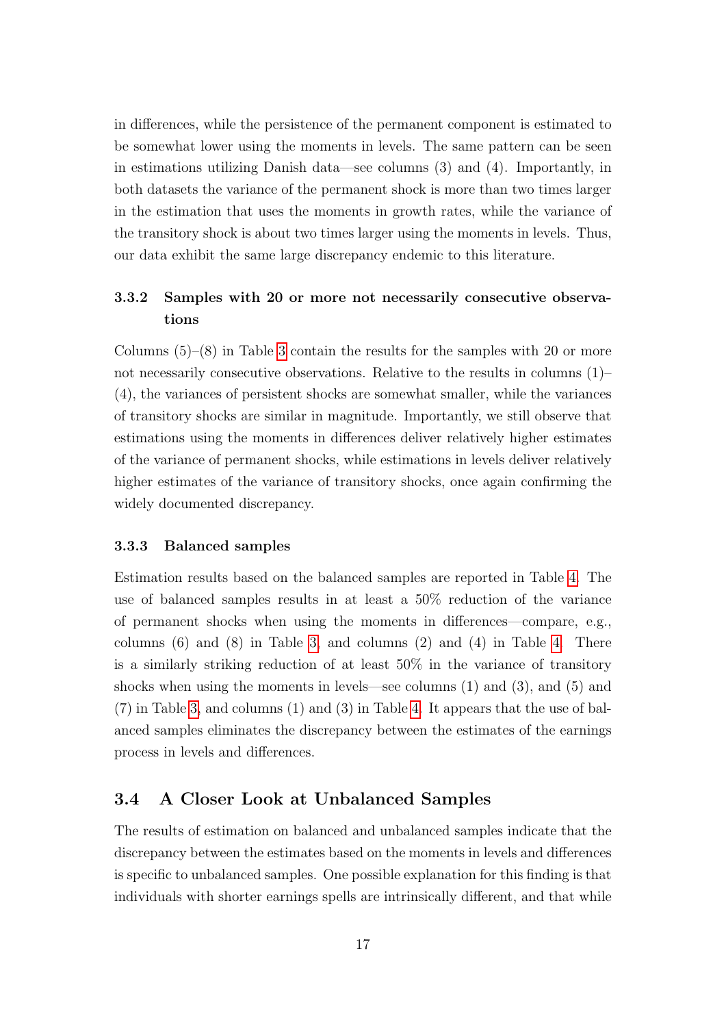in differences, while the persistence of the permanent component is estimated to be somewhat lower using the moments in levels. The same pattern can be seen in estimations utilizing Danish data—see columns (3) and (4). Importantly, in both datasets the variance of the permanent shock is more than two times larger in the estimation that uses the moments in growth rates, while the variance of the transitory shock is about two times larger using the moments in levels. Thus, our data exhibit the same large discrepancy endemic to this literature.

### 3.3.2 Samples with 20 or more not necessarily consecutive observations

Columns (5)–(8) in Table 3 contain the results for the samples with 20 or more not necessarily consecutive observations. Relative to the results in columns (1)–(4), the variances of persistent shocks are somewhat smaller, while the variances of transitory shocks are similar in magnitude. Importantly, we still observe that estimations using the moments in differences deliver relatively higher estimates of the variance of permanent shocks, while estimations in levels deliver relatively higher estimates of the variance of transitory shocks, once again confirming the widely documented discrepancy.

### 3.3.3 Balanced samples

Estimation results based on the balanced samples are reported in Table 4. The use of balanced samples results in at least a 50% reduction of the variance of permanent shocks when using the moments in differences—compare, e.g., columns (6) and (8) in Table 3, and columns (2) and (4) in Table 4. There is a similarly striking reduction of at least 50% in the variance of transitory shocks when using the moments in levels—see columns (1) and (3), and (5) and (7) in Table 3, and columns (1) and (3) in Table 4. It appears that the use of balanced samples eliminates the discrepancy between the estimates of the earnings process in levels and differences.

## 3.4 A Closer Look at Unbalanced Samples

The results of estimation on balanced and unbalanced samples indicate that the discrepancy between the estimates based on the moments in levels and differences is specific to unbalanced samples. One possible explanation for this finding is that individuals with shorter earnings spells are intrinsically different, and that while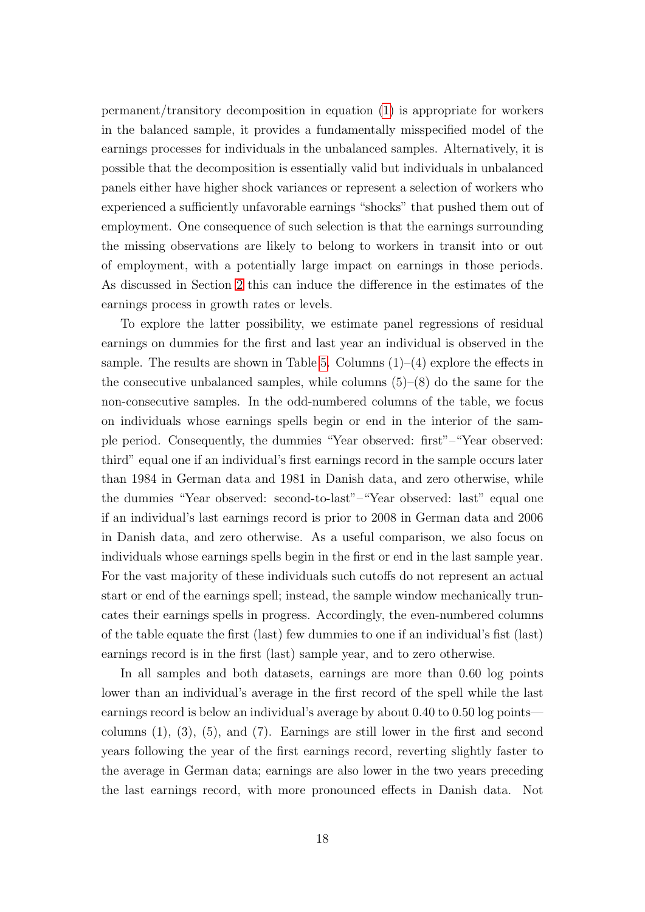permanent/transitory decomposition in equation (1) is appropriate for workers in the balanced sample, it provides a fundamentally misspecified model of the earnings processes for individuals in the unbalanced samples. Alternatively, it is possible that the decomposition is essentially valid but individuals in unbalanced panels either have higher shock variances or represent a selection of workers who experienced a sufficiently unfavorable earnings "shocks" that pushed them out of employment. One consequence of such selection is that the earnings surrounding the missing observations are likely to belong to workers in transit into or out of employment, with a potentially large impact on earnings in those periods. As discussed in Section 2 this can induce the difference in the estimates of the earnings process in growth rates or levels.

To explore the latter possibility, we estimate panel regressions of residual earnings on dummies for the first and last year an individual is observed in the sample. The results are shown in Table 5. Columns (1)–(4) explore the effects in the consecutive unbalanced samples, while columns (5)–(8) do the same for the non-consecutive samples. In the odd-numbered columns of the table, we focus on individuals whose earnings spells begin or end in the interior of the sample period. Consequently, the dummies "Year observed: first"–"Year observed: third" equal one if an individual's first earnings record in the sample occurs later than 1984 in German data and 1981 in Danish data, and zero otherwise, while the dummies "Year observed: second-to-last"–"Year observed: last" equal one if an individual's last earnings record is prior to 2008 in German data and 2006 in Danish data, and zero otherwise. As a useful comparison, we also focus on individuals whose earnings spells begin in the first or end in the last sample year. For the vast majority of these individuals such cutoffs do not represent an actual start or end of the earnings spell; instead, the sample window mechanically truncates their earnings spells in progress. Accordingly, the even-numbered columns of the table equate the first (last) few dummies to one if an individual's fist (last) earnings record is in the first (last) sample year, and to zero otherwise.

In all samples and both datasets, earnings are more than 0.60 log points lower than an individual's average in the first record of the spell while the last earnings record is below an individual's average by about 0.40 to 0.50 log points—columns (1), (3), (5), and (7). Earnings are still lower in the first and second years following the year of the first earnings record, reverting slightly faster to the average in German data; earnings are also lower in the two years preceding the last earnings record, with more pronounced effects in Danish data. Not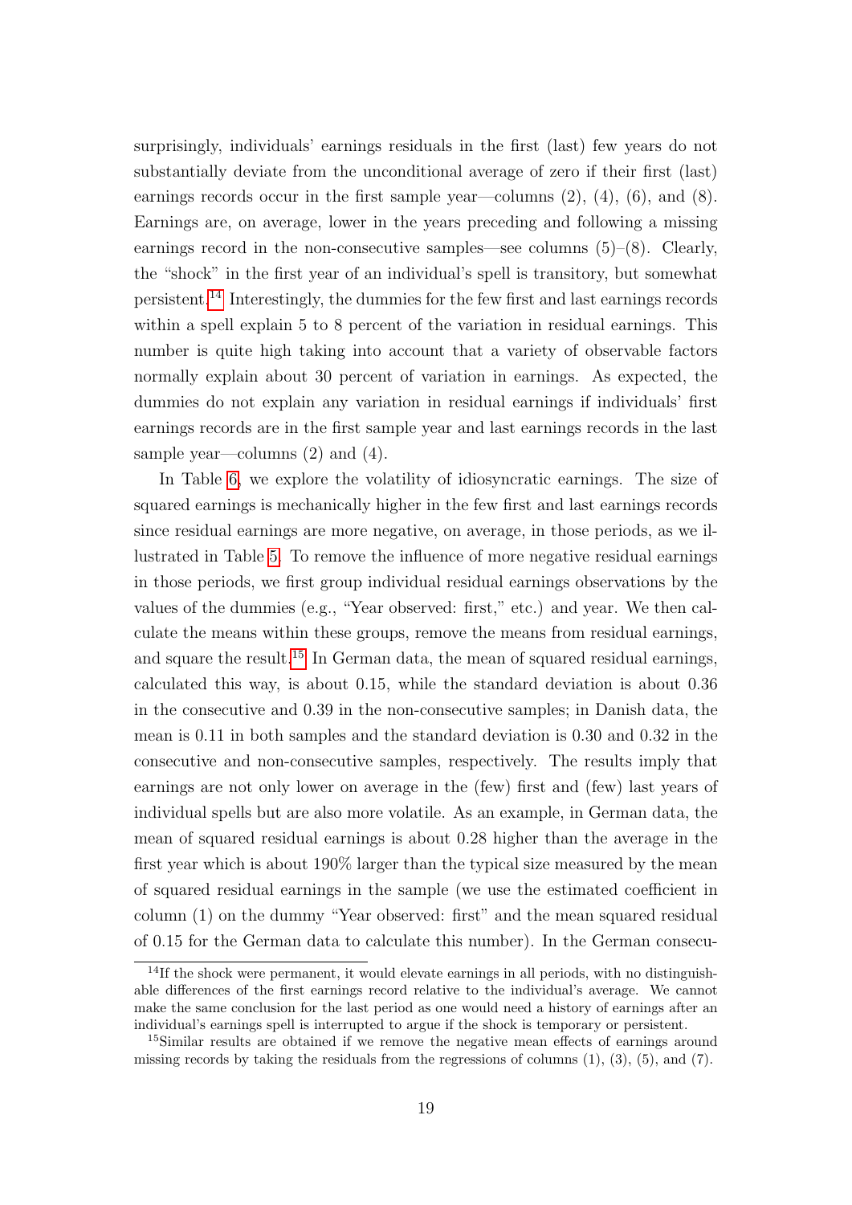surprisingly, individuals' earnings residuals in the first (last) few years do not substantially deviate from the unconditional average of zero if their first (last) earnings records occur in the first sample year—columns (2), (4), (6), and (8). Earnings are, on average, lower in the years preceding and following a missing earnings record in the non-consecutive samples—see columns (5)–(8). Clearly, the "shock" in the first year of an individual's spell is transitory, but somewhat persistent.[14] Interestingly, the dummies for the few first and last earnings records within a spell explain 5 to 8 percent of the variation in residual earnings. This number is quite high taking into account that a variety of observable factors normally explain about 30 percent of variation in earnings. As expected, the dummies do not explain any variation in residual earnings if individuals' first earnings records are in the first sample year and last earnings records in the last sample year—columns (2) and (4).

In Table 6, we explore the volatility of idiosyncratic earnings. The size of squared earnings is mechanically higher in the few first and last earnings records since residual earnings are more negative, on average, in those periods, as we illustrated in Table 5. To remove the influence of more negative residual earnings in those periods, we first group individual residual earnings observations by the values of the dummies (e.g., "Year observed: first," etc.) and year. We then calculate the means within these groups, remove the means from residual earnings, and square the result.[15] In German data, the mean of squared residual earnings, calculated this way, is about 0.15, while the standard deviation is about 0.36 in the consecutive and 0.39 in the non-consecutive samples; in Danish data, the mean is 0.11 in both samples and the standard deviation is 0.30 and 0.32 in the consecutive and non-consecutive samples, respectively. The results imply that earnings are not only lower on average in the (few) first and (few) last years of individual spells but are also more volatile. As an example, in German data, the mean of squared residual earnings is about 0.28 higher than the average in the first year which is about 190% larger than the typical size measured by the mean of squared residual earnings in the sample (we use the estimated coefficient in column (1) on the dummy "Year observed: first" and the mean squared residual of 0.15 for the German data to calculate this number). In the German consecu-

[14] If the shock were permanent, it would elevate earnings in all periods, with no distinguishable differences of the first earnings record relative to the individual's average. We cannot make the same conclusion for the last period as one would need a history of earnings after an individual's earnings spell is interrupted to argue if the shock is temporary or persistent.

[15] Similar results are obtained if we remove the negative mean effects of earnings around missing records by taking the residuals from the regressions of columns (1), (3), (5), and (7).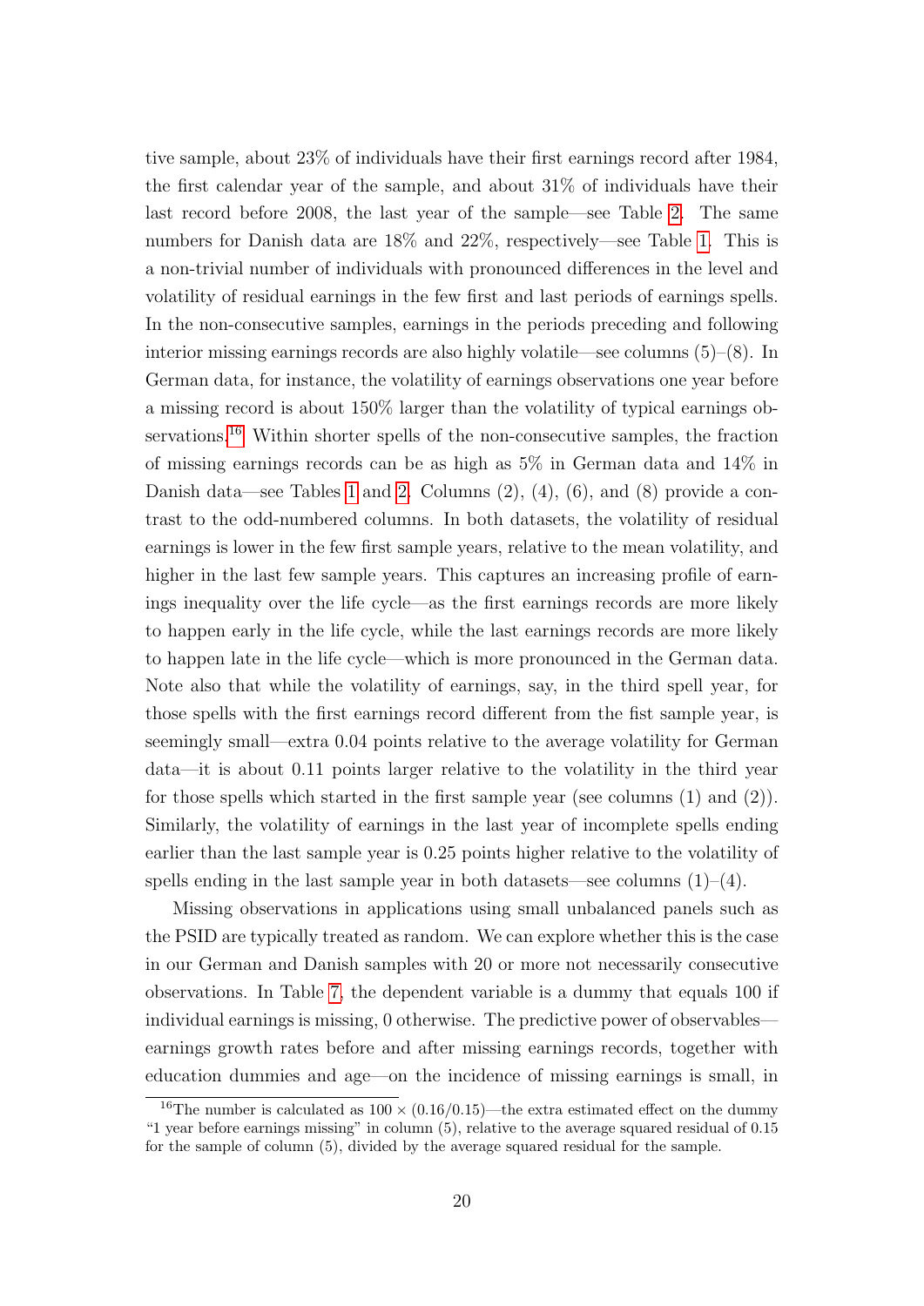tive sample, about 23% of individuals have their first earnings record after 1984, the first calendar year of the sample, and about 31% of individuals have their last record before 2008, the last year of the sample—see Table 2. The same numbers for Danish data are 18% and 22%, respectively—see Table 1. This is a non-trivial number of individuals with pronounced differences in the level and volatility of residual earnings in the few first and last periods of earnings spells. In the non-consecutive samples, earnings in the periods preceding and following interior missing earnings records are also highly volatile—see columns (5)–(8). In German data, for instance, the volatility of earnings observations one year before a missing record is about 150% larger than the volatility of typical earnings observations.[16] Within shorter spells of the non-consecutive samples, the fraction of missing earnings records can be as high as 5% in German data and 14% in Danish data—see Tables 1 and 2. Columns (2), (4), (6), and (8) provide a contrast to the odd-numbered columns. In both datasets, the volatility of residual earnings is lower in the few first sample years, relative to the mean volatility, and higher in the last few sample years. This captures an increasing profile of earnings inequality over the life cycle—as the first earnings records are more likely to happen early in the life cycle, while the last earnings records are more likely to happen late in the life cycle—which is more pronounced in the German data. Note also that while the volatility of earnings, say, in the third spell year, for those spells with the first earnings record different from the fist sample year, is seemingly small—extra 0.04 points relative to the average volatility for German data—it is about 0.11 points larger relative to the volatility in the third year for those spells which started in the first sample year (see columns (1) and (2)). Similarly, the volatility of earnings in the last year of incomplete spells ending earlier than the last sample year is 0.25 points higher relative to the volatility of spells ending in the last sample year in both datasets—see columns (1)–(4).

Missing observations in applications using small unbalanced panels such as the PSID are typically treated as random. We can explore whether this is the case in our German and Danish samples with 20 or more not necessarily consecutive observations. In Table 7, the dependent variable is a dummy that equals 100 if individual earnings is missing, 0 otherwise. The predictive power of observables—earnings growth rates before and after missing earnings records, together with education dummies and age—on the incidence of missing earnings is small, in

[16] The number is calculated as $100 \times (0.16/0.15)$—the extra estimated effect on the dummy "1 year before earnings missing" in column (5), relative to the average squared residual of 0.15 for the sample of column (5), divided by the average squared residual for the sample.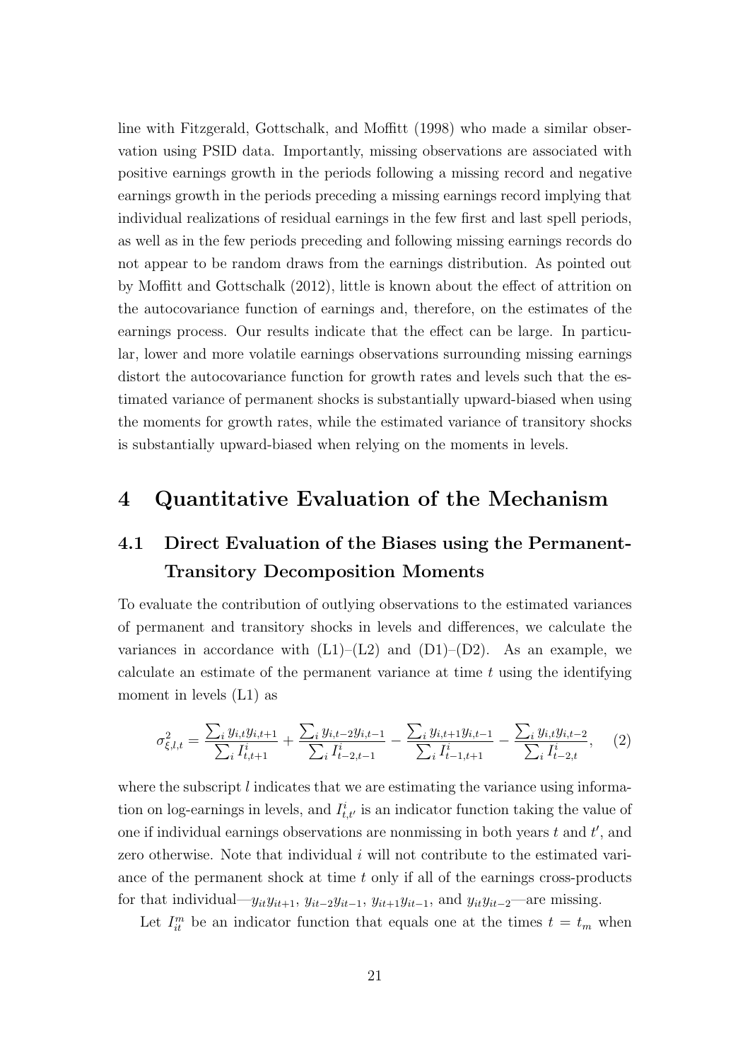line with Fitzgerald, Gottschalk, and Moffitt (1998) who made a similar observation using PSID data. Importantly, missing observations are associated with positive earnings growth in the periods following a missing record and negative earnings growth in the periods preceding a missing earnings record implying that individual realizations of residual earnings in the few first and last spell periods, as well as in the few periods preceding and following missing earnings records do not appear to be random draws from the earnings distribution. As pointed out by Moffitt and Gottschalk (2012), little is known about the effect of attrition on the autocovariance function of earnings and, therefore, on the estimates of the earnings process. Our results indicate that the effect can be large. In particular, lower and more volatile earnings observations surrounding missing earnings distort the autocovariance function for growth rates and levels such that the estimated variance of permanent shocks is substantially upward-biased when using the moments for growth rates, while the estimated variance of transitory shocks is substantially upward-biased when relying on the moments in levels.

# 4 Quantitative Evaluation of the Mechanism

## 4.1 Direct Evaluation of the Biases using the Permanent-Transitory Decomposition Moments

To evaluate the contribution of outlying observations to the estimated variances of permanent and transitory shocks in levels and differences, we calculate the variances in accordance with (L1)–(L2) and (D1)–(D2). As an example, we calculate an estimate of the permanent variance at time $t$ using the identifying moment in levels (L1) as

$$\sigma^2_{\xi,l,t} = \frac{\sum_i y_{i,t} y_{i,t+1}}{\sum_i I^i_{t,t+1}} + \frac{\sum_i y_{i,t-2} y_{i,t-1}}{\sum_i I^i_{t-2,t-1}} - \frac{\sum_i y_{i,t+1} y_{i,t-1}}{\sum_i I^i_{t-1,t+1}} - \frac{\sum_i y_{i,t} y_{i,t-2}}{\sum_i I^i_{t-2,t}}, \quad (2)$$

where the subscript $l$ indicates that we are estimating the variance using information on log-earnings in levels, and $I^i_{t,t'}$ is an indicator function taking the value of one if individual earnings observations are nonmissing in both years $t$ and $t'$, and zero otherwise. Note that individual $i$ will not contribute to the estimated variance of the permanent shock at time $t$ only if all of the earnings cross-products for that individual—$y_{it}y_{it+1}$, $y_{it-2}y_{it-1}$, $y_{it+1}y_{it-1}$, and $y_{it}y_{it-2}$—are missing.

Let $I^m_{it}$ be an indicator function that equals one at the times $t = t_m$ when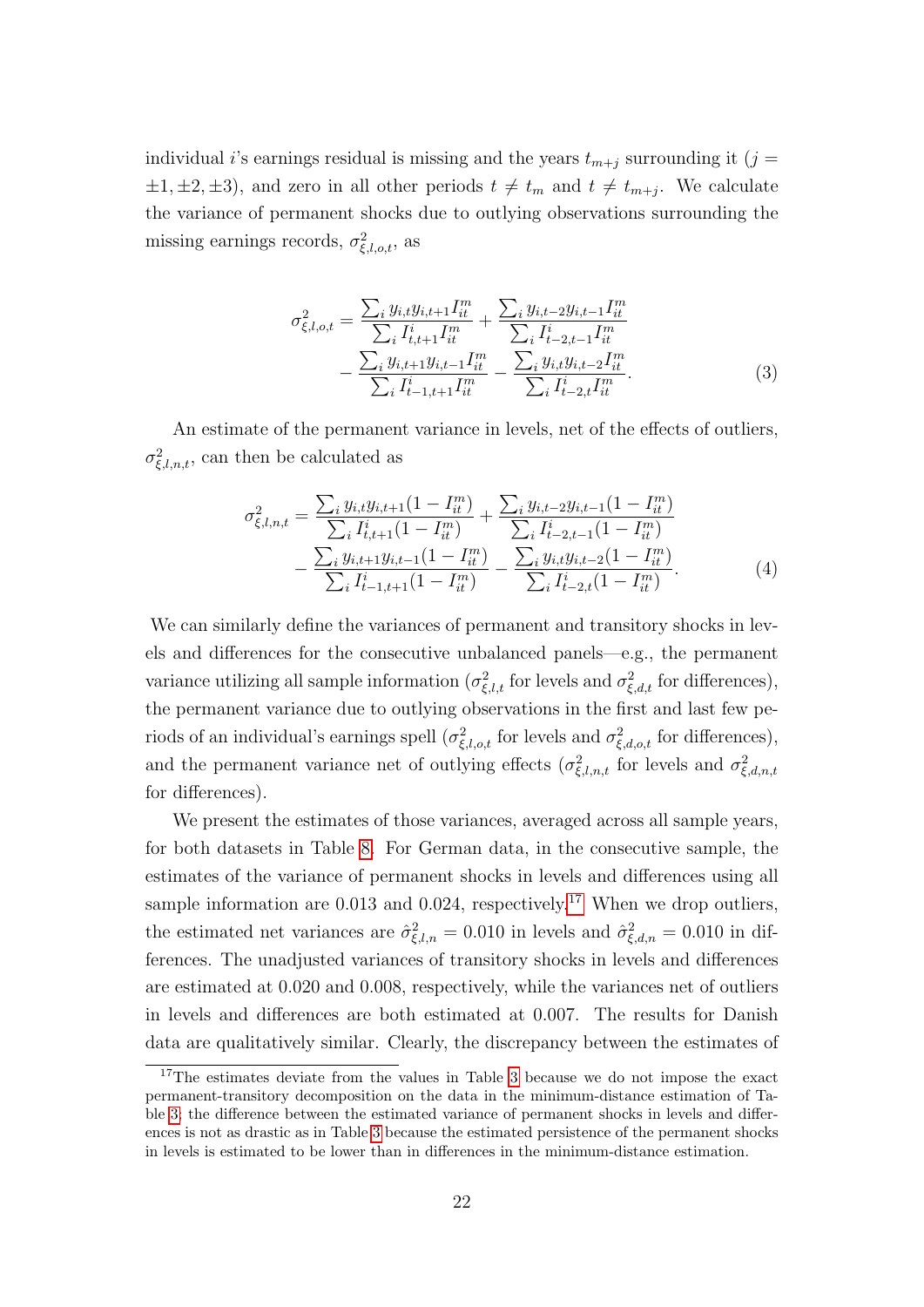individual $i$'s earnings residual is missing and the years $t_{m+j}$ surrounding it ($j = \pm1, \pm2, \pm3$), and zero in all other periods $t \neq t_m$ and $t \neq t_{m+j}$. We calculate the variance of permanent shocks due to outlying observations surrounding the missing earnings records, $\sigma^2_{\xi,l,o,t}$, as

$$\sigma^2_{\xi,l,o,t} = \frac{\sum_i y_{i,t}y_{i,t+1}I^m_{it}}{\sum_i I^i_{t,t+1}I^m_{it}} + \frac{\sum_i y_{i,t-2}y_{i,t-1}I^m_{it}}{\sum_i I^i_{t-2,t-1}I^m_{it}} - \frac{\sum_i y_{i,t+1}y_{i,t-1}I^m_{it}}{\sum_i I^i_{t-1,t+1}I^m_{it}} - \frac{\sum_i y_{i,t}y_{i,t-2}I^m_{it}}{\sum_i I^i_{t-2,t}I^m_{it}}. \tag{3}$$

An estimate of the permanent variance in levels, net of the effects of outliers, $\sigma^2_{\xi,l,n,t}$, can then be calculated as

$$\sigma^2_{\xi,l,n,t} = \frac{\sum_i y_{i,t}y_{i,t+1}(1-I^m_{it})}{\sum_i I^i_{t,t+1}(1-I^m_{it})} + \frac{\sum_i y_{i,t-2}y_{i,t-1}(1-I^m_{it})}{\sum_i I^i_{t-2,t-1}(1-I^m_{it})} - \frac{\sum_i y_{i,t+1}y_{i,t-1}(1-I^m_{it})}{\sum_i I^i_{t-1,t+1}(1-I^m_{it})} - \frac{\sum_i y_{i,t}y_{i,t-2}(1-I^m_{it})}{\sum_i I^i_{t-2,t}(1-I^m_{it})}. \tag{4}$$

We can similarly define the variances of permanent and transitory shocks in levels and differences for the consecutive unbalanced panels—e.g., the permanent variance utilizing all sample information ($\sigma^2_{\xi,l,t}$ for levels and $\sigma^2_{\xi,d,t}$ for differences), the permanent variance due to outlying observations in the first and last few periods of an individual's earnings spell ($\sigma^2_{\xi,l,o,t}$ for levels and $\sigma^2_{\xi,d,o,t}$ for differences), and the permanent variance net of outlying effects ($\sigma^2_{\xi,l,n,t}$ for levels and $\sigma^2_{\xi,d,n,t}$ for differences).

We present the estimates of those variances, averaged across all sample years, for both datasets in Table 8. For German data, in the consecutive sample, the estimates of the variance of permanent shocks in levels and differences using all sample information are 0.013 and 0.024, respectively.[17] When we drop outliers, the estimated net variances are $\hat{\sigma}^2_{\xi,l,n} = 0.010$ in levels and $\hat{\sigma}^2_{\xi,d,n} = 0.010$ in differences. The unadjusted variances of transitory shocks in levels and differences are estimated at 0.020 and 0.008, respectively, while the variances net of outliers in levels and differences are both estimated at 0.007. The results for Danish data are qualitatively similar. Clearly, the discrepancy between the estimates of

[17] The estimates deviate from the values in Table 3 because we do not impose the exact permanent-transitory decomposition on the data in the minimum-distance estimation of Table 3; the difference between the estimated variance of permanent shocks in levels and differences is not as drastic as in Table 3 because the estimated persistence of the permanent shocks in levels is estimated to be lower than in differences in the minimum-distance estimation.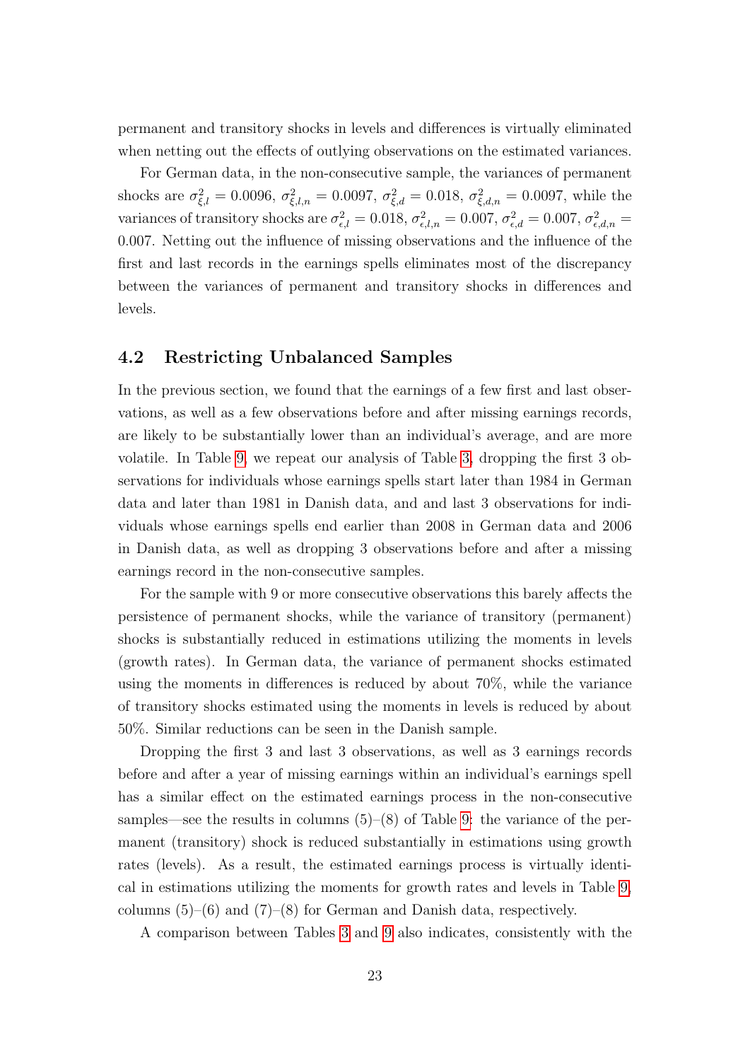permanent and transitory shocks in levels and differences is virtually eliminated when netting out the effects of outlying observations on the estimated variances.

For German data, in the non-consecutive sample, the variances of permanent shocks are $\sigma^2_{\xi,l} = 0.0096$, $\sigma^2_{\xi,l,n} = 0.0097$, $\sigma^2_{\xi,d} = 0.018$, $\sigma^2_{\xi,d,n} = 0.0097$, while the variances of transitory shocks are $\sigma^2_{\epsilon,l} = 0.018$, $\sigma^2_{\epsilon,l,n} = 0.007$, $\sigma^2_{\epsilon,d} = 0.007$, $\sigma^2_{\epsilon,d,n} = 0.007$. Netting out the influence of missing observations and the influence of the first and last records in the earnings spells eliminates most of the discrepancy between the variances of permanent and transitory shocks in differences and levels.

## 4.2 Restricting Unbalanced Samples

In the previous section, we found that the earnings of a few first and last observations, as well as a few observations before and after missing earnings records, are likely to be substantially lower than an individual's average, and are more volatile. In Table 9, we repeat our analysis of Table 3, dropping the first 3 observations for individuals whose earnings spells start later than 1984 in German data and later than 1981 in Danish data, and and last 3 observations for individuals whose earnings spells end earlier than 2008 in German data and 2006 in Danish data, as well as dropping 3 observations before and after a missing earnings record in the non-consecutive samples.

For the sample with 9 or more consecutive observations this barely affects the persistence of permanent shocks, while the variance of transitory (permanent) shocks is substantially reduced in estimations utilizing the moments in levels (growth rates). In German data, the variance of permanent shocks estimated using the moments in differences is reduced by about 70%, while the variance of transitory shocks estimated using the moments in levels is reduced by about 50%. Similar reductions can be seen in the Danish sample.

Dropping the first 3 and last 3 observations, as well as 3 earnings records before and after a year of missing earnings within an individual's earnings spell has a similar effect on the estimated earnings process in the non-consecutive samples—see the results in columns (5)–(8) of Table 9: the variance of the permanent (transitory) shock is reduced substantially in estimations using growth rates (levels). As a result, the estimated earnings process is virtually identical in estimations utilizing the moments for growth rates and levels in Table 9, columns (5)–(6) and (7)–(8) for German and Danish data, respectively.

A comparison between Tables 3 and 9 also indicates, consistently with the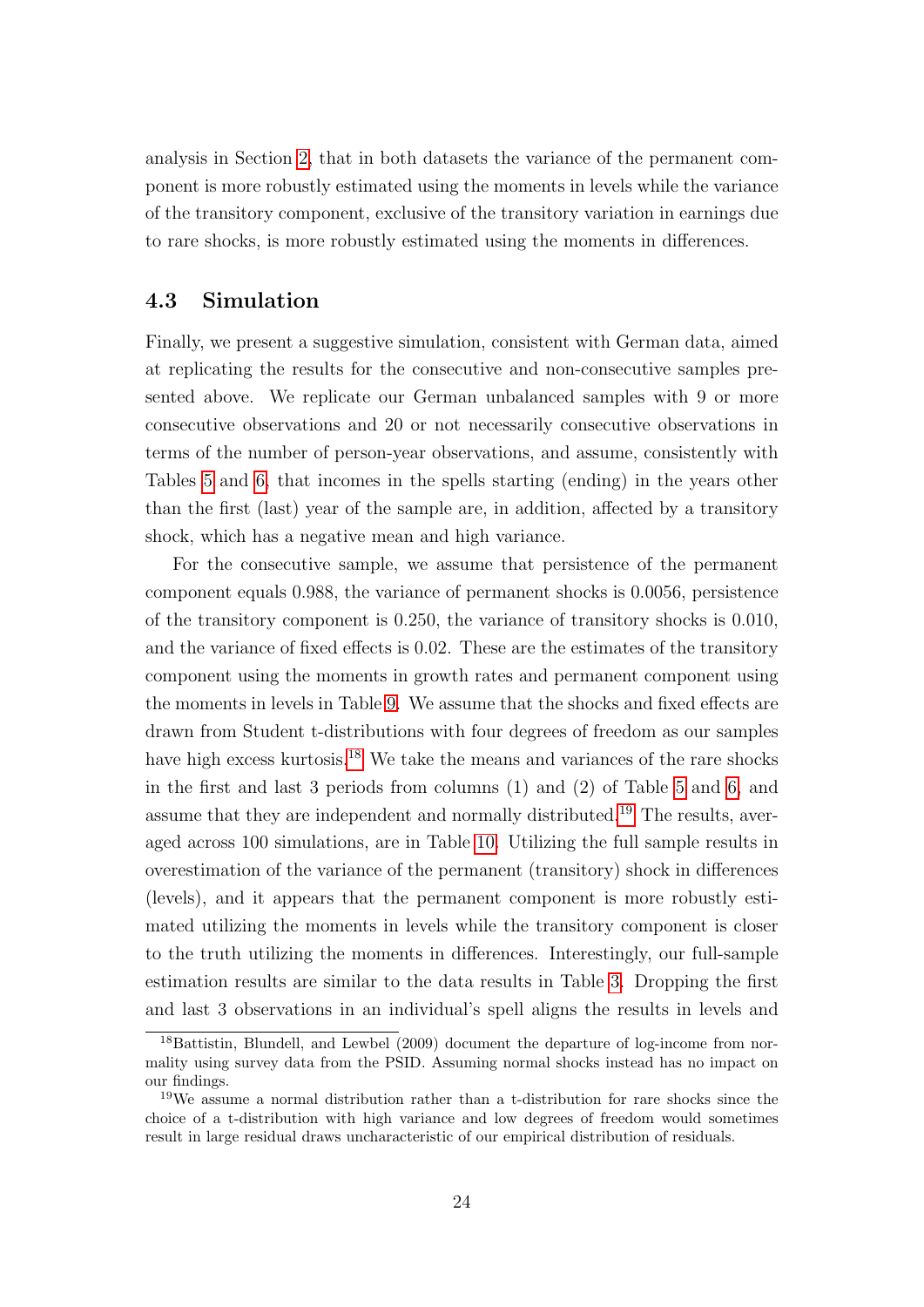analysis in Section 2, that in both datasets the variance of the permanent component is more robustly estimated using the moments in levels while the variance of the transitory component, exclusive of the transitory variation in earnings due to rare shocks, is more robustly estimated using the moments in differences.

### 4.3 Simulation

Finally, we present a suggestive simulation, consistent with German data, aimed at replicating the results for the consecutive and non-consecutive samples presented above. We replicate our German unbalanced samples with 9 or more consecutive observations and 20 or not necessarily consecutive observations in terms of the number of person-year observations, and assume, consistently with Tables 5 and 6, that incomes in the spells starting (ending) in the years other than the first (last) year of the sample are, in addition, affected by a transitory shock, which has a negative mean and high variance.

For the consecutive sample, we assume that persistence of the permanent component equals 0.988, the variance of permanent shocks is 0.0056, persistence of the transitory component is 0.250, the variance of transitory shocks is 0.010, and the variance of fixed effects is 0.02. These are the estimates of the transitory component using the moments in growth rates and permanent component using the moments in levels in Table 9. We assume that the shocks and fixed effects are drawn from Student t-distributions with four degrees of freedom as our samples have high excess kurtosis.[18] We take the means and variances of the rare shocks in the first and last 3 periods from columns (1) and (2) of Table 5 and 6, and assume that they are independent and normally distributed.[19] The results, averaged across 100 simulations, are in Table 10. Utilizing the full sample results in overestimation of the variance of the permanent (transitory) shock in differences (levels), and it appears that the permanent component is more robustly estimated utilizing the moments in levels while the transitory component is closer to the truth utilizing the moments in differences. Interestingly, our full-sample estimation results are similar to the data results in Table 3. Dropping the first and last 3 observations in an individual's spell aligns the results in levels and

[18] Battistin, Blundell, and Lewbel (2009) document the departure of log-income from normality using survey data from the PSID. Assuming normal shocks instead has no impact on our findings.

[19] We assume a normal distribution rather than a t-distribution for rare shocks since the choice of a t-distribution with high variance and low degrees of freedom would sometimes result in large residual draws uncharacteristic of our empirical distribution of residuals.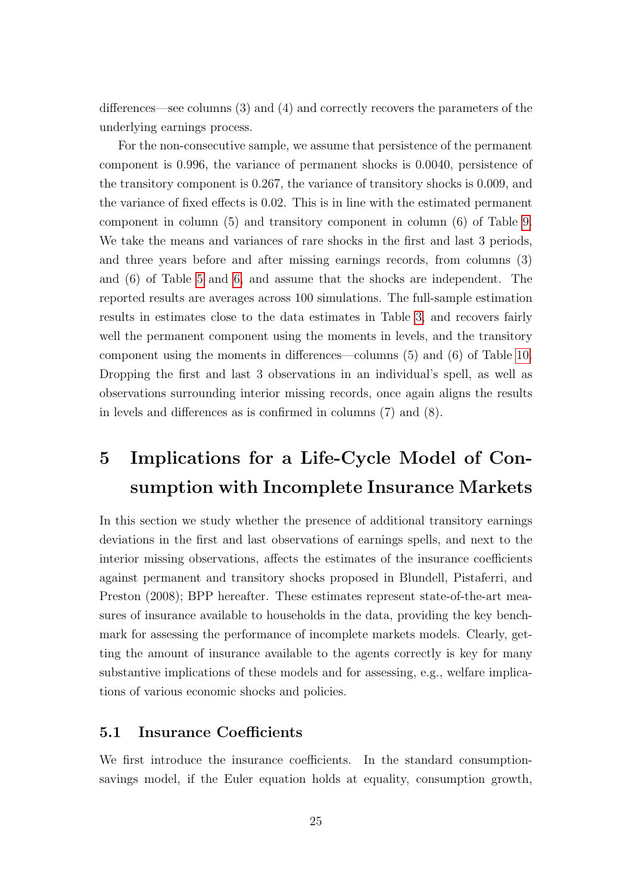differences—see columns (3) and (4) and correctly recovers the parameters of the underlying earnings process.

For the non-consecutive sample, we assume that persistence of the permanent component is 0.996, the variance of permanent shocks is 0.0040, persistence of the transitory component is 0.267, the variance of transitory shocks is 0.009, and the variance of fixed effects is 0.02. This is in line with the estimated permanent component in column (5) and transitory component in column (6) of Table 9. We take the means and variances of rare shocks in the first and last 3 periods, and three years before and after missing earnings records, from columns (3) and (6) of Table 5 and 6, and assume that the shocks are independent. The reported results are averages across 100 simulations. The full-sample estimation results in estimates close to the data estimates in Table 3, and recovers fairly well the permanent component using the moments in levels, and the transitory component using the moments in differences—columns (5) and (6) of Table 10. Dropping the first and last 3 observations in an individual's spell, as well as observations surrounding interior missing records, once again aligns the results in levels and differences as is confirmed in columns (7) and (8).

# 5 Implications for a Life-Cycle Model of Consumption with Incomplete Insurance Markets

In this section we study whether the presence of additional transitory earnings deviations in the first and last observations of earnings spells, and next to the interior missing observations, affects the estimates of the insurance coefficients against permanent and transitory shocks proposed in Blundell, Pistaferri, and Preston (2008); BPP hereafter. These estimates represent state-of-the-art measures of insurance available to households in the data, providing the key benchmark for assessing the performance of incomplete markets models. Clearly, getting the amount of insurance available to the agents correctly is key for many substantive implications of these models and for assessing, e.g., welfare implications of various economic shocks and policies.

## 5.1 Insurance Coefficients

We first introduce the insurance coefficients. In the standard consumption-savings model, if the Euler equation holds at equality, consumption growth,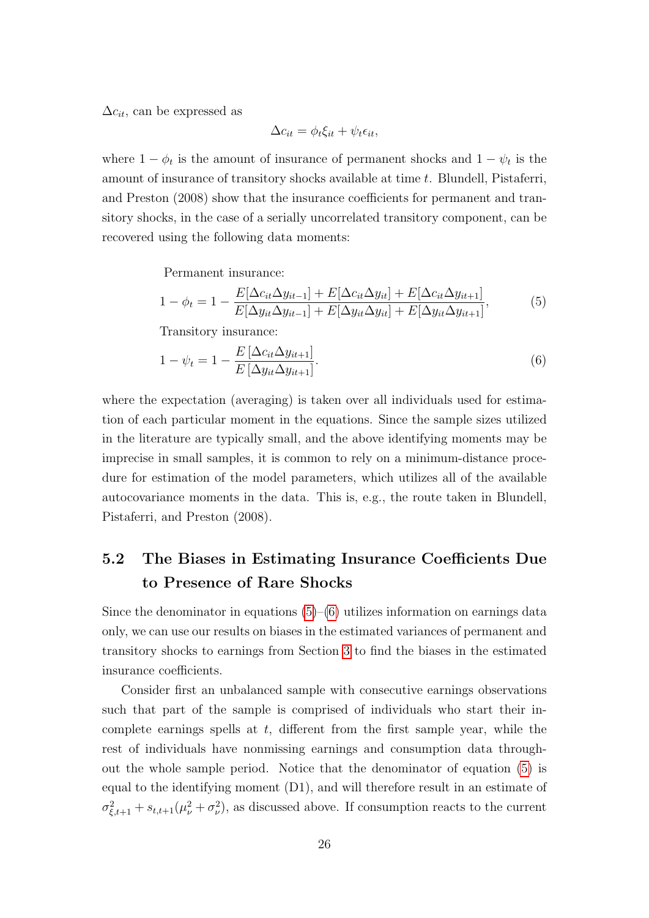$\Delta c_{it}$, can be expressed as

$$\Delta c_{it} = \phi_t \xi_{it} + \psi_t \epsilon_{it},$$

where $1 - \phi_t$ is the amount of insurance of permanent shocks and $1 - \psi_t$ is the amount of insurance of transitory shocks available at time $t$. Blundell, Pistaferri, and Preston (2008) show that the insurance coefficients for permanent and transitory shocks, in the case of a serially uncorrelated transitory component, can be recovered using the following data moments:

Permanent insurance:

$$1 - \phi_t = 1 - \frac{E[\Delta c_{it} \Delta y_{it-1}] + E[\Delta c_{it} \Delta y_{it}] + E[\Delta c_{it} \Delta y_{it+1}]}{E[\Delta y_{it} \Delta y_{it-1}] + E[\Delta y_{it} \Delta y_{it}] + E[\Delta y_{it} \Delta y_{it+1}]}, \tag{5}$$

Transitory insurance:

$$1 - \psi_t = 1 - \frac{E\left[\Delta c_{it} \Delta y_{it+1}\right]}{E\left[\Delta y_{it} \Delta y_{it+1}\right]}. \tag{6}$$

where the expectation (averaging) is taken over all individuals used for estimation of each particular moment in the equations. Since the sample sizes utilized in the literature are typically small, and the above identifying moments may be imprecise in small samples, it is common to rely on a minimum-distance procedure for estimation of the model parameters, which utilizes all of the available autocovariance moments in the data. This is, e.g., the route taken in Blundell, Pistaferri, and Preston (2008).

## 5.2 The Biases in Estimating Insurance Coefficients Due to Presence of Rare Shocks

Since the denominator in equations (5)–(6) utilizes information on earnings data only, we can use our results on biases in the estimated variances of permanent and transitory shocks to earnings from Section 3 to find the biases in the estimated insurance coefficients.

Consider first an unbalanced sample with consecutive earnings observations such that part of the sample is comprised of individuals who start their incomplete earnings spells at $t$, different from the first sample year, while the rest of individuals have nonmissing earnings and consumption data throughout the whole sample period. Notice that the denominator of equation (5) is equal to the identifying moment (D1), and will therefore result in an estimate of $\sigma^2_{\xi,t+1} + s_{t,t+1}(\mu^2_\nu + \sigma^2_\nu)$, as discussed above. If consumption reacts to the current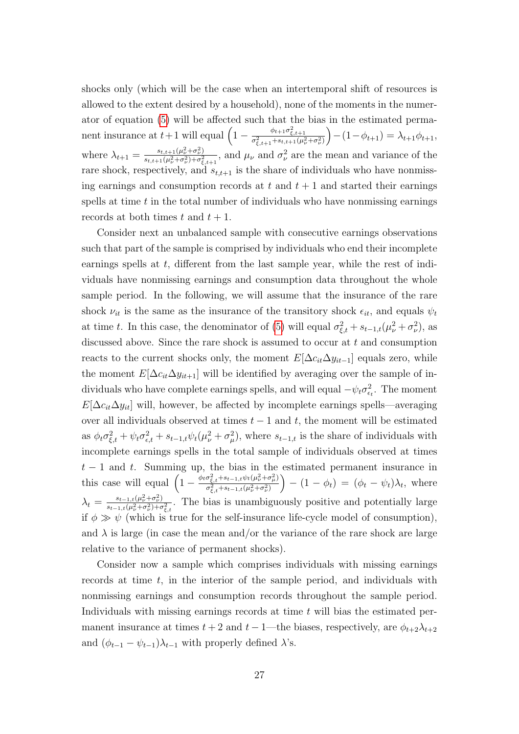shocks only (which will be the case when an intertemporal shift of resources is allowed to the extent desired by a household), none of the moments in the numerator of equation (5) will be affected such that the bias in the estimated permanent insurance at $t+1$ will equal $\left(1 - \frac{\phi_{t+1}\sigma^2_{\xi,t+1}}{\sigma^2_{\xi,t+1}+s_{t,t+1}(\mu^2_\nu+\sigma^2_\nu)}\right) - (1-\phi_{t+1}) = \lambda_{t+1}\phi_{t+1}$, where $\lambda_{t+1} = \frac{s_{t,t+1}(\mu^2_\nu+\sigma^2_\nu)}{s_{t,t+1}(\mu^2_\nu+\sigma^2_\nu)+\sigma^2_{\xi,t+1}}$, and $\mu_\nu$ and $\sigma^2_\nu$ are the mean and variance of the rare shock, respectively, and $s_{t,t+1}$ is the share of individuals who have nonmissing earnings and consumption records at $t$ and $t+1$ and started their earnings spells at time $t$ in the total number of individuals who have nonmissing earnings records at both times $t$ and $t+1$.

Consider next an unbalanced sample with consecutive earnings observations such that part of the sample is comprised by individuals who end their incomplete earnings spells at $t$, different from the last sample year, while the rest of individuals have nonmissing earnings and consumption data throughout the whole sample period. In the following, we will assume that the insurance of the rare shock $\nu_{it}$ is the same as the insurance of the transitory shock $\epsilon_{it}$, and equals $\psi_t$ at time $t$. In this case, the denominator of (5) will equal $\sigma^2_{\xi,t} + s_{t-1,t}(\mu^2_\nu+\sigma^2_\nu)$, as discussed above. Since the rare shock is assumed to occur at $t$ and consumption reacts to the current shocks only, the moment $E[\Delta c_{it}\Delta y_{it-1}]$ equals zero, while the moment $E[\Delta c_{it}\Delta y_{it+1}]$ will be identified by averaging over the sample of individuals who have complete earnings spells, and will equal $-\psi_t\sigma^2_{\epsilon_t}$. The moment $E[\Delta c_{it}\Delta y_{it}]$ will, however, be affected by incomplete earnings spells—averaging over all individuals observed at times $t-1$ and $t$, the moment will be estimated as $\phi_t\sigma^2_{\xi,t} + \psi_t\sigma^2_{\epsilon,t} + s_{t-1,t}\psi_t(\mu^2_\nu+\sigma^2_\mu)$, where $s_{t-1,t}$ is the share of individuals with incomplete earnings spells in the total sample of individuals observed at times $t-1$ and $t$. Summing up, the bias in the estimated permanent insurance in this case will equal $\left(1 - \frac{\phi_t\sigma^2_{\xi,t}+s_{t-1,t}\psi_t(\mu^2_\nu+\sigma^2_\mu)}{\sigma^2_{\xi,t}+s_{t-1,t}(\mu^2_\nu+\sigma^2_\nu)}\right) - (1-\phi_t) = (\phi_t - \psi_t)\lambda_t$, where $\lambda_t = \frac{s_{t-1,t}(\mu^2_\nu+\sigma^2_\nu)}{s_{t-1,t}(\mu^2_\nu+\sigma^2_\nu)+\sigma^2_{\xi,t}}$. The bias is unambiguously positive and potentially large if $\phi \gg \psi$ (which is true for the self-insurance life-cycle model of consumption), and $\lambda$ is large (in case the mean and/or the variance of the rare shock are large relative to the variance of permanent shocks).

Consider now a sample which comprises individuals with missing earnings records at time $t$, in the interior of the sample period, and individuals with nonmissing earnings and consumption records throughout the sample period. Individuals with missing earnings records at time $t$ will bias the estimated permanent insurance at times $t+2$ and $t-1$—the biases, respectively, are $\phi_{t+2}\lambda_{t+2}$ and $(\phi_{t-1} - \psi_{t-1})\lambda_{t-1}$ with properly defined $\lambda$'s.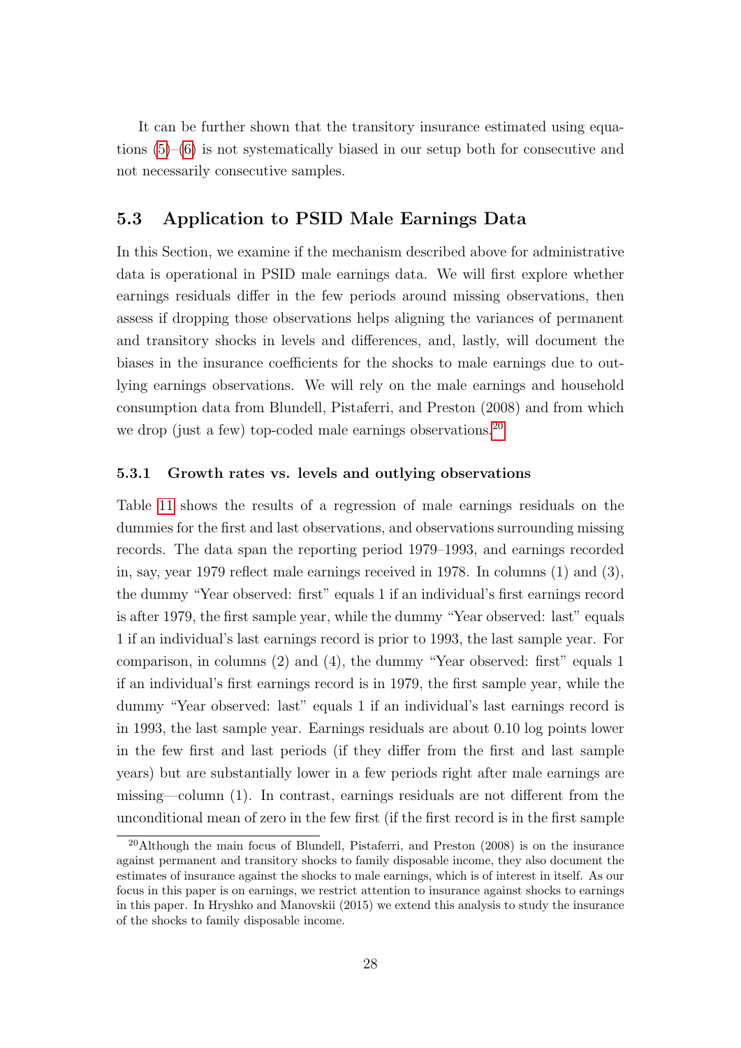It can be further shown that the transitory insurance estimated using equations (5)–(6) is not systematically biased in our setup both for consecutive and not necessarily consecutive samples.

## 5.3 Application to PSID Male Earnings Data

In this Section, we examine if the mechanism described above for administrative data is operational in PSID male earnings data. We will first explore whether earnings residuals differ in the few periods around missing observations, then assess if dropping those observations helps aligning the variances of permanent and transitory shocks in levels and differences, and, lastly, will document the biases in the insurance coefficients for the shocks to male earnings due to outlying earnings observations. We will rely on the male earnings and household consumption data from Blundell, Pistaferri, and Preston (2008) and from which we drop (just a few) top-coded male earnings observations.[20]

### 5.3.1 Growth rates vs. levels and outlying observations

Table 11 shows the results of a regression of male earnings residuals on the dummies for the first and last observations, and observations surrounding missing records. The data span the reporting period 1979–1993, and earnings recorded in, say, year 1979 reflect male earnings received in 1978. In columns (1) and (3), the dummy "Year observed: first" equals 1 if an individual's first earnings record is after 1979, the first sample year, while the dummy "Year observed: last" equals 1 if an individual's last earnings record is prior to 1993, the last sample year. For comparison, in columns (2) and (4), the dummy "Year observed: first" equals 1 if an individual's first earnings record is in 1979, the first sample year, while the dummy "Year observed: last" equals 1 if an individual's last earnings record is in 1993, the last sample year. Earnings residuals are about 0.10 log points lower in the few first and last periods (if they differ from the first and last sample years) but are substantially lower in a few periods right after male earnings are missing—column (1). In contrast, earnings residuals are not different from the unconditional mean of zero in the few first (if the first record is in the first sample

[20] Although the main focus of Blundell, Pistaferri, and Preston (2008) is on the insurance against permanent and transitory shocks to family disposable income, they also document the estimates of insurance against the shocks to male earnings, which is of interest in itself. As our focus in this paper is on earnings, we restrict attention to insurance against shocks to earnings in this paper. In Hryshko and Manovskii (2015) we extend this analysis to study the insurance of the shocks to family disposable income.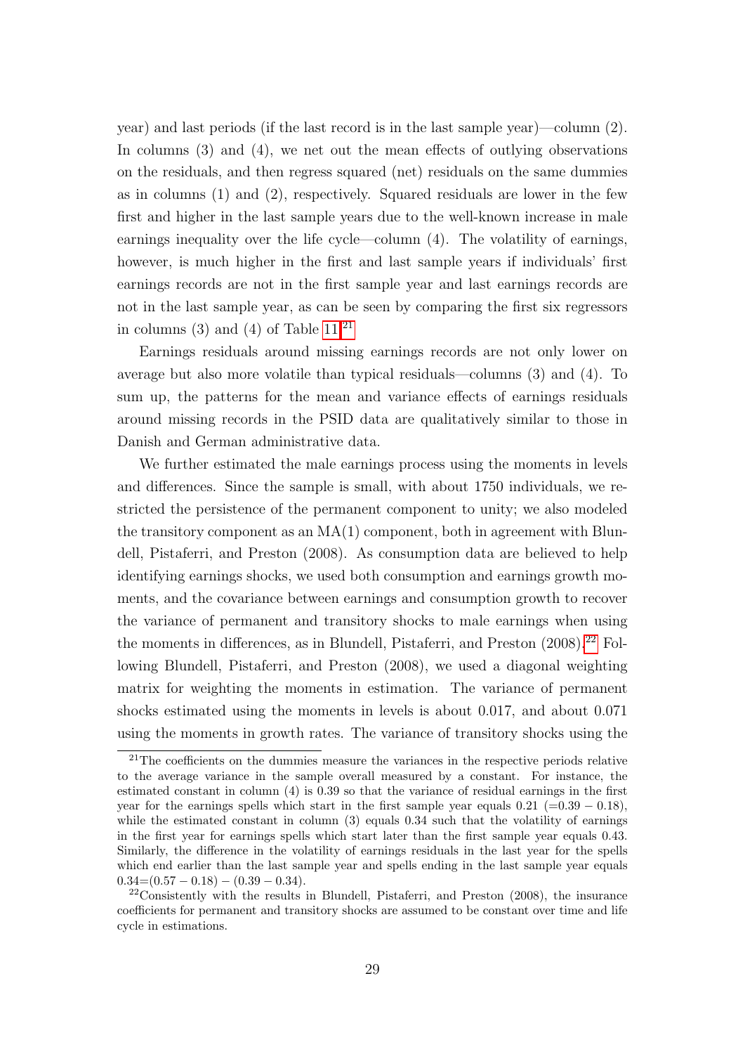year) and last periods (if the last record is in the last sample year)—column (2). In columns (3) and (4), we net out the mean effects of outlying observations on the residuals, and then regress squared (net) residuals on the same dummies as in columns (1) and (2), respectively. Squared residuals are lower in the few first and higher in the last sample years due to the well-known increase in male earnings inequality over the life cycle—column (4). The volatility of earnings, however, is much higher in the first and last sample years if individuals' first earnings records are not in the first sample year and last earnings records are not in the last sample year, as can be seen by comparing the first six regressors in columns (3) and (4) of Table 11.[21]

Earnings residuals around missing earnings records are not only lower on average but also more volatile than typical residuals—columns (3) and (4). To sum up, the patterns for the mean and variance effects of earnings residuals around missing records in the PSID data are qualitatively similar to those in Danish and German administrative data.

We further estimated the male earnings process using the moments in levels and differences. Since the sample is small, with about 1750 individuals, we restricted the persistence of the permanent component to unity; we also modeled the transitory component as an MA(1) component, both in agreement with Blundell, Pistaferri, and Preston (2008). As consumption data are believed to help identifying earnings shocks, we used both consumption and earnings growth moments, and the covariance between earnings and consumption growth to recover the variance of permanent and transitory shocks to male earnings when using the moments in differences, as in Blundell, Pistaferri, and Preston (2008).[22] Following Blundell, Pistaferri, and Preston (2008), we used a diagonal weighting matrix for weighting the moments in estimation. The variance of permanent shocks estimated using the moments in levels is about 0.017, and about 0.071 using the moments in growth rates. The variance of transitory shocks using the

---

[21] The coefficients on the dummies measure the variances in the respective periods relative to the average variance in the sample overall measured by a constant. For instance, the estimated constant in column (4) is 0.39 so that the variance of residual earnings in the first year for the earnings spells which start in the first sample year equals 0.21 ($=0.39 - 0.18$), while the estimated constant in column (3) equals 0.34 such that the volatility of earnings in the first year for earnings spells which start later than the first sample year equals 0.43. Similarly, the difference in the volatility of earnings residuals in the last year for the spells which end earlier than the last sample year and spells ending in the last sample year equals $0.34 = (0.57 - 0.18) - (0.39 - 0.34)$.

[22] Consistently with the results in Blundell, Pistaferri, and Preston (2008), the insurance coefficients for permanent and transitory shocks are assumed to be constant over time and life cycle in estimations.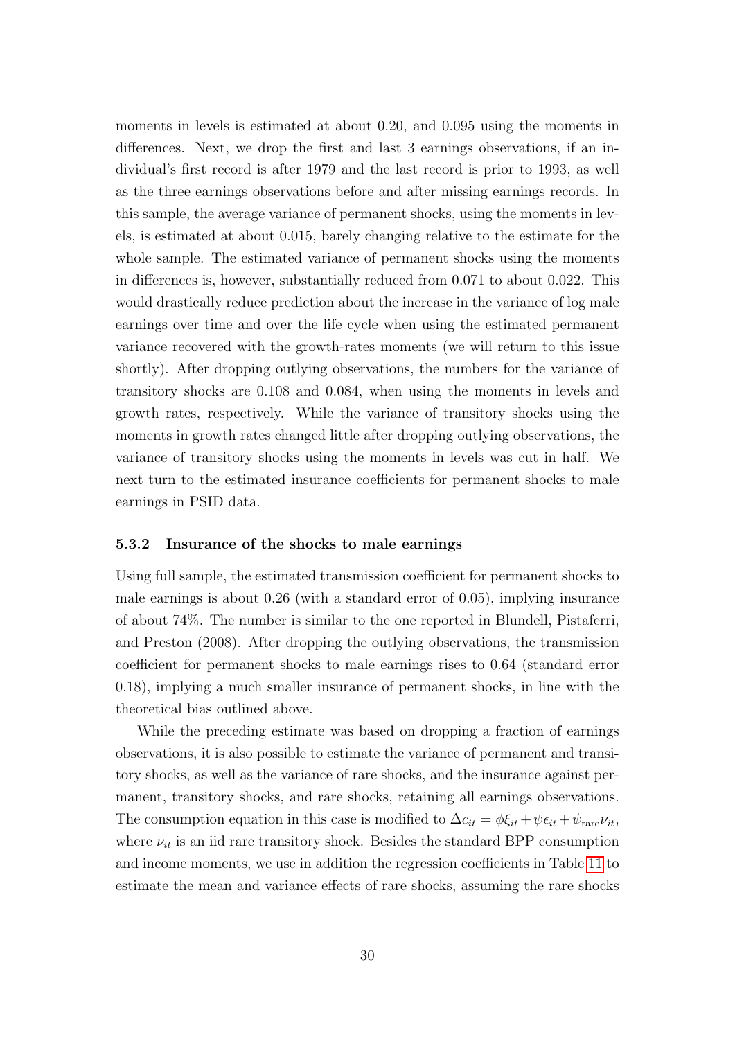moments in levels is estimated at about 0.20, and 0.095 using the moments in differences. Next, we drop the first and last 3 earnings observations, if an individual's first record is after 1979 and the last record is prior to 1993, as well as the three earnings observations before and after missing earnings records. In this sample, the average variance of permanent shocks, using the moments in levels, is estimated at about 0.015, barely changing relative to the estimate for the whole sample. The estimated variance of permanent shocks using the moments in differences is, however, substantially reduced from 0.071 to about 0.022. This would drastically reduce prediction about the increase in the variance of log male earnings over time and over the life cycle when using the estimated permanent variance recovered with the growth-rates moments (we will return to this issue shortly). After dropping outlying observations, the numbers for the variance of transitory shocks are 0.108 and 0.084, when using the moments in levels and growth rates, respectively. While the variance of transitory shocks using the moments in growth rates changed little after dropping outlying observations, the variance of transitory shocks using the moments in levels was cut in half. We next turn to the estimated insurance coefficients for permanent shocks to male earnings in PSID data.

### 5.3.2 Insurance of the shocks to male earnings

Using full sample, the estimated transmission coefficient for permanent shocks to male earnings is about 0.26 (with a standard error of 0.05), implying insurance of about 74%. The number is similar to the one reported in Blundell, Pistaferri, and Preston (2008). After dropping the outlying observations, the transmission coefficient for permanent shocks to male earnings rises to 0.64 (standard error 0.18), implying a much smaller insurance of permanent shocks, in line with the theoretical bias outlined above.

While the preceding estimate was based on dropping a fraction of earnings observations, it is also possible to estimate the variance of permanent and transitory shocks, as well as the variance of rare shocks, and the insurance against permanent, transitory shocks, and rare shocks, retaining all earnings observations. The consumption equation in this case is modified to $\Delta c_{it} = \phi \xi_{it} + \psi \epsilon_{it} + \psi_{\text{rare}} \nu_{it}$, where $\nu_{it}$ is an iid rare transitory shock. Besides the standard BPP consumption and income moments, we use in addition the regression coefficients in Table 11 to estimate the mean and variance effects of rare shocks, assuming the rare shocks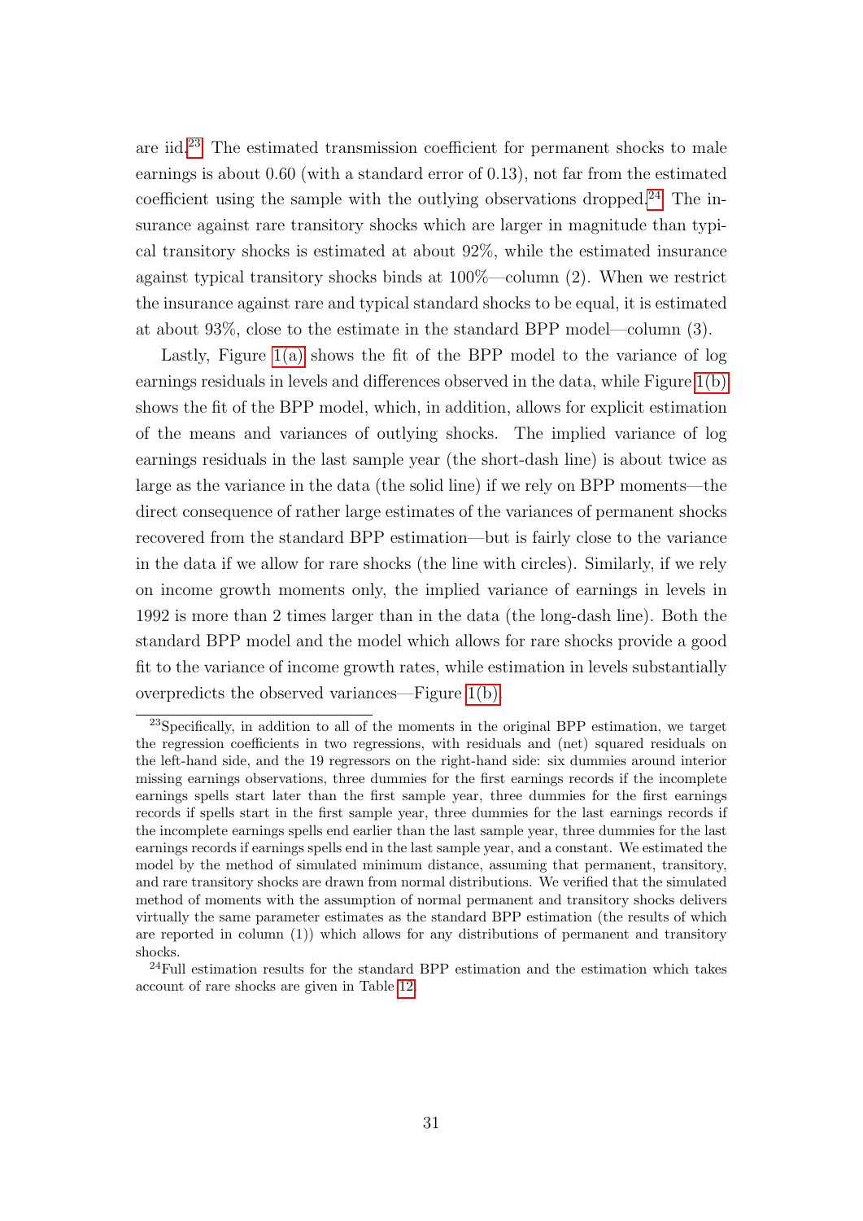are iid.[23] The estimated transmission coefficient for permanent shocks to male earnings is about 0.60 (with a standard error of 0.13), not far from the estimated coefficient using the sample with the outlying observations dropped.[24] The insurance against rare transitory shocks which are larger in magnitude than typical transitory shocks is estimated at about 92%, while the estimated insurance against typical transitory shocks binds at 100%—column (2). When we restrict the insurance against rare and typical standard shocks to be equal, it is estimated at about 93%, close to the estimate in the standard BPP model—column (3).

Lastly, Figure 1(a) shows the fit of the BPP model to the variance of log earnings residuals in levels and differences observed in the data, while Figure 1(b) shows the fit of the BPP model, which, in addition, allows for explicit estimation of the means and variances of outlying shocks. The implied variance of log earnings residuals in the last sample year (the short-dash line) is about twice as large as the variance in the data (the solid line) if we rely on BPP moments—the direct consequence of rather large estimates of the variances of permanent shocks recovered from the standard BPP estimation—but is fairly close to the variance in the data if we allow for rare shocks (the line with circles). Similarly, if we rely on income growth moments only, the implied variance of earnings in levels in 1992 is more than 2 times larger than in the data (the long-dash line). Both the standard BPP model and the model which allows for rare shocks provide a good fit to the variance of income growth rates, while estimation in levels substantially overpredicts the observed variances—Figure 1(b).

[23] Specifically, in addition to all of the moments in the original BPP estimation, we target the regression coefficients in two regressions, with residuals and (net) squared residuals on the left-hand side, and the 19 regressors on the right-hand side: six dummies around interior missing earnings observations, three dummies for the first earnings records if the incomplete earnings spells start later than the first sample year, three dummies for the first earnings records if spells start in the first sample year, three dummies for the last earnings records if the incomplete earnings spells end earlier than the last sample year, three dummies for the last earnings records if earnings spells end in the last sample year, and a constant. We estimated the model by the method of simulated minimum distance, assuming that permanent, transitory, and rare transitory shocks are drawn from normal distributions. We verified that the simulated method of moments with the assumption of normal permanent and transitory shocks delivers virtually the same parameter estimates as the standard BPP estimation (the results of which are reported in column (1)) which allows for any distributions of permanent and transitory shocks.

[24] Full estimation results for the standard BPP estimation and the estimation which takes account of rare shocks are given in Table 12.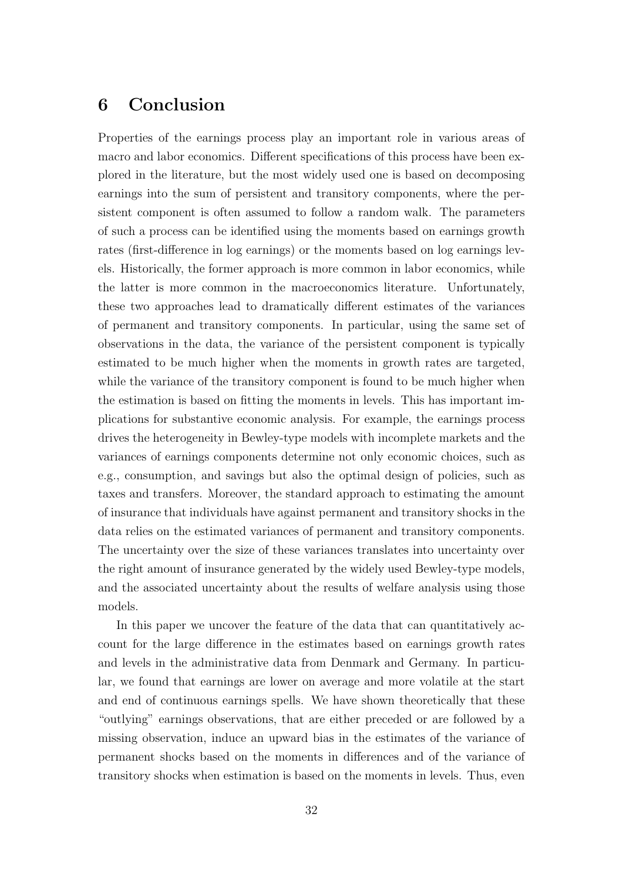## 6 Conclusion

Properties of the earnings process play an important role in various areas of macro and labor economics. Different specifications of this process have been explored in the literature, but the most widely used one is based on decomposing earnings into the sum of persistent and transitory components, where the persistent component is often assumed to follow a random walk. The parameters of such a process can be identified using the moments based on earnings growth rates (first-difference in log earnings) or the moments based on log earnings levels. Historically, the former approach is more common in labor economics, while the latter is more common in the macroeconomics literature. Unfortunately, these two approaches lead to dramatically different estimates of the variances of permanent and transitory components. In particular, using the same set of observations in the data, the variance of the persistent component is typically estimated to be much higher when the moments in growth rates are targeted, while the variance of the transitory component is found to be much higher when the estimation is based on fitting the moments in levels. This has important implications for substantive economic analysis. For example, the earnings process drives the heterogeneity in Bewley-type models with incomplete markets and the variances of earnings components determine not only economic choices, such as e.g., consumption, and savings but also the optimal design of policies, such as taxes and transfers. Moreover, the standard approach to estimating the amount of insurance that individuals have against permanent and transitory shocks in the data relies on the estimated variances of permanent and transitory components. The uncertainty over the size of these variances translates into uncertainty over the right amount of insurance generated by the widely used Bewley-type models, and the associated uncertainty about the results of welfare analysis using those models.

In this paper we uncover the feature of the data that can quantitatively account for the large difference in the estimates based on earnings growth rates and levels in the administrative data from Denmark and Germany. In particular, we found that earnings are lower on average and more volatile at the start and end of continuous earnings spells. We have shown theoretically that these "outlying" earnings observations, that are either preceded or are followed by a missing observation, induce an upward bias in the estimates of the variance of permanent shocks based on the moments in differences and of the variance of transitory shocks when estimation is based on the moments in levels. Thus, even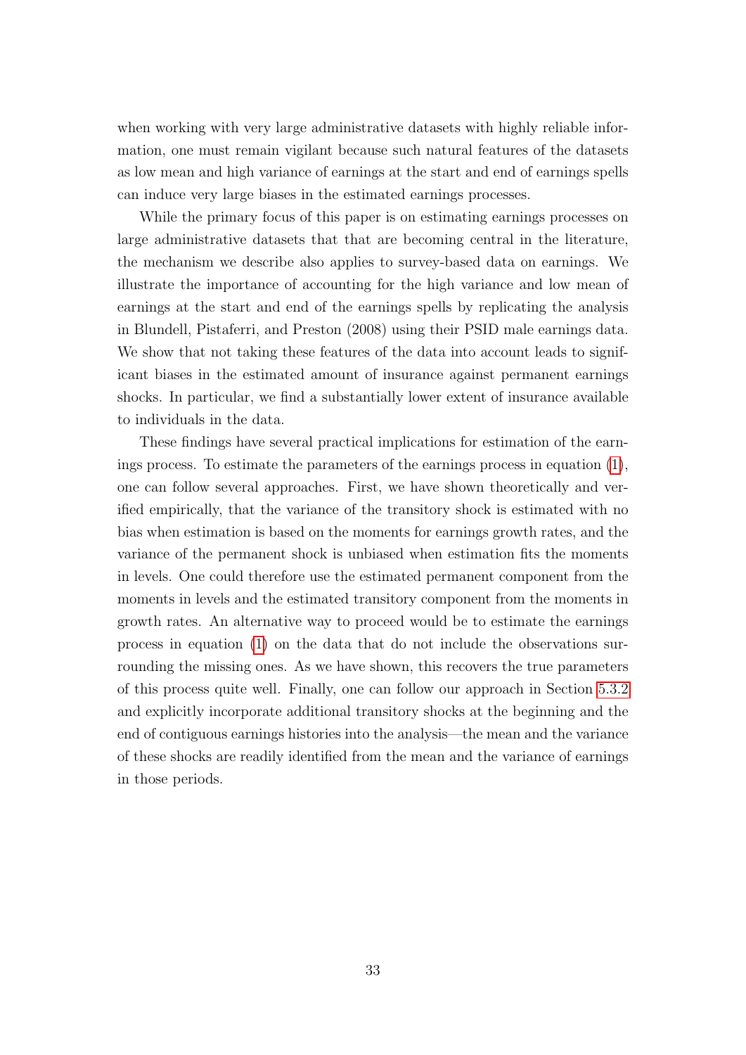when working with very large administrative datasets with highly reliable information, one must remain vigilant because such natural features of the datasets as low mean and high variance of earnings at the start and end of earnings spells can induce very large biases in the estimated earnings processes.

While the primary focus of this paper is on estimating earnings processes on large administrative datasets that that are becoming central in the literature, the mechanism we describe also applies to survey-based data on earnings. We illustrate the importance of accounting for the high variance and low mean of earnings at the start and end of the earnings spells by replicating the analysis in Blundell, Pistaferri, and Preston (2008) using their PSID male earnings data. We show that not taking these features of the data into account leads to significant biases in the estimated amount of insurance against permanent earnings shocks. In particular, we find a substantially lower extent of insurance available to individuals in the data.

These findings have several practical implications for estimation of the earnings process. To estimate the parameters of the earnings process in equation (1), one can follow several approaches. First, we have shown theoretically and verified empirically, that the variance of the transitory shock is estimated with no bias when estimation is based on the moments for earnings growth rates, and the variance of the permanent shock is unbiased when estimation fits the moments in levels. One could therefore use the estimated permanent component from the moments in levels and the estimated transitory component from the moments in growth rates. An alternative way to proceed would be to estimate the earnings process in equation (1) on the data that do not include the observations surrounding the missing ones. As we have shown, this recovers the true parameters of this process quite well. Finally, one can follow our approach in Section 5.3.2 and explicitly incorporate additional transitory shocks at the beginning and the end of contiguous earnings histories into the analysis—the mean and the variance of these shocks are readily identified from the mean and the variance of earnings in those periods.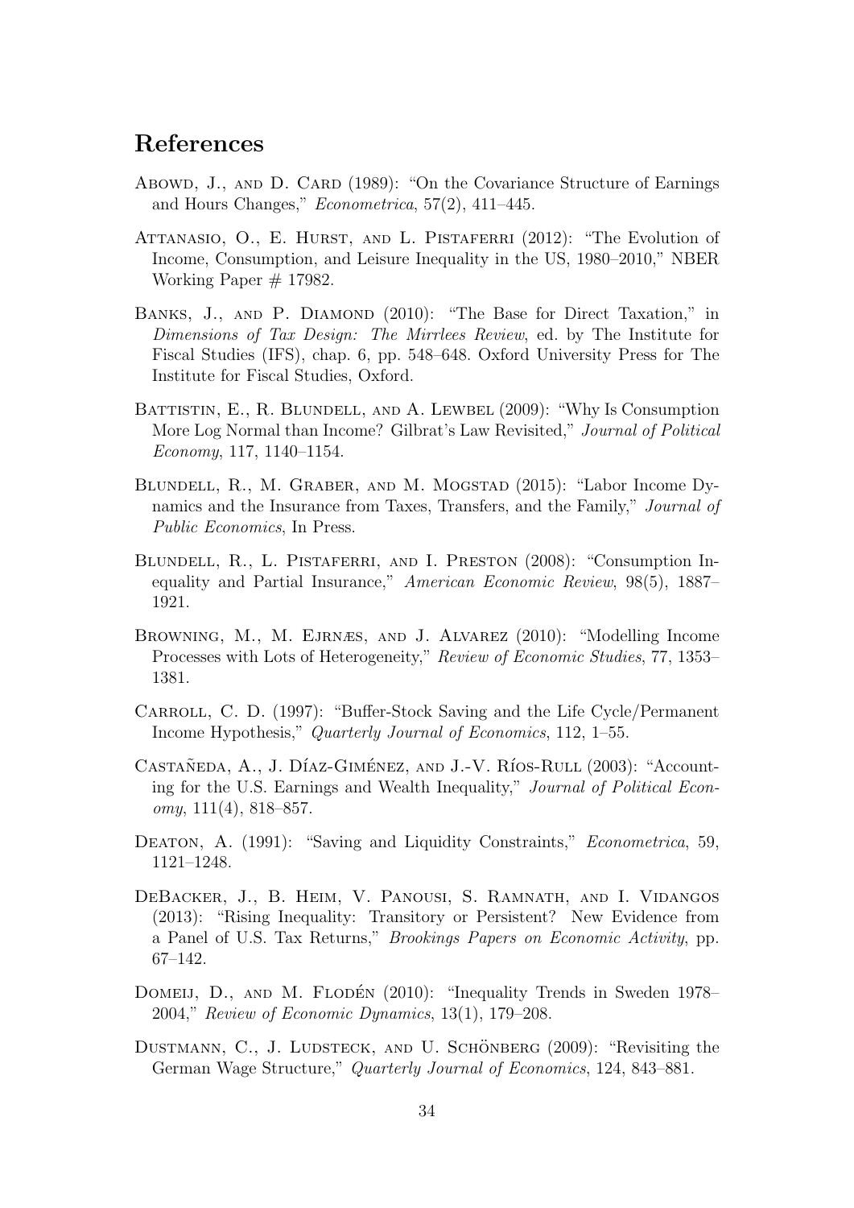# References

Abowd, J., and D. Card (1989): "On the Covariance Structure of Earnings and Hours Changes," *Econometrica*, 57(2), 411–445.

Attanasio, O., E. Hurst, and L. Pistaferri (2012): "The Evolution of Income, Consumption, and Leisure Inequality in the US, 1980–2010," NBER Working Paper # 17982.

Banks, J., and P. Diamond (2010): "The Base for Direct Taxation," in *Dimensions of Tax Design: The Mirrlees Review*, ed. by The Institute for Fiscal Studies (IFS), chap. 6, pp. 548–648. Oxford University Press for The Institute for Fiscal Studies, Oxford.

Battistin, E., R. Blundell, and A. Lewbel (2009): "Why Is Consumption More Log Normal than Income? Gilbrat's Law Revisited," *Journal of Political Economy*, 117, 1140–1154.

Blundell, R., M. Graber, and M. Mogstad (2015): "Labor Income Dynamics and the Insurance from Taxes, Transfers, and the Family," *Journal of Public Economics*, In Press.

Blundell, R., L. Pistaferri, and I. Preston (2008): "Consumption Inequality and Partial Insurance," *American Economic Review*, 98(5), 1887–1921.

Browning, M., M. Ejrnæs, and J. Alvarez (2010): "Modelling Income Processes with Lots of Heterogeneity," *Review of Economic Studies*, 77, 1353–1381.

Carroll, C. D. (1997): "Buffer-Stock Saving and the Life Cycle/Permanent Income Hypothesis," *Quarterly Journal of Economics*, 112, 1–55.

Castañeda, A., J. Díaz-Giménez, and J.-V. Ríos-Rull (2003): "Accounting for the U.S. Earnings and Wealth Inequality," *Journal of Political Economy*, 111(4), 818–857.

Deaton, A. (1991): "Saving and Liquidity Constraints," *Econometrica*, 59, 1121–1248.

DeBacker, J., B. Heim, V. Panousi, S. Ramnath, and I. Vidangos (2013): "Rising Inequality: Transitory or Persistent? New Evidence from a Panel of U.S. Tax Returns," *Brookings Papers on Economic Activity*, pp. 67–142.

Domeij, D., and M. Flodén (2010): "Inequality Trends in Sweden 1978–2004," *Review of Economic Dynamics*, 13(1), 179–208.

Dustmann, C., J. Ludsteck, and U. Schönberg (2009): "Revisiting the German Wage Structure," *Quarterly Journal of Economics*, 124, 843–881.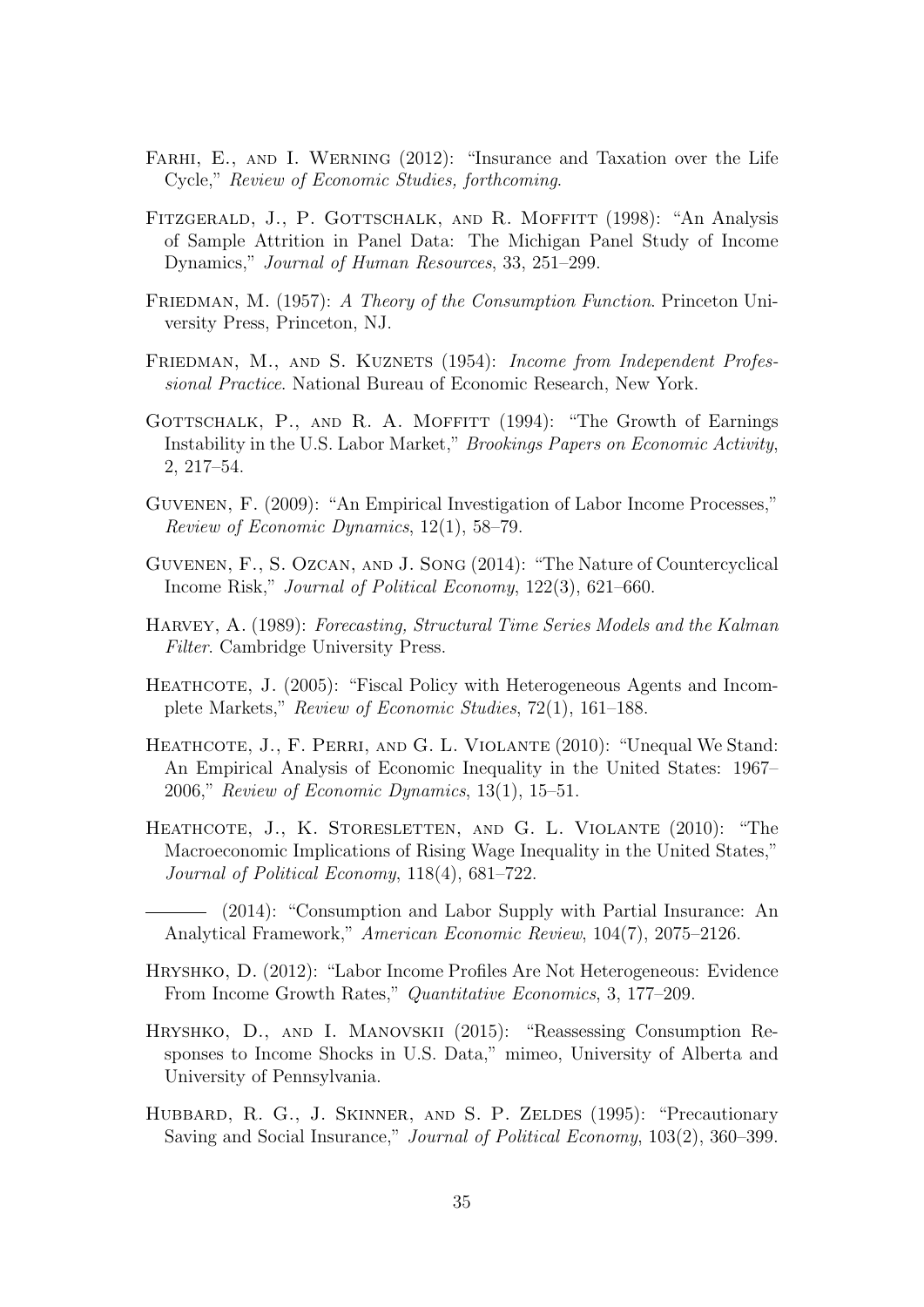Farhi, E., and I. Werning (2012): "Insurance and Taxation over the Life Cycle," *Review of Economic Studies, forthcoming*.

Fitzgerald, J., P. Gottschalk, and R. Moffitt (1998): "An Analysis of Sample Attrition in Panel Data: The Michigan Panel Study of Income Dynamics," *Journal of Human Resources*, 33, 251–299.

Friedman, M. (1957): *A Theory of the Consumption Function*. Princeton University Press, Princeton, NJ.

Friedman, M., and S. Kuznets (1954): *Income from Independent Professional Practice*. National Bureau of Economic Research, New York.

Gottschalk, P., and R. A. Moffitt (1994): "The Growth of Earnings Instability in the U.S. Labor Market," *Brookings Papers on Economic Activity*, 2, 217–54.

Guvenen, F. (2009): "An Empirical Investigation of Labor Income Processes," *Review of Economic Dynamics*, 12(1), 58–79.

Guvenen, F., S. Ozcan, and J. Song (2014): "The Nature of Countercyclical Income Risk," *Journal of Political Economy*, 122(3), 621–660.

Harvey, A. (1989): *Forecasting, Structural Time Series Models and the Kalman Filter*. Cambridge University Press.

Heathcote, J. (2005): "Fiscal Policy with Heterogeneous Agents and Incomplete Markets," *Review of Economic Studies*, 72(1), 161–188.

Heathcote, J., F. Perri, and G. L. Violante (2010): "Unequal We Stand: An Empirical Analysis of Economic Inequality in the United States: 1967–2006," *Review of Economic Dynamics*, 13(1), 15–51.

Heathcote, J., K. Storesletten, and G. L. Violante (2010): "The Macroeconomic Implications of Rising Wage Inequality in the United States," *Journal of Political Economy*, 118(4), 681–722.

——— (2014): "Consumption and Labor Supply with Partial Insurance: An Analytical Framework," *American Economic Review*, 104(7), 2075–2126.

Hryshko, D. (2012): "Labor Income Profiles Are Not Heterogeneous: Evidence From Income Growth Rates," *Quantitative Economics*, 3, 177–209.

Hryshko, D., and I. Manovskii (2015): "Reassessing Consumption Responses to Income Shocks in U.S. Data," mimeo, University of Alberta and University of Pennsylvania.

Hubbard, R. G., J. Skinner, and S. P. Zeldes (1995): "Precautionary Saving and Social Insurance," *Journal of Political Economy*, 103(2), 360–399.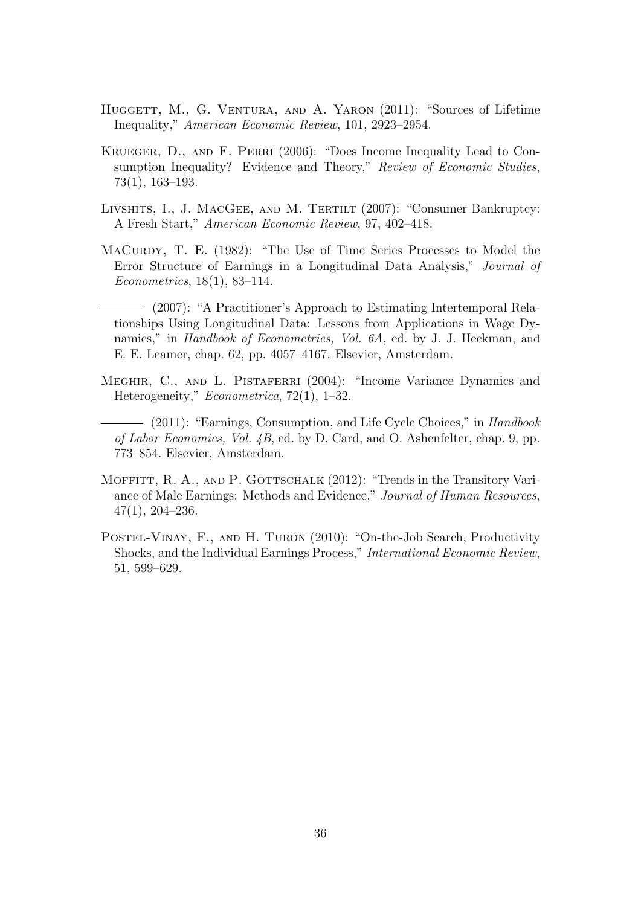Huggett, M., G. Ventura, and A. Yaron (2011): "Sources of Lifetime Inequality," *American Economic Review*, 101, 2923–2954.

Krueger, D., and F. Perri (2006): "Does Income Inequality Lead to Consumption Inequality? Evidence and Theory," *Review of Economic Studies*, 73(1), 163–193.

Livshits, I., J. MacGee, and M. Tertilt (2007): "Consumer Bankruptcy: A Fresh Start," *American Economic Review*, 97, 402–418.

MaCurdy, T. E. (1982): "The Use of Time Series Processes to Model the Error Structure of Earnings in a Longitudinal Data Analysis," *Journal of Econometrics*, 18(1), 83–114.

——— (2007): "A Practitioner's Approach to Estimating Intertemporal Relationships Using Longitudinal Data: Lessons from Applications in Wage Dynamics," in *Handbook of Econometrics, Vol. 6A*, ed. by J. J. Heckman, and E. E. Leamer, chap. 62, pp. 4057–4167. Elsevier, Amsterdam.

Meghir, C., and L. Pistaferri (2004): "Income Variance Dynamics and Heterogeneity," *Econometrica*, 72(1), 1–32.

——— (2011): "Earnings, Consumption, and Life Cycle Choices," in *Handbook of Labor Economics, Vol. 4B*, ed. by D. Card, and O. Ashenfelter, chap. 9, pp. 773–854. Elsevier, Amsterdam.

Moffitt, R. A., and P. Gottschalk (2012): "Trends in the Transitory Variance of Male Earnings: Methods and Evidence," *Journal of Human Resources*, 47(1), 204–236.

Postel-Vinay, F., and H. Turon (2010): "On-the-Job Search, Productivity Shocks, and the Individual Earnings Process," *International Economic Review*, 51, 599–629.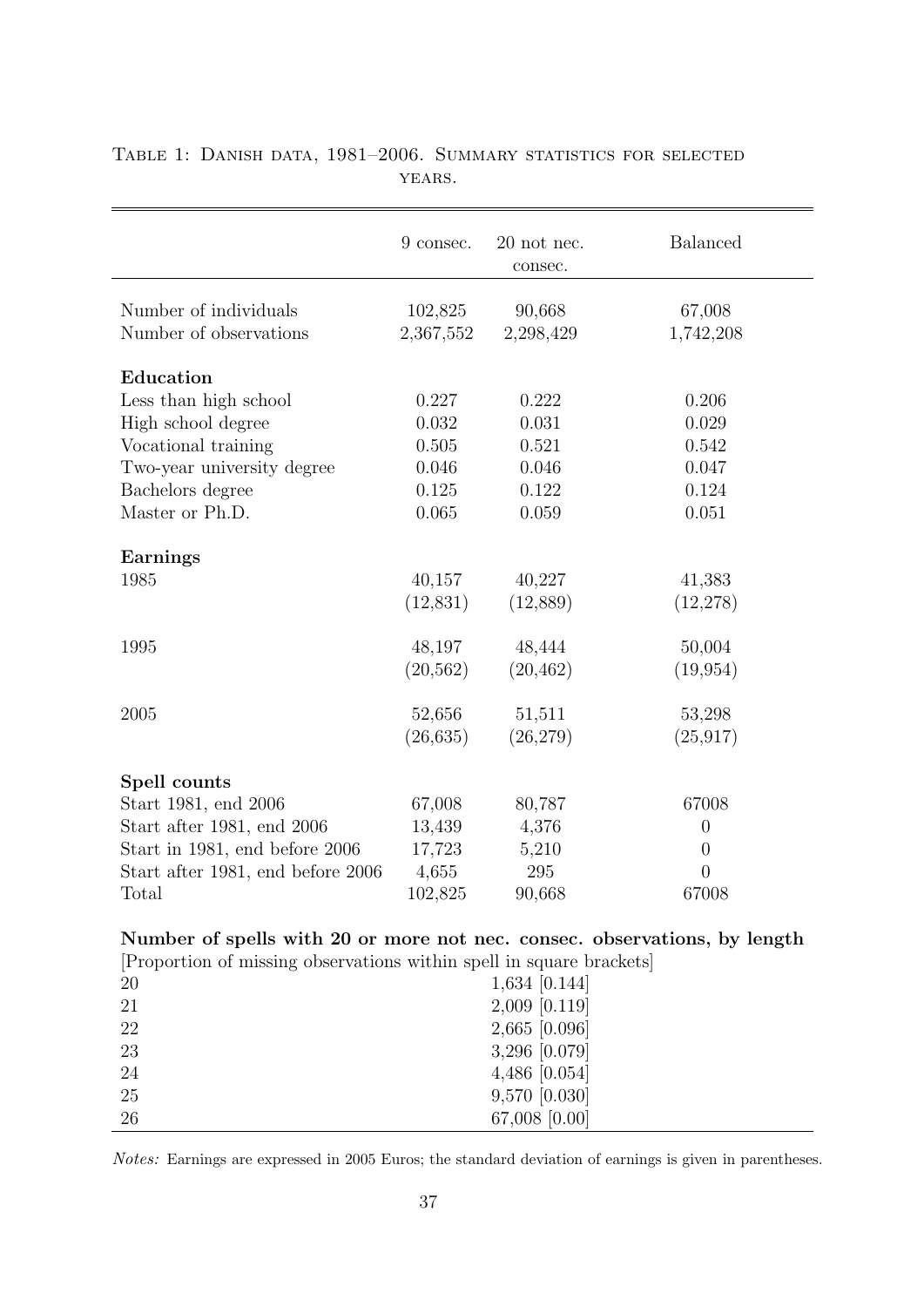Table 1: Danish data, 1981–2006. Summary statistics for selected years.

| | 9 consec. | 20 not nec. consec. | Balanced |
|---|---|---|---|
| Number of individuals | 102,825 | 90,668 | 67,008 |
| Number of observations | 2,367,552 | 2,298,429 | 1,742,208 |
| **Education** | | | |
| Less than high school | 0.227 | 0.222 | 0.206 |
| High school degree | 0.032 | 0.031 | 0.029 |
| Vocational training | 0.505 | 0.521 | 0.542 |
| Two-year university degree | 0.046 | 0.046 | 0.047 |
| Bachelors degree | 0.125 | 0.122 | 0.124 |
| Master or Ph.D. | 0.065 | 0.059 | 0.051 |
| **Earnings** | | | |
| 1985 | 40,157 | 40,227 | 41,383 |
| | (12,831) | (12,889) | (12,278) |
| 1995 | 48,197 | 48,444 | 50,004 |
| | (20,562) | (20,462) | (19,954) |
| 2005 | 52,656 | 51,511 | 53,298 |
| | (26,635) | (26,279) | (25,917) |
| **Spell counts** | | | |
| Start 1981, end 2006 | 67,008 | 80,787 | 67008 |
| Start after 1981, end 2006 | 13,439 | 4,376 | 0 |
| Start in 1981, end before 2006 | 17,723 | 5,210 | 0 |
| Start after 1981, end before 2006 | 4,655 | 295 | 0 |
| Total | 102,825 | 90,668 | 67008 |
| **Number of spells with 20 or more not nec. consec. observations, by length** | | | |
| [Proportion of missing observations within spell in square brackets] | | | |
| 20 | | 1,634 [0.144] | |
| 21 | | 2,009 [0.119] | |
| 22 | | 2,665 [0.096] | |
| 23 | | 3,296 [0.079] | |
| 24 | | 4,486 [0.054] | |
| 25 | | 9,570 [0.030] | |
| 26 | | 67,008 [0.00] | |

*Notes:* Earnings are expressed in 2005 Euros; the standard deviation of earnings is given in parentheses.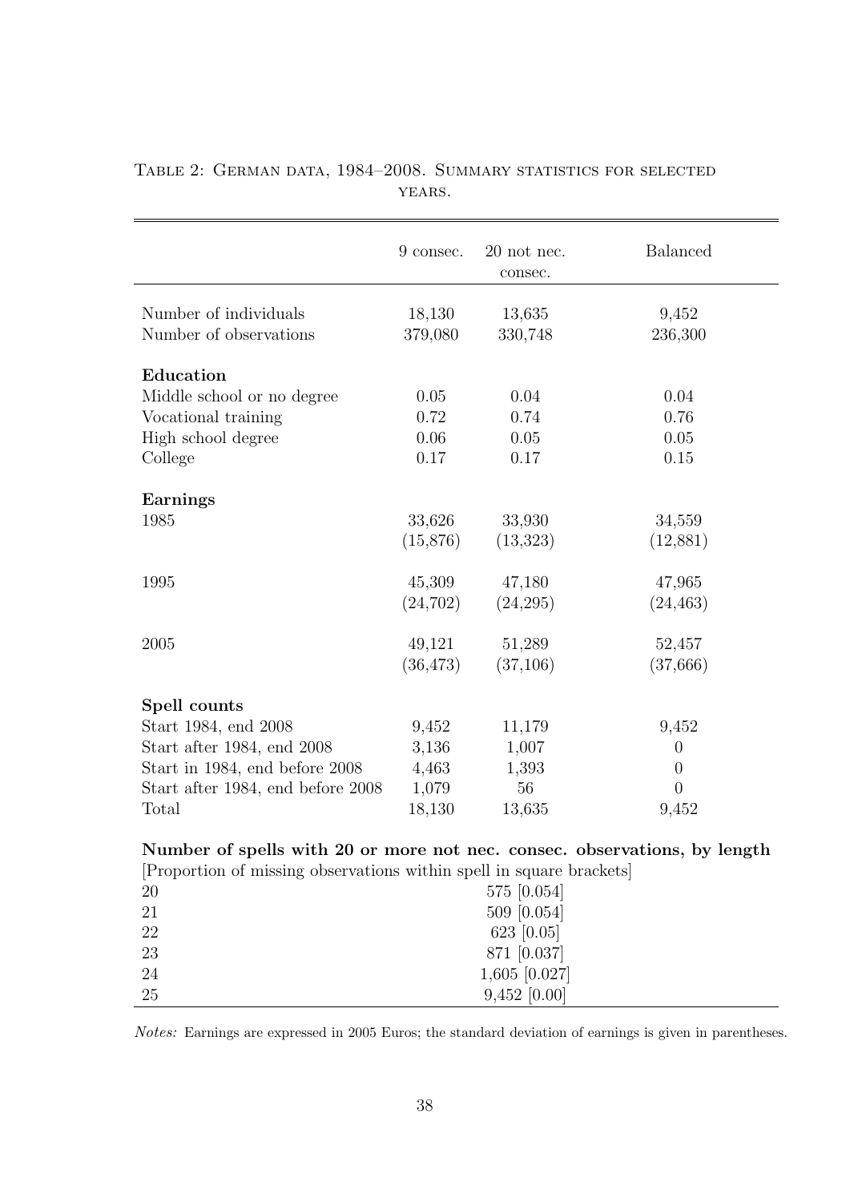Table 2: German data, 1984–2008. Summary statistics for selected years.

| | 9 consec. | 20 not nec. consec. | Balanced |
|---|---|---|---|
| Number of individuals | 18,130 | 13,635 | 9,452 |
| Number of observations | 379,080 | 330,748 | 236,300 |
| **Education** | | | |
| Middle school or no degree | 0.05 | 0.04 | 0.04 |
| Vocational training | 0.72 | 0.74 | 0.76 |
| High school degree | 0.06 | 0.05 | 0.05 |
| College | 0.17 | 0.17 | 0.15 |
| **Earnings** | | | |
| 1985 | 33,626 | 33,930 | 34,559 |
| | (15,876) | (13,323) | (12,881) |
| 1995 | 45,309 | 47,180 | 47,965 |
| | (24,702) | (24,295) | (24,463) |
| 2005 | 49,121 | 51,289 | 52,457 |
| | (36,473) | (37,106) | (37,666) |
| **Spell counts** | | | |
| Start 1984, end 2008 | 9,452 | 11,179 | 9,452 |
| Start after 1984, end 2008 | 3,136 | 1,007 | 0 |
| Start in 1984, end before 2008 | 4,463 | 1,393 | 0 |
| Start after 1984, end before 2008 | 1,079 | 56 | 0 |
| Total | 18,130 | 13,635 | 9,452 |
| **Number of spells with 20 or more not nec. consec. observations, by length** | | | |
| [Proportion of missing observations within spell in square brackets] | | | |
| 20 | | 575 [0.054] | |
| 21 | | 509 [0.054] | |
| 22 | | 623 [0.05] | |
| 23 | | 871 [0.037] | |
| 24 | | 1,605 [0.027] | |
| 25 | | 9,452 [0.00] | |

*Notes:* Earnings are expressed in 2005 Euros; the standard deviation of earnings is given in parentheses.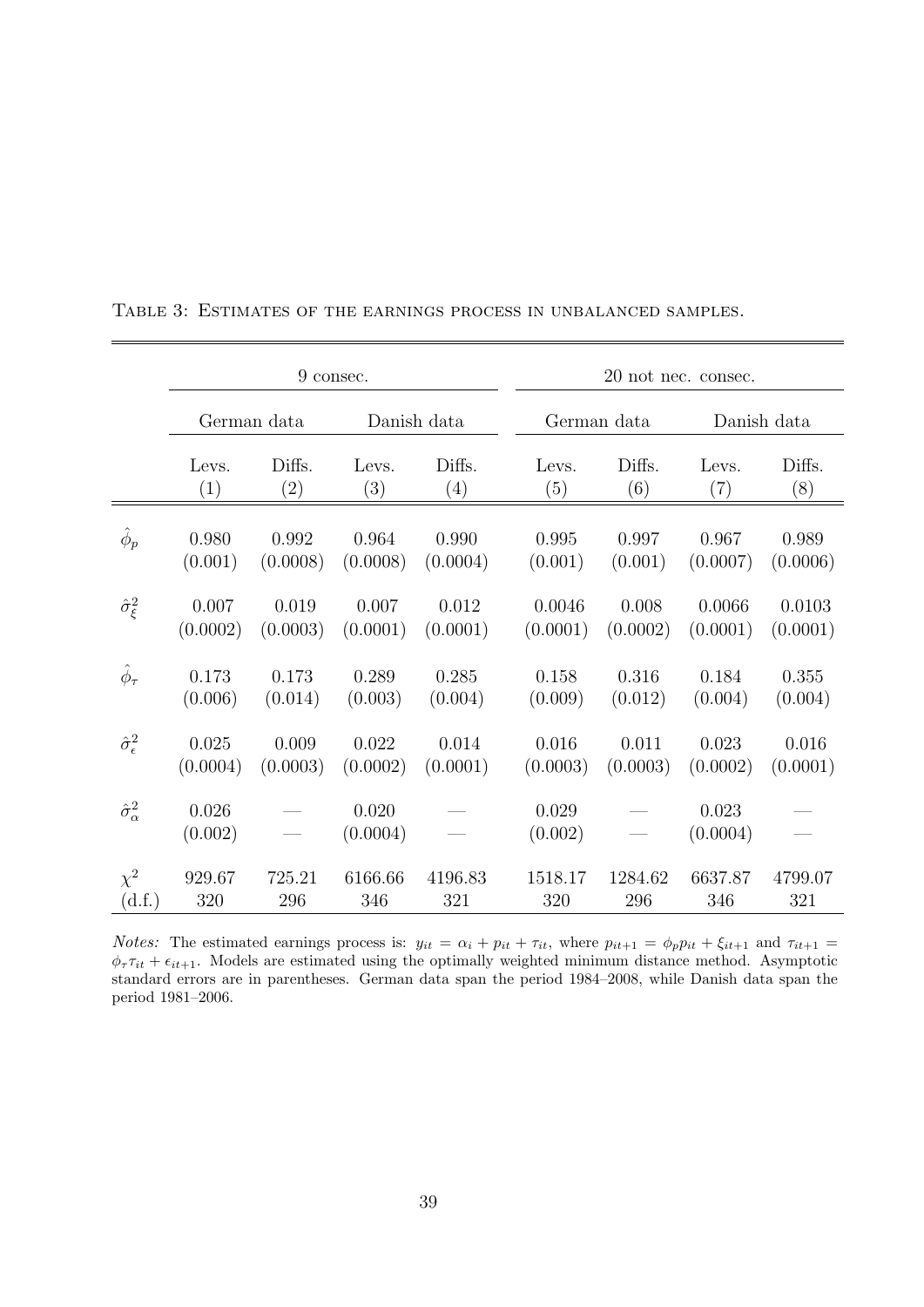Table 3: Estimates of the earnings process in unbalanced samples.

| | 9 consec. | | | | 20 not nec. consec. | | | |
|---|---|---|---|---|---|---|---|---|
| | German data | | Danish data | | German data | | Danish data | |
| | Levs. (1) | Diffs. (2) | Levs. (3) | Diffs. (4) | Levs. (5) | Diffs. (6) | Levs. (7) | Diffs. (8) |
| $\hat{\phi}_p$ | 0.980 | 0.992 | 0.964 | 0.990 | 0.995 | 0.997 | 0.967 | 0.989 |
| | (0.001) | (0.0008) | (0.0008) | (0.0004) | (0.001) | (0.001) | (0.0007) | (0.0006) |
| $\hat{\sigma}^2_\xi$ | 0.007 | 0.019 | 0.007 | 0.012 | 0.0046 | 0.008 | 0.0066 | 0.0103 |
| | (0.0002) | (0.0003) | (0.0001) | (0.0001) | (0.0001) | (0.0002) | (0.0001) | (0.0001) |
| $\hat{\phi}_\tau$ | 0.173 | 0.173 | 0.289 | 0.285 | 0.158 | 0.316 | 0.184 | 0.355 |
| | (0.006) | (0.014) | (0.003) | (0.004) | (0.009) | (0.012) | (0.004) | (0.004) |
| $\hat{\sigma}^2_\epsilon$ | 0.025 | 0.009 | 0.022 | 0.014 | 0.016 | 0.011 | 0.023 | 0.016 |
| | (0.0004) | (0.0003) | (0.0002) | (0.0001) | (0.0003) | (0.0003) | (0.0002) | (0.0001) |
| $\hat{\sigma}^2_\alpha$ | 0.026 | — | 0.020 | — | 0.029 | — | 0.023 | — |
| | (0.002) | — | (0.0004) | — | (0.002) | — | (0.0004) | — |
| $\chi^2$ | 929.67 | 725.21 | 6166.66 | 4196.83 | 1518.17 | 1284.62 | 6637.87 | 4799.07 |
| (d.f.) | 320 | 296 | 346 | 321 | 320 | 296 | 346 | 321 |

*Notes:* The estimated earnings process is: $y_{it} = \alpha_i + p_{it} + \tau_{it}$, where $p_{it+1} = \phi_p p_{it} + \xi_{it+1}$ and $\tau_{it+1} = \phi_\tau \tau_{it} + \epsilon_{it+1}$. Models are estimated using the optimally weighted minimum distance method. Asymptotic standard errors are in parentheses. German data span the period 1984–2008, while Danish data span the period 1981–2006.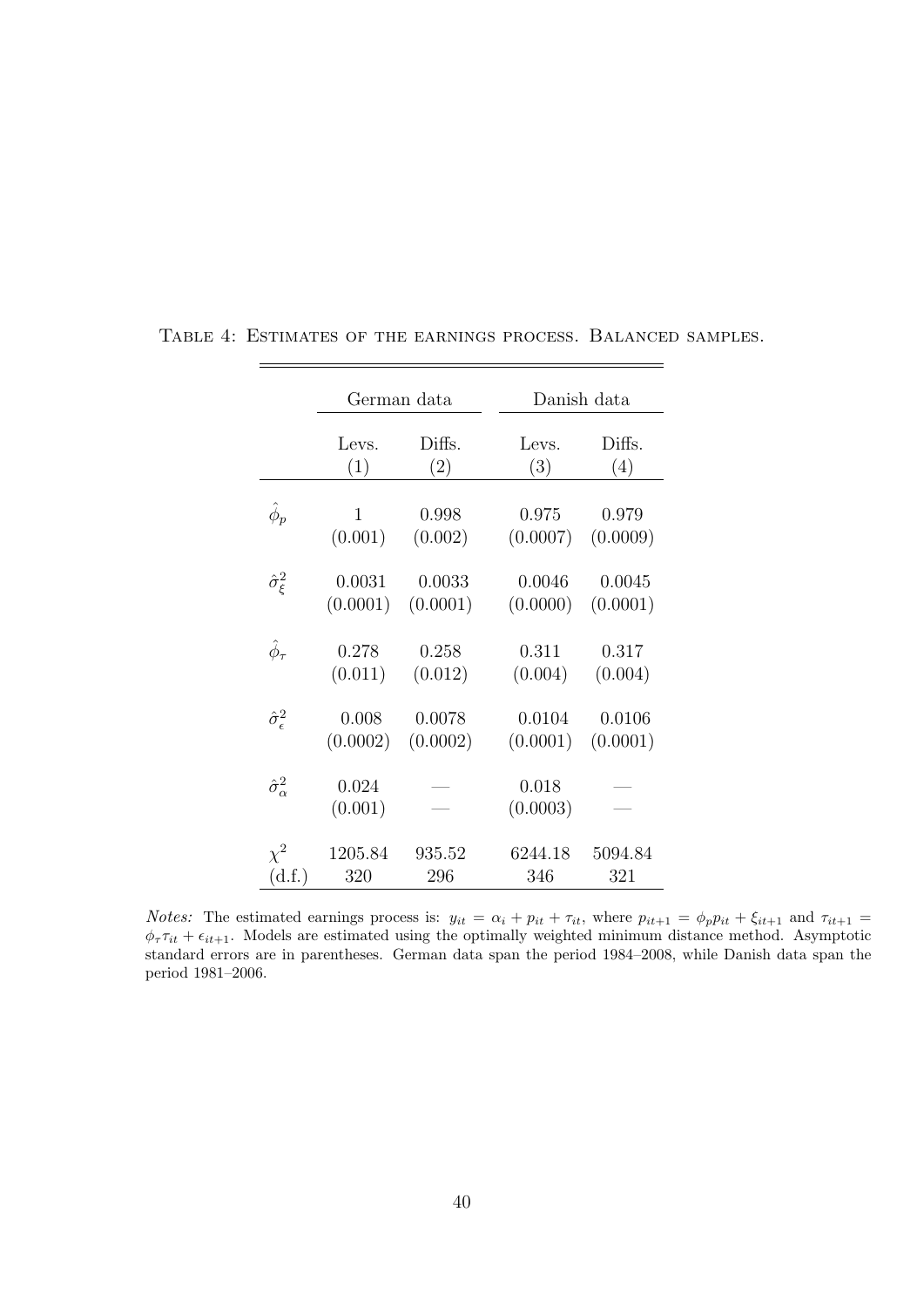Table 4: Estimates of the earnings process. Balanced samples.

| | German data | | Danish data | |
|---|---|---|---|---|
| | Levs. | Diffs. | Levs. | Diffs. |
| | (1) | (2) | (3) | (4) |
| $\hat{\phi}_p$ | 1 | 0.998 | 0.975 | 0.979 |
| | (0.001) | (0.002) | (0.0007) | (0.0009) |
| $\hat{\sigma}^2_\xi$ | 0.0031 | 0.0033 | 0.0046 | 0.0045 |
| | (0.0001) | (0.0001) | (0.0000) | (0.0001) |
| $\hat{\phi}_\tau$ | 0.278 | 0.258 | 0.311 | 0.317 |
| | (0.011) | (0.012) | (0.004) | (0.004) |
| $\hat{\sigma}^2_\epsilon$ | 0.008 | 0.0078 | 0.0104 | 0.0106 |
| | (0.0002) | (0.0002) | (0.0001) | (0.0001) |
| $\hat{\sigma}^2_\alpha$ | 0.024 | — | 0.018 | — |
| | (0.001) | — | (0.0003) | — |
| $\chi^2$ | 1205.84 | 935.52 | 6244.18 | 5094.84 |
| (d.f.) | 320 | 296 | 346 | 321 |

*Notes:* The estimated earnings process is: $y_{it} = \alpha_i + p_{it} + \tau_{it}$, where $p_{it+1} = \phi_p p_{it} + \xi_{it+1}$ and $\tau_{it+1} = \phi_\tau \tau_{it} + \epsilon_{it+1}$. Models are estimated using the optimally weighted minimum distance method. Asymptotic standard errors are in parentheses. German data span the period 1984–2008, while Danish data span the period 1981–2006.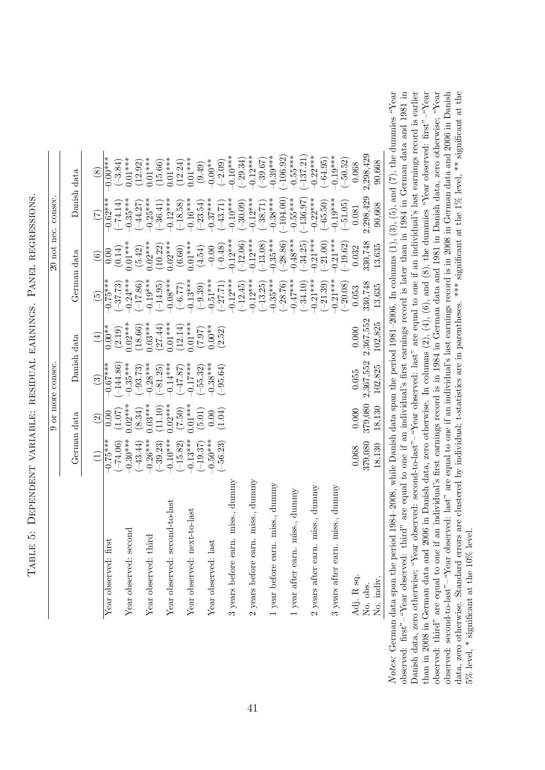# Table 5: Dependent variable: residual earnings. Panel regressions.

| | 9 or more consec. | | | | 20 not nec. consec. | | | |
|---|---|---|---|---|---|---|---|---|
| | German data | | Danish data | | German data | | Danish data | |
| | (1) | (2) | (3) | (4) | (5) | (6) | (7) | (8) |
| Year observed: first | −0.75*** | 0.00 | −0.67*** | 0.00** | −0.75*** | 0.00 | −0.62*** | −0.00*** |
| | (−74.06) | (1.07) | (−144.86) | (2.19) | (−37.73) | (0.14) | (−74.14) | (−3.84) |
| Year observed: second | −0.30*** | 0.02*** | −0.35*** | 0.02*** | −0.24*** | 0.01*** | −0.35*** | 0.01*** |
| | (−43.44) | (8.34) | (−93.73) | (18.66) | (−17.86) | (5.42) | (−44.27) | (12.92) |
| Year observed: third | −0.26*** | 0.03*** | −0.28*** | 0.03*** | −0.19*** | 0.02*** | −0.25*** | 0.01*** |
| | (−39.23) | (11.10) | (−81.25) | (27.44) | (−14.95) | (10.22) | (−36.41) | (15.66) |
| Year observed: second-to-last | −0.10*** | 0.02*** | −0.14*** | 0.01*** | −0.08*** | 0.02*** | −0.12*** | 0.01*** |
| | (−15.82) | (7.50) | (−47.87) | (12.14) | (−6.77) | (6.60) | (−18.58) | (12.24) |
| Year observed: next-to-last | −0.13*** | 0.01*** | −0.17*** | 0.01*** | −0.13*** | 0.01*** | −0.16*** | 0.01*** |
| | (−19.37) | (5.01) | (−55.32) | (7.97) | (−9.39) | (4.54) | (−23.54) | (9.49) |
| Year observed: last | −0.50*** | 0.00 | −0.38*** | 0.00** | −0.51*** | −0.00 | −0.37*** | −0.00** |
| | (−56.23) | (1.04) | (−95.64) | (2.52) | (−27.71) | (−0.48) | (−43.71) | (−2.09) |
| 3 years before earn. miss., dummy | | | | | −0.12*** | −0.12*** | −0.10*** | −0.10*** |
| | | | | | (−12.45) | (−12.06) | (−30.09) | (−29.34) |
| 2 years before earn. miss., dummy | | | | | −0.12*** | −0.12*** | −0.12*** | −0.12*** |
| | | | | | (−13.25) | (−13.08) | (−38.71) | (−39.67) |
| 1 year before earn. miss., dummy | | | | | −0.35*** | −0.35*** | −0.38*** | −0.39*** |
| | | | | | (−28.76) | (−28.86) | (−104.00) | (−106.92) |
| 1 year after earn. miss., dummy | | | | | −0.47*** | −0.48*** | −0.55*** | −0.55*** |
| | | | | | (−34.10) | (−34.25) | (−136.97) | (−137.21) |
| 2 years after earn. miss., dummy | | | | | −0.21*** | −0.21*** | −0.22*** | −0.22*** |
| | | | | | (−21.39) | (−21.00) | (−65.50) | (−64.95) |
| 3 years after earn. miss., dummy | | | | | −0.21*** | −0.21*** | −0.19*** | −0.19*** |
| | | | | | (−20.08) | (−19.62) | (−51.05) | (−50.52) |
| Adj. R sq. | 0.068 | 0.000 | 0.055 | 0.000 | 0.053 | 0.032 | 0.081 | 0.068 |
| No. obs. | 379,080 | 379,080 | 2,367,552 | 2,367,552 | 330,748 | 330,748 | 2,298,429 | 2,298,429 |
| No. indiv. | 18,130 | 18,130 | 102,825 | 102,825 | 13,635 | 13,635 | 90,668 | 90,668 |

*Notes:* German data span the period 1984–2008, while Danish data span the period 1981–2006. In columns (1), (3), (5), and (7), the dummies "Year observed: first"–"Year observed: third" are equal to one if an individual's first earnings record is later than in 1984 in German data and 1981 in Danish data, zero otherwise; "Year observed: second-to-last"–"Year observed: last" are equal to one if an individual's last earnings record is earlier than in 2008 in German data and 2006 in Danish data, zero otherwise. In columns (2), (4), (6), and (8), the dummies "Year observed: first"–"Year observed: third" are equal to one if an individual's first earnings record is in 1984 in German data and 1981 in Danish data, zero otherwise; "Year observed: second-to-last"–"Year observed: last" are equal to one if an individual's last earnings record is in 2008 in German data and 2006 in Danish data, zero otherwise. Standard errors are clustered by individual; t-statistics are in parentheses. *** significant at the 1% level, ** significant at the 5% level, * significant at the 10% level.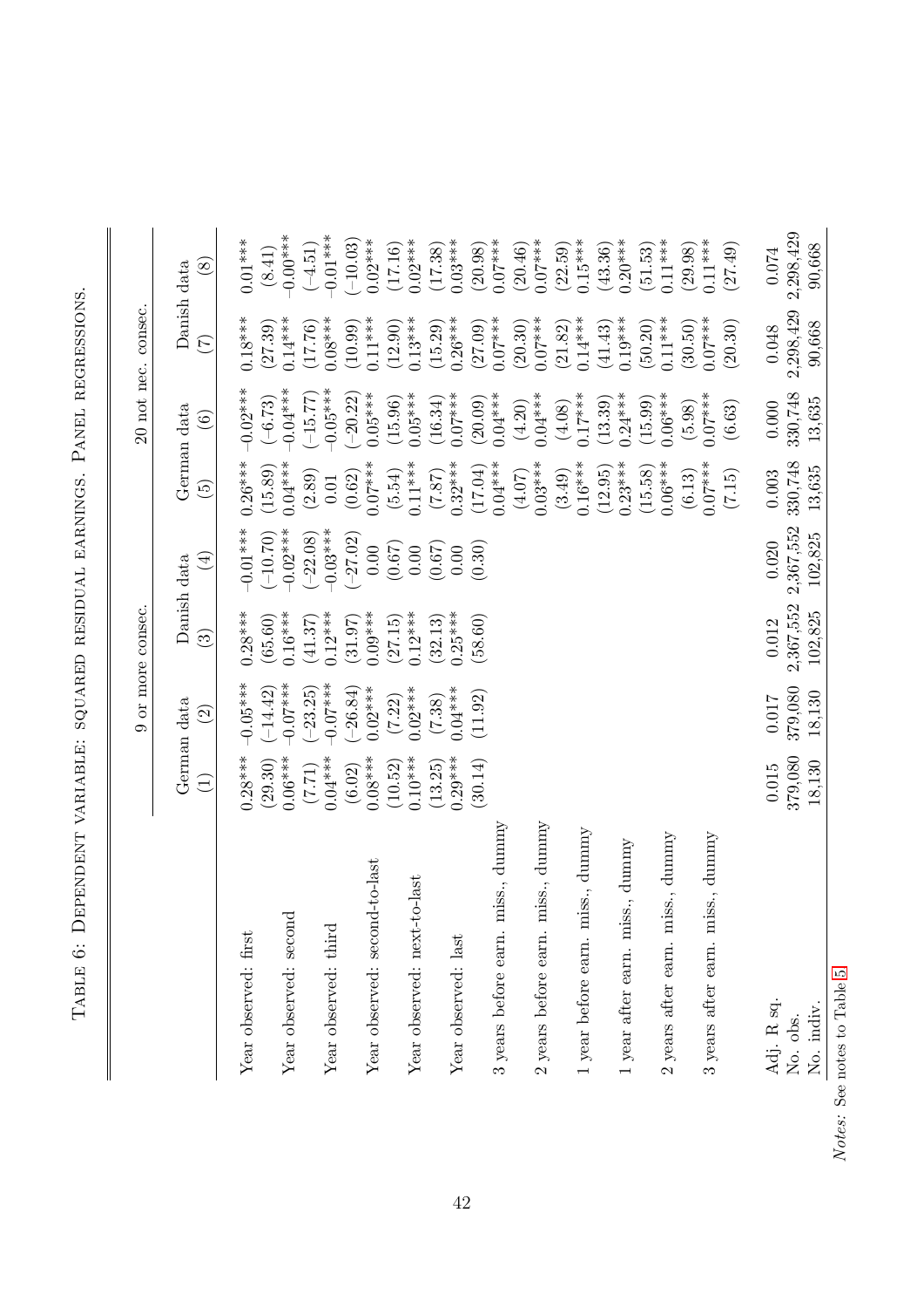Table 6: Dependent variable: squared residual earnings. Panel regressions.

| | 9 or more consec. | | | | 20 not nec. consec. | | | |
|---|---|---|---|---|---|---|---|---|
| | German data | | Danish data | | German data | | Danish data | |
| | (1) | (2) | (3) | (4) | (5) | (6) | (7) | (8) |
| Year observed: first | 0.28*** | −0.05*** | 0.28*** | −0.01*** | 0.26*** | −0.02*** | 0.18*** | 0.01*** |
| | (29.30) | (−14.42) | (65.60) | (−10.70) | (15.89) | (−6.73) | (27.39) | (8.41) |
| Year observed: second | 0.06*** | −0.07*** | 0.16*** | −0.02*** | 0.04*** | −0.04*** | 0.14*** | −0.00*** |
| | (7.71) | (−23.25) | (41.37) | (−22.08) | (2.89) | (−15.77) | (17.76) | (−4.51) |
| Year observed: third | 0.04*** | −0.07*** | 0.12*** | −0.03*** | 0.01 | −0.05*** | 0.08*** | −0.01*** |
| | (6.02) | (−26.84) | (31.97) | (−27.02) | (0.62) | (−20.22) | (10.99) | (−10.03) |
| Year observed: second-to-last | 0.08*** | 0.02*** | 0.09*** | 0.00 | 0.07*** | 0.05*** | 0.11*** | 0.02*** |
| | (10.52) | (7.22) | (27.15) | (0.67) | (5.54) | (15.96) | (12.90) | (17.16) |
| Year observed: next-to-last | 0.10*** | 0.02*** | 0.12*** | 0.00 | 0.11*** | 0.05*** | 0.13*** | 0.02*** |
| | (13.25) | (7.38) | (32.13) | (0.67) | (7.87) | (16.34) | (15.29) | (17.38) |
| Year observed: last | 0.29*** | 0.04*** | 0.25*** | 0.00 | 0.32*** | 0.07*** | 0.26*** | 0.03*** |
| | (30.14) | (11.92) | (58.60) | (0.30) | (17.04) | (20.09) | (27.09) | (20.98) |
| 3 years before earn. miss., dummy | | | | | 0.04*** | 0.04*** | 0.07*** | 0.07*** |
| | | | | | (4.07) | (4.20) | (20.30) | (20.46) |
| 2 years before earn. miss., dummy | | | | | 0.03*** | 0.04*** | 0.07*** | 0.07*** |
| | | | | | (3.49) | (4.08) | (21.82) | (22.59) |
| 1 year before earn. miss., dummy | | | | | 0.16*** | 0.17*** | 0.14*** | 0.15*** |
| | | | | | (12.95) | (13.39) | (41.43) | (43.36) |
| 1 year after earn. miss., dummy | | | | | 0.23*** | 0.24*** | 0.19*** | 0.20*** |
| | | | | | (15.58) | (15.99) | (50.20) | (51.53) |
| 2 years after earn. miss., dummy | | | | | 0.06*** | 0.06*** | 0.11*** | 0.11*** |
| | | | | | (6.13) | (5.98) | (30.50) | (29.98) |
| 3 years after earn. miss., dummy | | | | | 0.07*** | 0.07*** | 0.07*** | 0.11*** |
| | | | | | (7.15) | (6.63) | (20.30) | (27.49) |
| Adj. R sq. | 0.015 | 0.017 | 0.012 | 0.020 | 0.003 | 0.000 | 0.048 | 0.074 |
| No. obs. | 379,080 | 379,080 | 2,367,552 | 2,367,552 | 330,748 | 330,748 | 2,298,429 | 2,298,429 |
| No. indiv. | 18,130 | 18,130 | 102,825 | 102,825 | 13,635 | 13,635 | 90,668 | 90,668 |

*Notes:* See notes to Table 5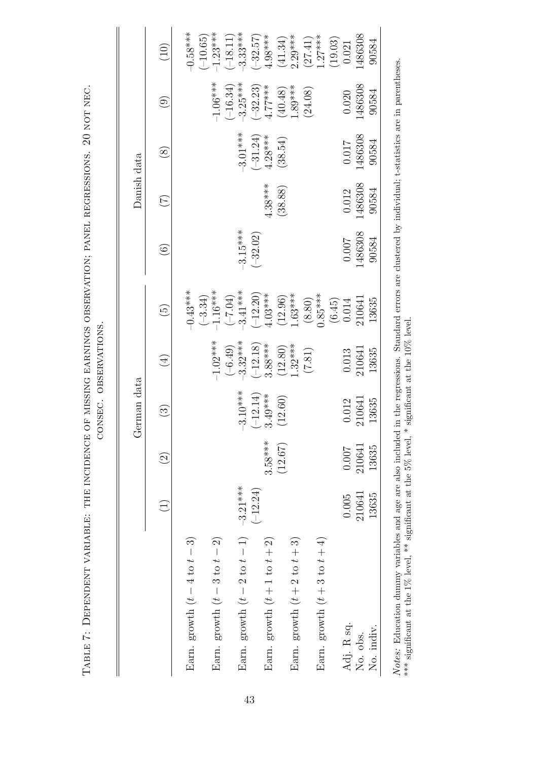Table 7: Dependent variable: the incidence of missing earnings observation; panel regressions. 20 not nec. consec. observations.

| | German data | | | | | Danish data | | | | |
|---|---|---|---|---|---|---|---|---|---|---|
| | (1) | (2) | (3) | (4) | (5) | (6) | (7) | (8) | (9) | (10) |
| Earn. growth ($t-4$ to $t-3$) | | | | | −0.43*** | | | | | −0.58*** |
| | | | | | (−3.34) | | | | | (−10.65) |
| Earn. growth ($t-3$ to $t-2$) | | | | −1.02*** | −1.16*** | | | | −1.06*** | −1.23*** |
| | | | | (−6.49) | (−7.04) | | | | (−16.34) | (−18.11) |
| Earn. growth ($t-2$ to $t-1$) | −3.21*** | | −3.10*** | −3.32*** | −3.41*** | −3.15*** | | −3.01*** | −3.25*** | −3.33*** |
| | (−12.24) | | (−12.14) | (−12.18) | (−12.20) | (−32.02) | | (−31.24) | (−32.23) | (−32.57) |
| Earn. growth ($t+1$ to $t+2$) | | 3.58*** | 3.49*** | 3.88*** | 4.03*** | | 4.38*** | 4.28*** | 4.77*** | 4.98*** |
| | | (12.67) | (12.60) | (12.80) | (12.96) | | (38.88) | (38.54) | (40.48) | (41.34) |
| Earn. growth ($t+2$ to $t+3$) | | | | 1.32*** | 1.63*** | | | | 1.89*** | 2.29*** |
| | | | | (7.81) | (8.80) | | | | (24.08) | (27.41) |
| Earn. growth ($t+3$ to $t+4$) | | | | | 0.85*** | | | | | 1.27*** |
| | | | | | (6.45) | | | | | (19.03) |
| Adj. R sq. | 0.005 | 0.007 | 0.012 | 0.013 | 0.014 | 0.007 | 0.012 | 0.017 | 0.020 | 0.021 |
| No. obs. | 210641 | 210641 | 210641 | 210641 | 210641 | 1486308 | 1486308 | 1486308 | 1486308 | 1486308 |
| No. indiv. | 13635 | 13635 | 13635 | 13635 | 13635 | 90584 | 90584 | 90584 | 90584 | 90584 |

*Notes:* Education dummy variables and age are also included in the regressions. Standard errors are clustered by individual; t-statistics are in parentheses. *** significant at the 1% level, ** significant at the 5% level, * significant at the 10% level.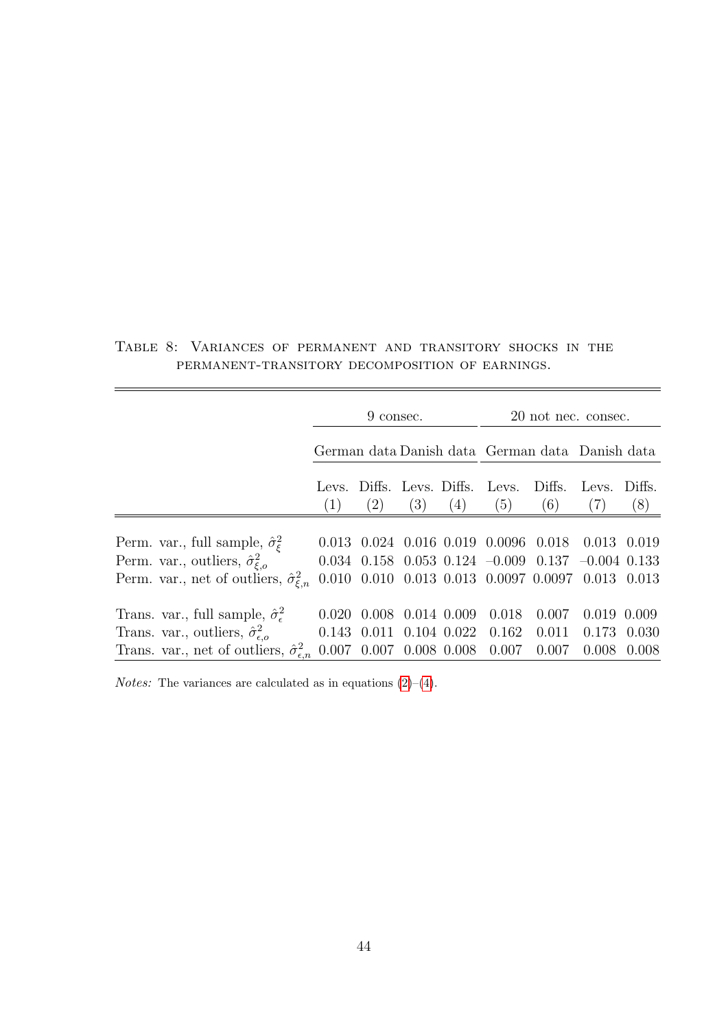Table 8: Variances of permanent and transitory shocks in the permanent-transitory decomposition of earnings.

| | 9 consec. | | | | 20 not nec. consec. | | | |
|---|---|---|---|---|---|---|---|---|
| | German data | | Danish data | | German data | | Danish data | |
| | Levs. (1) | Diffs. (2) | Levs. (3) | Diffs. (4) | Levs. (5) | Diffs. (6) | Levs. (7) | Diffs. (8) |
| Perm. var., full sample, $\hat{\sigma}^2_{\xi}$ | 0.013 | 0.024 | 0.016 | 0.019 | 0.0096 | 0.018 | 0.013 | 0.019 |
| Perm. var., outliers, $\hat{\sigma}^2_{\xi,o}$ | 0.034 | 0.158 | 0.053 | 0.124 | −0.009 | 0.137 | −0.004 | 0.133 |
| Perm. var., net of outliers, $\hat{\sigma}^2_{\xi,n}$ | 0.010 | 0.010 | 0.013 | 0.013 | 0.0097 | 0.0097 | 0.013 | 0.013 |
| Trans. var., full sample, $\hat{\sigma}^2_{\epsilon}$ | 0.020 | 0.008 | 0.014 | 0.009 | 0.018 | 0.007 | 0.019 | 0.009 |
| Trans. var., outliers, $\hat{\sigma}^2_{\epsilon,o}$ | 0.143 | 0.011 | 0.104 | 0.022 | 0.162 | 0.011 | 0.173 | 0.030 |
| Trans. var., net of outliers, $\hat{\sigma}^2_{\epsilon,n}$ | 0.007 | 0.007 | 0.008 | 0.008 | 0.007 | 0.007 | 0.008 | 0.008 |

*Notes:* The variances are calculated as in equations (2)–(4).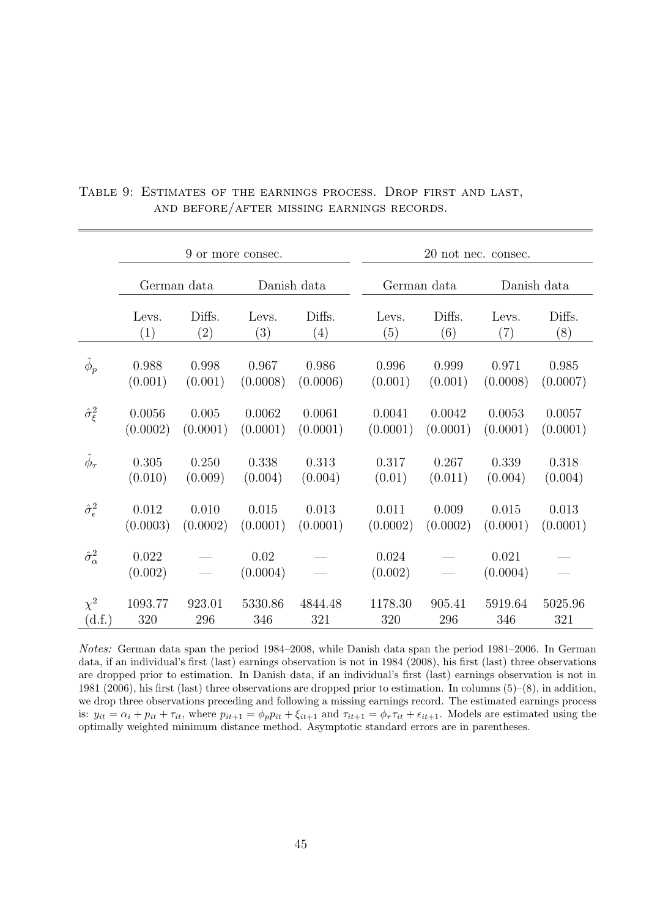TABLE 9: ESTIMATES OF THE EARNINGS PROCESS. DROP FIRST AND LAST, AND BEFORE/AFTER MISSING EARNINGS RECORDS.

| | 9 or more consec. | | | | 20 not nec. consec. | | | |
|---|---|---|---|---|---|---|---|---|
| | German data | | Danish data | | German data | | Danish data | |
| | Levs. (1) | Diffs. (2) | Levs. (3) | Diffs. (4) | Levs. (5) | Diffs. (6) | Levs. (7) | Diffs. (8) |
| $\hat{\phi}_p$ | 0.988 | 0.998 | 0.967 | 0.986 | 0.996 | 0.999 | 0.971 | 0.985 |
| | (0.001) | (0.001) | (0.0008) | (0.0006) | (0.001) | (0.001) | (0.0008) | (0.0007) |
| $\hat{\sigma}^2_\xi$ | 0.0056 | 0.005 | 0.0062 | 0.0061 | 0.0041 | 0.0042 | 0.0053 | 0.0057 |
| | (0.0002) | (0.0001) | (0.0001) | (0.0001) | (0.0001) | (0.0001) | (0.0001) | (0.0001) |
| $\hat{\phi}_\tau$ | 0.305 | 0.250 | 0.338 | 0.313 | 0.317 | 0.267 | 0.339 | 0.318 |
| | (0.010) | (0.009) | (0.004) | (0.004) | (0.01) | (0.011) | (0.004) | (0.004) |
| $\hat{\sigma}^2_\epsilon$ | 0.012 | 0.010 | 0.015 | 0.013 | 0.011 | 0.009 | 0.015 | 0.013 |
| | (0.0003) | (0.0002) | (0.0001) | (0.0001) | (0.0002) | (0.0002) | (0.0001) | (0.0001) |
| $\hat{\sigma}^2_\alpha$ | 0.022 | — | 0.02 | — | 0.024 | — | 0.021 | — |
| | (0.002) | — | (0.0004) | — | (0.002) | — | (0.0004) | — |
| $\chi^2$ | 1093.77 | 923.01 | 5330.86 | 4844.48 | 1178.30 | 905.41 | 5919.64 | 5025.96 |
| (d.f.) | 320 | 296 | 346 | 321 | 320 | 296 | 346 | 321 |

*Notes:* German data span the period 1984–2008, while Danish data span the period 1981–2006. In German data, if an individual's first (last) earnings observation is not in 1984 (2008), his first (last) three observations are dropped prior to estimation. In Danish data, if an individual's first (last) earnings observation is not in 1981 (2006), his first (last) three observations are dropped prior to estimation. In columns (5)–(8), in addition, we drop three observations preceding and following a missing earnings record. The estimated earnings process is: $y_{it} = \alpha_i + p_{it} + \tau_{it}$, where $p_{it+1} = \phi_p p_{it} + \xi_{it+1}$ and $\tau_{it+1} = \phi_\tau \tau_{it} + \epsilon_{it+1}$. Models are estimated using the optimally weighted minimum distance method. Asymptotic standard errors are in parentheses.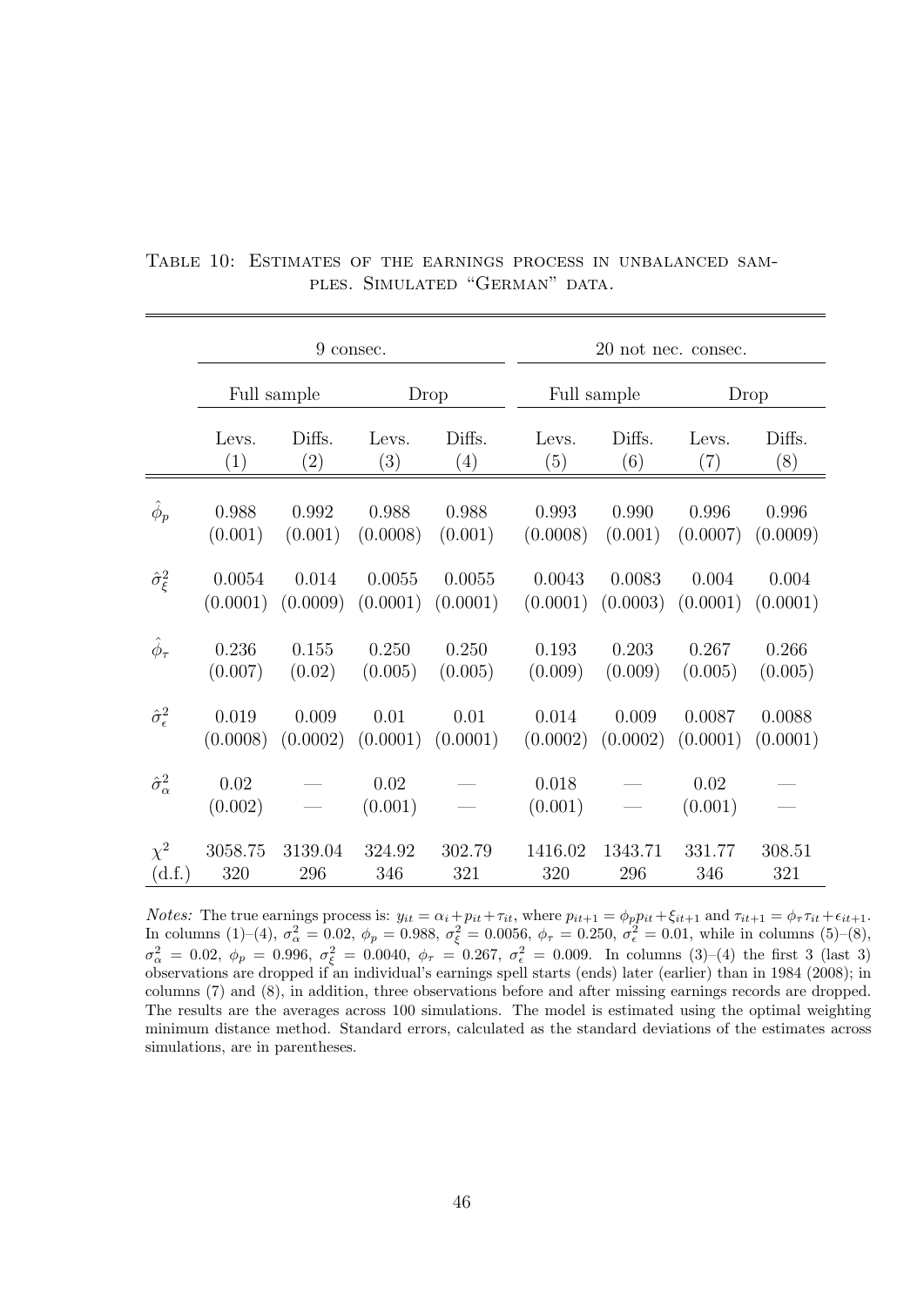Table 10: Estimates of the earnings process in unbalanced samples. Simulated "German" data.

| | 9 consec. | | | | 20 not nec. consec. | | | |
|---|---|---|---|---|---|---|---|---|
| | Full sample | | Drop | | Full sample | | Drop | |
| | Levs. (1) | Diffs. (2) | Levs. (3) | Diffs. (4) | Levs. (5) | Diffs. (6) | Levs. (7) | Diffs. (8) |
| $\hat{\phi}_p$ | 0.988 | 0.992 | 0.988 | 0.988 | 0.993 | 0.990 | 0.996 | 0.996 |
| | (0.001) | (0.001) | (0.0008) | (0.001) | (0.0008) | (0.001) | (0.0007) | (0.0009) |
| $\hat{\sigma}^2_\xi$ | 0.0054 | 0.014 | 0.0055 | 0.0055 | 0.0043 | 0.0083 | 0.004 | 0.004 |
| | (0.0001) | (0.0009) | (0.0001) | (0.0001) | (0.0001) | (0.0003) | (0.0001) | (0.0001) |
| $\hat{\phi}_\tau$ | 0.236 | 0.155 | 0.250 | 0.250 | 0.193 | 0.203 | 0.267 | 0.266 |
| | (0.007) | (0.02) | (0.005) | (0.005) | (0.009) | (0.009) | (0.005) | (0.005) |
| $\hat{\sigma}^2_\epsilon$ | 0.019 | 0.009 | 0.01 | 0.01 | 0.014 | 0.009 | 0.0087 | 0.0088 |
| | (0.0008) | (0.0002) | (0.0001) | (0.0001) | (0.0002) | (0.0002) | (0.0001) | (0.0001) |
| $\hat{\sigma}^2_\alpha$ | 0.02 | — | 0.02 | — | 0.018 | — | 0.02 | — |
| | (0.002) | — | (0.001) | — | (0.001) | — | (0.001) | — |
| $\chi^2$ | 3058.75 | 3139.04 | 324.92 | 302.79 | 1416.02 | 1343.71 | 331.77 | 308.51 |
| (d.f.) | 320 | 296 | 346 | 321 | 320 | 296 | 346 | 321 |

*Notes:* The true earnings process is: $y_{it} = \alpha_i + p_{it} + \tau_{it}$, where $p_{it+1} = \phi_p p_{it} + \xi_{it+1}$ and $\tau_{it+1} = \phi_\tau \tau_{it} + \epsilon_{it+1}$. In columns (1)–(4), $\sigma^2_\alpha = 0.02$, $\phi_p = 0.988$, $\sigma^2_\xi = 0.0056$, $\phi_\tau = 0.250$, $\sigma^2_\epsilon = 0.01$, while in columns (5)–(8), $\sigma^2_\alpha = 0.02$, $\phi_p = 0.996$, $\sigma^2_\xi = 0.0040$, $\phi_\tau = 0.267$, $\sigma^2_\epsilon = 0.009$. In columns (3)–(4) the first 3 (last 3) observations are dropped if an individual's earnings spell starts (ends) later (earlier) than in 1984 (2008); in columns (7) and (8), in addition, three observations before and after missing earnings records are dropped. The results are the averages across 100 simulations. The model is estimated using the optimal weighting minimum distance method. Standard errors, calculated as the standard deviations of the estimates across simulations, are in parentheses.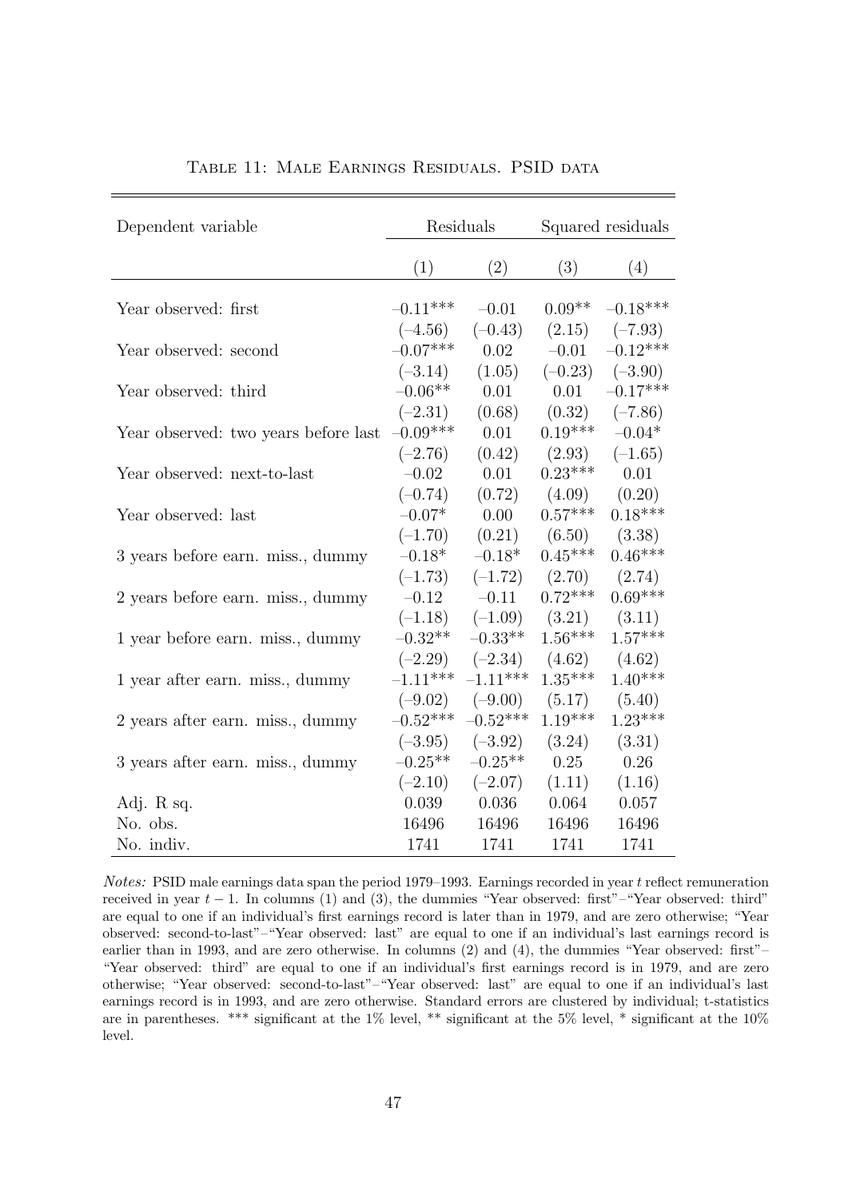Table 11: Male Earnings Residuals. PSID data

| Dependent variable | Residuals | | Squared residuals | |
|---|---|---|---|---|
| | (1) | (2) | (3) | (4) |
| Year observed: first | –0.11*** | –0.01 | 0.09** | –0.18*** |
| | (–4.56) | (–0.43) | (2.15) | (–7.93) |
| Year observed: second | –0.07*** | 0.02 | –0.01 | –0.12*** |
| | (–3.14) | (1.05) | (–0.23) | (–3.90) |
| Year observed: third | –0.06** | 0.01 | 0.01 | –0.17*** |
| | (–2.31) | (0.68) | (0.32) | (–7.86) |
| Year observed: two years before last | –0.09*** | 0.01 | 0.19*** | –0.04* |
| | (–2.76) | (0.42) | (2.93) | (–1.65) |
| Year observed: next-to-last | –0.02 | 0.01 | 0.23*** | 0.01 |
| | (–0.74) | (0.72) | (4.09) | (0.20) |
| Year observed: last | –0.07* | 0.00 | 0.57*** | 0.18*** |
| | (–1.70) | (0.21) | (6.50) | (3.38) |
| 3 years before earn. miss., dummy | –0.18* | –0.18* | 0.45*** | 0.46*** |
| | (–1.73) | (–1.72) | (2.70) | (2.74) |
| 2 years before earn. miss., dummy | –0.12 | –0.11 | 0.72*** | 0.69*** |
| | (–1.18) | (–1.09) | (3.21) | (3.11) |
| 1 year before earn. miss., dummy | –0.32** | –0.33** | 1.56*** | 1.57*** |
| | (–2.29) | (–2.34) | (4.62) | (4.62) |
| 1 year after earn. miss., dummy | –1.11*** | –1.11*** | 1.35*** | 1.40*** |
| | (–9.02) | (–9.00) | (5.17) | (5.40) |
| 2 years after earn. miss., dummy | –0.52*** | –0.52*** | 1.19*** | 1.23*** |
| | (–3.95) | (–3.92) | (3.24) | (3.31) |
| 3 years after earn. miss., dummy | –0.25** | –0.25** | 0.25 | 0.26 |
| | (–2.10) | (–2.07) | (1.11) | (1.16) |
| Adj. R sq. | 0.039 | 0.036 | 0.064 | 0.057 |
| No. obs. | 16496 | 16496 | 16496 | 16496 |
| No. indiv. | 1741 | 1741 | 1741 | 1741 |

*Notes:* PSID male earnings data span the period 1979–1993. Earnings recorded in year $t$ reflect remuneration received in year $t-1$. In columns (1) and (3), the dummies "Year observed: first"–"Year observed: third" are equal to one if an individual's first earnings record is later than in 1979, and are zero otherwise; "Year observed: second-to-last"–"Year observed: last" are equal to one if an individual's last earnings record is earlier than in 1993, and are zero otherwise. In columns (2) and (4), the dummies "Year observed: first"–"Year observed: third" are equal to one if an individual's first earnings record is in 1979, and are zero otherwise; "Year observed: second-to-last"–"Year observed: last" are equal to one if an individual's last earnings record is in 1993, and are zero otherwise. Standard errors are clustered by individual; t-statistics are in parentheses. *** significant at the 1% level, ** significant at the 5% level, * significant at the 10% level.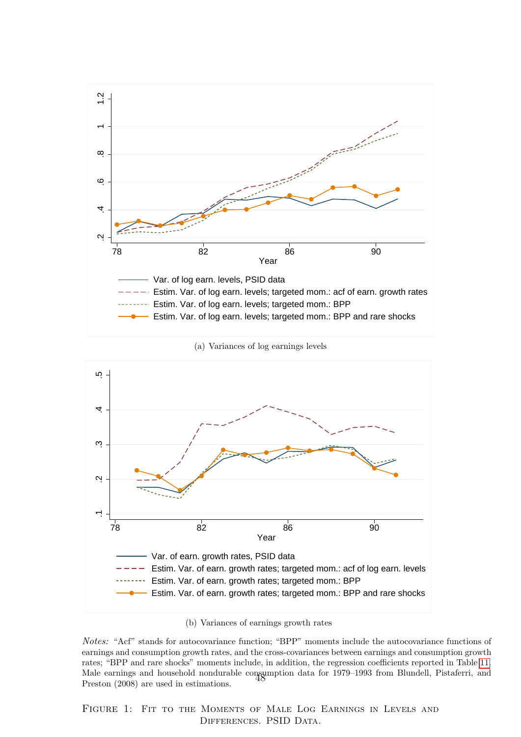Var. of log earn. levels, PSID data

Estim. Var. of log earn. levels; targeted mom.: acf of earn. growth rates

Estim. Var. of log earn. levels; targeted mom.: BPP

Estim. Var. of log earn. levels; targeted mom.: BPP and rare shocks

(a) Variances of log earnings levels

Var. of earn. growth rates, PSID data

Estim. Var. of earn. growth rates; targeted mom.: acf of log earn. levels

Estim. Var. of earn. growth rates; targeted mom.: BPP

Estim. Var. of earn. growth rates; targeted mom.: BPP and rare shocks

(b) Variances of earnings growth rates

*Notes:* "Acf" stands for autocovariance function; "BPP" moments include the autocovariance functions of earnings and consumption growth rates, and the cross-covariances between earnings and consumption growth rates; "BPP and rare shocks" moments include, in addition, the regression coefficients reported in Table 11. Male earnings and household nondurable consumption data for 1979–1993 from Blundell, Pistaferri, and Preston (2008) are used in estimations.

Figure 1: Fit to the Moments of Male Log Earnings in Levels and Differences. PSID Data.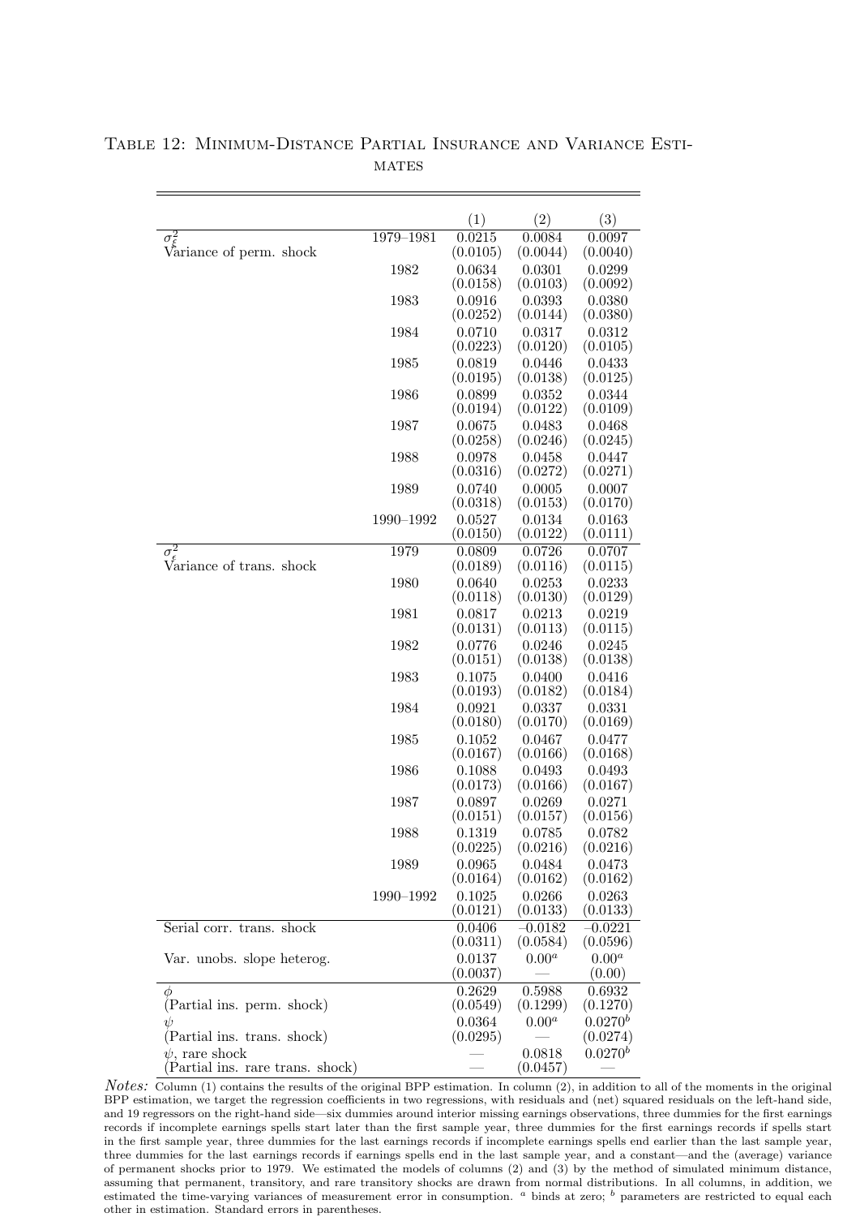# Table 12: Minimum-Distance Partial Insurance and Variance Estimates

| | | (1) | (2) | (3) |
|---|---|---|---|---|
| $\sigma^2_\zeta$ Variance of perm. shock | 1979–1981 | 0.0215 | 0.0084 | 0.0097 |
| | | (0.0105) | (0.0044) | (0.0040) |
| | 1982 | 0.0634 | 0.0301 | 0.0299 |
| | | (0.0158) | (0.0103) | (0.0092) |
| | 1983 | 0.0916 | 0.0393 | 0.0380 |
| | | (0.0252) | (0.0144) | (0.0380) |
| | 1984 | 0.0710 | 0.0317 | 0.0312 |
| | | (0.0223) | (0.0120) | (0.0105) |
| | 1985 | 0.0819 | 0.0446 | 0.0433 |
| | | (0.0195) | (0.0138) | (0.0125) |
| | 1986 | 0.0899 | 0.0352 | 0.0344 |
| | | (0.0194) | (0.0122) | (0.0109) |
| | 1987 | 0.0675 | 0.0483 | 0.0468 |
| | | (0.0258) | (0.0246) | (0.0245) |
| | 1988 | 0.0978 | 0.0458 | 0.0447 |
| | | (0.0316) | (0.0272) | (0.0271) |
| | 1989 | 0.0740 | 0.0005 | 0.0007 |
| | | (0.0318) | (0.0153) | (0.0170) |
| | 1990–1992 | 0.0527 | 0.0134 | 0.0163 |
| | | (0.0150) | (0.0122) | (0.0111) |
| $\sigma^2_\epsilon$ Variance of trans. shock | 1979 | 0.0809 | 0.0726 | 0.0707 |
| | | (0.0189) | (0.0116) | (0.0115) |
| | 1980 | 0.0640 | 0.0253 | 0.0233 |
| | | (0.0118) | (0.0130) | (0.0129) |
| | 1981 | 0.0817 | 0.0213 | 0.0219 |
| | | (0.0131) | (0.0113) | (0.0115) |
| | 1982 | 0.0776 | 0.0246 | 0.0245 |
| | | (0.0151) | (0.0138) | (0.0138) |
| | 1983 | 0.1075 | 0.0400 | 0.0416 |
| | | (0.0193) | (0.0182) | (0.0184) |
| | 1984 | 0.0921 | 0.0337 | 0.0331 |
| | | (0.0180) | (0.0170) | (0.0169) |
| | 1985 | 0.1052 | 0.0467 | 0.0477 |
| | | (0.0167) | (0.0166) | (0.0168) |
| | 1986 | 0.1088 | 0.0493 | 0.0493 |
| | | (0.0173) | (0.0166) | (0.0167) |
| | 1987 | 0.0897 | 0.0269 | 0.0271 |
| | | (0.0151) | (0.0157) | (0.0156) |
| | 1988 | 0.1319 | 0.0785 | 0.0782 |
| | | (0.0225) | (0.0216) | (0.0216) |
| | 1989 | 0.0965 | 0.0484 | 0.0473 |
| | | (0.0164) | (0.0162) | (0.0162) |
| | 1990–1992 | 0.1025 | 0.0266 | 0.0263 |
| | | (0.0121) | (0.0133) | (0.0133) |
| Serial corr. trans. shock | | 0.0406 | –0.0182 | –0.0221 |
| | | (0.0311) | (0.0584) | (0.0596) |
| Var. unobs. slope heterog. | | 0.0137 | 0.00[a] | 0.00[a] |
| | | (0.0037) | — | (0.00) |
| $\phi$ (Partial ins. perm. shock) | | 0.2629 | 0.5988 | 0.6932 |
| | | (0.0549) | (0.1299) | (0.1270) |
| $\psi$ (Partial ins. trans. shock) | | 0.0364 | 0.00[a] | 0.0270[b] |
| | | (0.0295) | — | (0.0274) |
| $\psi$, rare shock (Partial ins. rare trans. shock) | | — | 0.0818 | 0.0270[b] |
| | | — | (0.0457) | — |

*Notes:* Column (1) contains the results of the original BPP estimation. In column (2), in addition to all of the moments in the original BPP estimation, we target the regression coefficients in two regressions, with residuals and (net) squared residuals on the left-hand side, and 19 regressors on the right-hand side—six dummies around interior missing earnings observations, three dummies for the first earnings records if incomplete earnings spells start later than the first sample year, three dummies for the first earnings records if spells start in the first sample year, three dummies for the last earnings records if incomplete earnings spells end earlier than the last sample year, three dummies for the last earnings records if earnings spells end in the last sample year, and a constant—and the (average) variance of permanent shocks prior to 1979. We estimated the models of columns (2) and (3) by the method of simulated minimum distance, assuming that permanent, transitory, and rare transitory shocks are drawn from normal distributions. In all columns, in addition, we estimated the time-varying variances of measurement error in consumption. [a] binds at zero; [b] parameters are restricted to equal each other in estimation. Standard errors in parentheses.